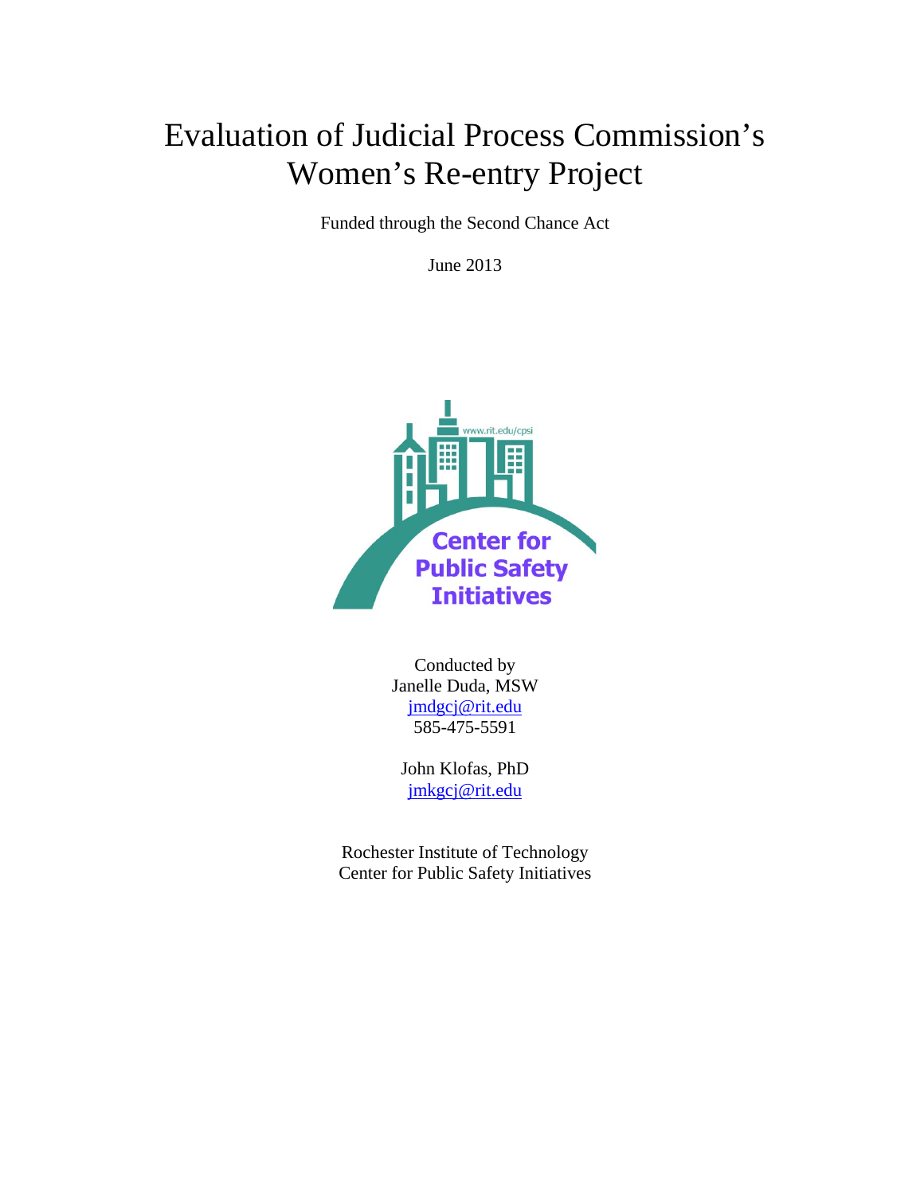# Evaluation of Judicial Process Commission's Women's Re-entry Project

Funded through the Second Chance Act

June 2013

www.rit.edu/cpsi

Center for Public Safety Initiatives

Conducted by
Janelle Duda, MSW
jmdgcj@rit.edu
585-475-5591

John Klofas, PhD
jmkgcj@rit.edu

Rochester Institute of Technology
Center for Public Safety Initiatives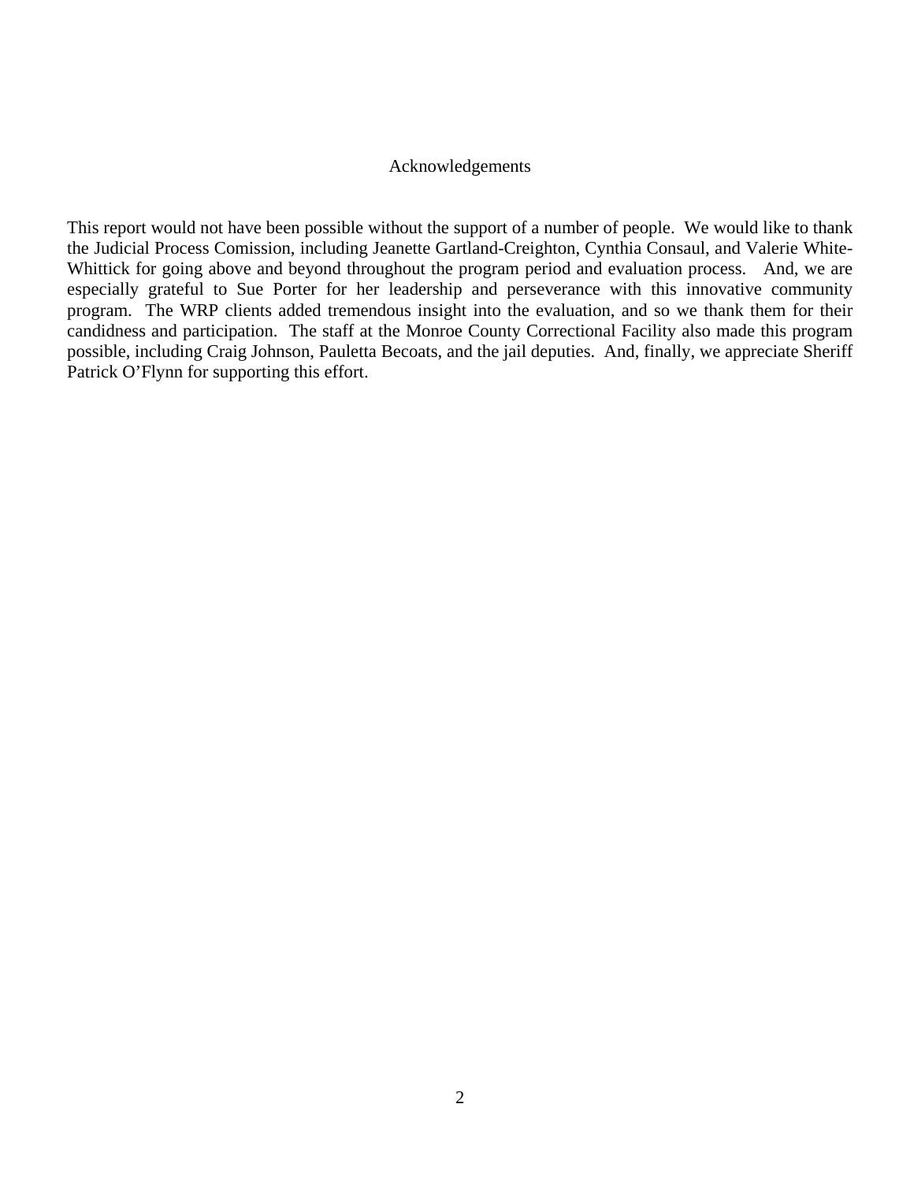# Acknowledgements

This report would not have been possible without the support of a number of people. We would like to thank the Judicial Process Comission, including Jeanette Gartland-Creighton, Cynthia Consaul, and Valerie White-Whittick for going above and beyond throughout the program period and evaluation process. And, we are especially grateful to Sue Porter for her leadership and perseverance with this innovative community program. The WRP clients added tremendous insight into the evaluation, and so we thank them for their candidness and participation. The staff at the Monroe County Correctional Facility also made this program possible, including Craig Johnson, Pauletta Becoats, and the jail deputies. And, finally, we appreciate Sheriff Patrick O'Flynn for supporting this effort.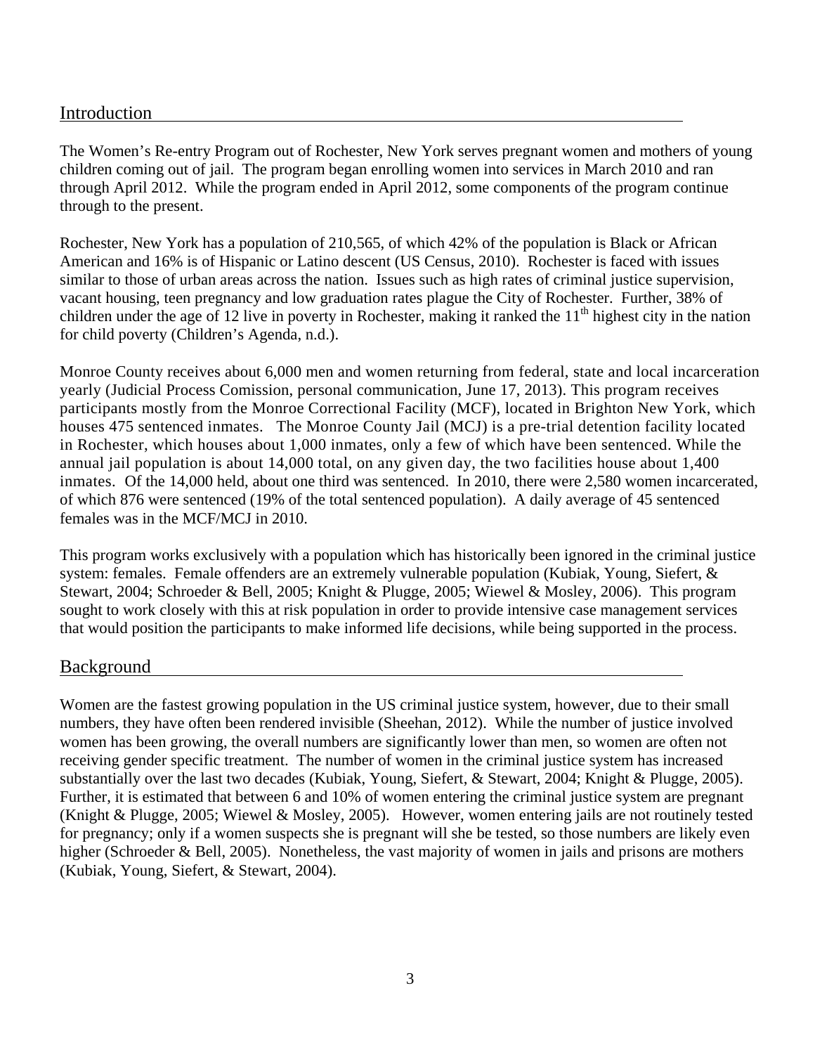## Introduction

The Women's Re-entry Program out of Rochester, New York serves pregnant women and mothers of young children coming out of jail. The program began enrolling women into services in March 2010 and ran through April 2012. While the program ended in April 2012, some components of the program continue through to the present.

Rochester, New York has a population of 210,565, of which 42% of the population is Black or African American and 16% is of Hispanic or Latino descent (US Census, 2010). Rochester is faced with issues similar to those of urban areas across the nation. Issues such as high rates of criminal justice supervision, vacant housing, teen pregnancy and low graduation rates plague the City of Rochester. Further, 38% of children under the age of 12 live in poverty in Rochester, making it ranked the 11th highest city in the nation for child poverty (Children's Agenda, n.d.).

Monroe County receives about 6,000 men and women returning from federal, state and local incarceration yearly (Judicial Process Comission, personal communication, June 17, 2013). This program receives participants mostly from the Monroe Correctional Facility (MCF), located in Brighton New York, which houses 475 sentenced inmates. The Monroe County Jail (MCJ) is a pre-trial detention facility located in Rochester, which houses about 1,000 inmates, only a few of which have been sentenced. While the annual jail population is about 14,000 total, on any given day, the two facilities house about 1,400 inmates. Of the 14,000 held, about one third was sentenced. In 2010, there were 2,580 women incarcerated, of which 876 were sentenced (19% of the total sentenced population). A daily average of 45 sentenced females was in the MCF/MCJ in 2010.

This program works exclusively with a population which has historically been ignored in the criminal justice system: females. Female offenders are an extremely vulnerable population (Kubiak, Young, Siefert, & Stewart, 2004; Schroeder & Bell, 2005; Knight & Plugge, 2005; Wiewel & Mosley, 2006). This program sought to work closely with this at risk population in order to provide intensive case management services that would position the participants to make informed life decisions, while being supported in the process.

## Background

Women are the fastest growing population in the US criminal justice system, however, due to their small numbers, they have often been rendered invisible (Sheehan, 2012). While the number of justice involved women has been growing, the overall numbers are significantly lower than men, so women are often not receiving gender specific treatment. The number of women in the criminal justice system has increased substantially over the last two decades (Kubiak, Young, Siefert, & Stewart, 2004; Knight & Plugge, 2005). Further, it is estimated that between 6 and 10% of women entering the criminal justice system are pregnant (Knight & Plugge, 2005; Wiewel & Mosley, 2005). However, women entering jails are not routinely tested for pregnancy; only if a women suspects she is pregnant will she be tested, so those numbers are likely even higher (Schroeder & Bell, 2005). Nonetheless, the vast majority of women in jails and prisons are mothers (Kubiak, Young, Siefert, & Stewart, 2004).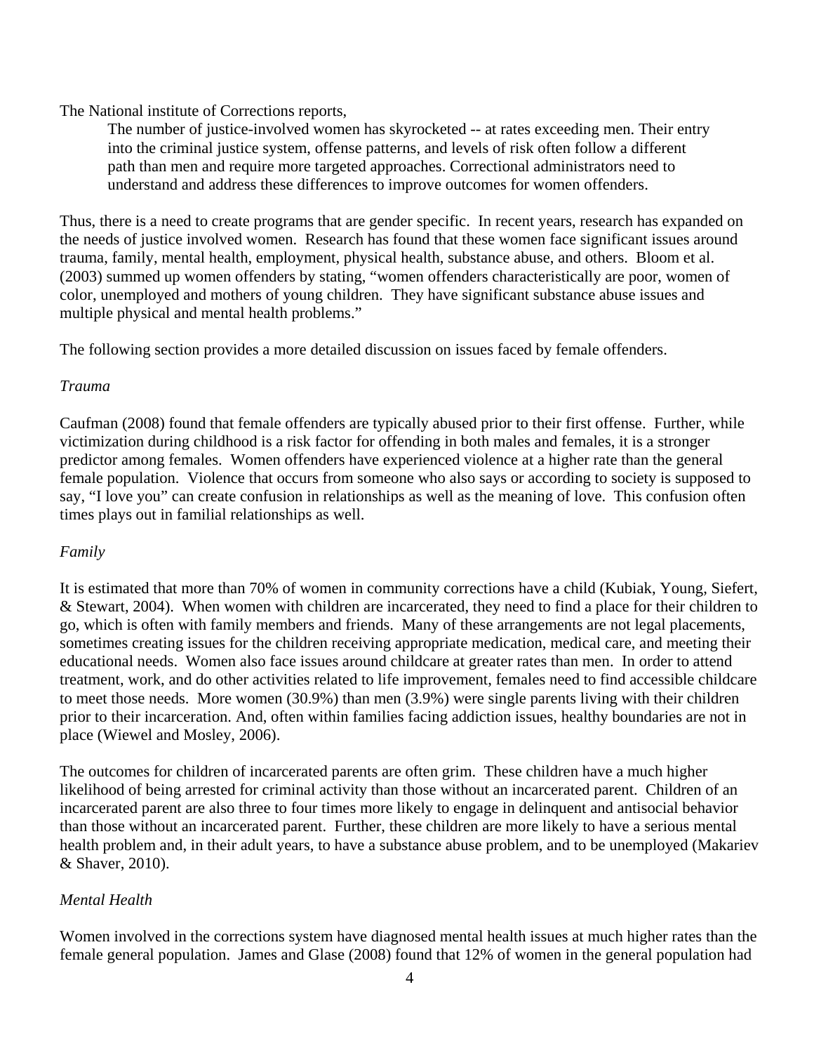The National institute of Corrections reports,

> The number of justice-involved women has skyrocketed -- at rates exceeding men. Their entry into the criminal justice system, offense patterns, and levels of risk often follow a different path than men and require more targeted approaches. Correctional administrators need to understand and address these differences to improve outcomes for women offenders.

Thus, there is a need to create programs that are gender specific. In recent years, research has expanded on the needs of justice involved women. Research has found that these women face significant issues around trauma, family, mental health, employment, physical health, substance abuse, and others. Bloom et al. (2003) summed up women offenders by stating, "women offenders characteristically are poor, women of color, unemployed and mothers of young children. They have significant substance abuse issues and multiple physical and mental health problems."

The following section provides a more detailed discussion on issues faced by female offenders.

*Trauma*

Caufman (2008) found that female offenders are typically abused prior to their first offense. Further, while victimization during childhood is a risk factor for offending in both males and females, it is a stronger predictor among females. Women offenders have experienced violence at a higher rate than the general female population. Violence that occurs from someone who also says or according to society is supposed to say, "I love you" can create confusion in relationships as well as the meaning of love. This confusion often times plays out in familial relationships as well.

*Family*

It is estimated that more than 70% of women in community corrections have a child (Kubiak, Young, Siefert, & Stewart, 2004). When women with children are incarcerated, they need to find a place for their children to go, which is often with family members and friends. Many of these arrangements are not legal placements, sometimes creating issues for the children receiving appropriate medication, medical care, and meeting their educational needs. Women also face issues around childcare at greater rates than men. In order to attend treatment, work, and do other activities related to life improvement, females need to find accessible childcare to meet those needs. More women (30.9%) than men (3.9%) were single parents living with their children prior to their incarceration. And, often within families facing addiction issues, healthy boundaries are not in place (Wiewel and Mosley, 2006).

The outcomes for children of incarcerated parents are often grim. These children have a much higher likelihood of being arrested for criminal activity than those without an incarcerated parent. Children of an incarcerated parent are also three to four times more likely to engage in delinquent and antisocial behavior than those without an incarcerated parent. Further, these children are more likely to have a serious mental health problem and, in their adult years, to have a substance abuse problem, and to be unemployed (Makariev & Shaver, 2010).

*Mental Health*

Women involved in the corrections system have diagnosed mental health issues at much higher rates than the female general population. James and Glase (2008) found that 12% of women in the general population had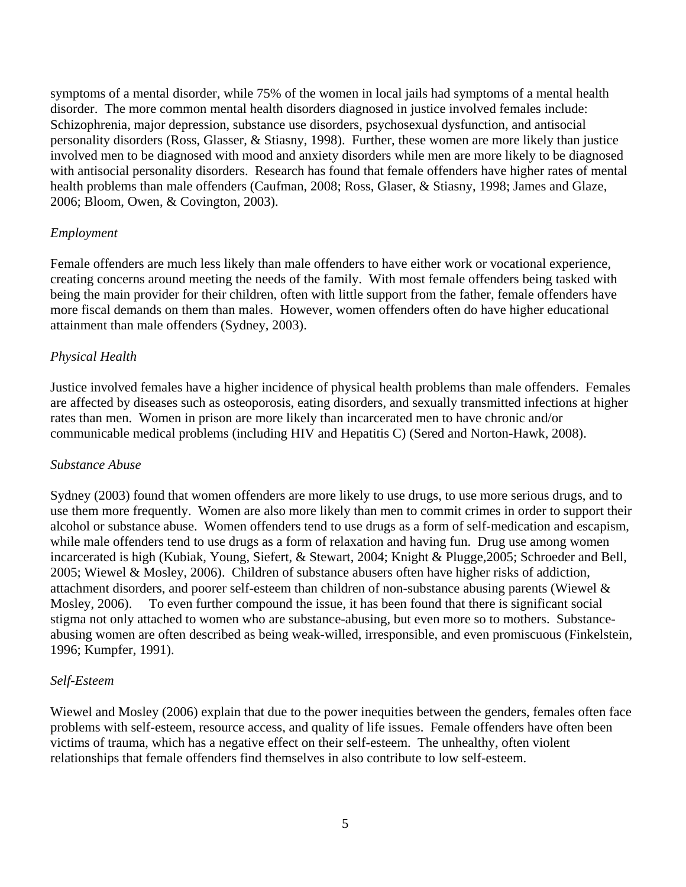symptoms of a mental disorder, while 75% of the women in local jails had symptoms of a mental health disorder. The more common mental health disorders diagnosed in justice involved females include: Schizophrenia, major depression, substance use disorders, psychosexual dysfunction, and antisocial personality disorders (Ross, Glasser, & Stiasny, 1998). Further, these women are more likely than justice involved men to be diagnosed with mood and anxiety disorders while men are more likely to be diagnosed with antisocial personality disorders. Research has found that female offenders have higher rates of mental health problems than male offenders (Caufman, 2008; Ross, Glaser, & Stiasny, 1998; James and Glaze, 2006; Bloom, Owen, & Covington, 2003).

*Employment*

Female offenders are much less likely than male offenders to have either work or vocational experience, creating concerns around meeting the needs of the family. With most female offenders being tasked with being the main provider for their children, often with little support from the father, female offenders have more fiscal demands on them than males. However, women offenders often do have higher educational attainment than male offenders (Sydney, 2003).

*Physical Health*

Justice involved females have a higher incidence of physical health problems than male offenders. Females are affected by diseases such as osteoporosis, eating disorders, and sexually transmitted infections at higher rates than men. Women in prison are more likely than incarcerated men to have chronic and/or communicable medical problems (including HIV and Hepatitis C) (Sered and Norton-Hawk, 2008).

*Substance Abuse*

Sydney (2003) found that women offenders are more likely to use drugs, to use more serious drugs, and to use them more frequently. Women are also more likely than men to commit crimes in order to support their alcohol or substance abuse. Women offenders tend to use drugs as a form of self-medication and escapism, while male offenders tend to use drugs as a form of relaxation and having fun. Drug use among women incarcerated is high (Kubiak, Young, Siefert, & Stewart, 2004; Knight & Plugge,2005; Schroeder and Bell, 2005; Wiewel & Mosley, 2006). Children of substance abusers often have higher risks of addiction, attachment disorders, and poorer self-esteem than children of non-substance abusing parents (Wiewel & Mosley, 2006). To even further compound the issue, it has been found that there is significant social stigma not only attached to women who are substance-abusing, but even more so to mothers. Substance-abusing women are often described as being weak-willed, irresponsible, and even promiscuous (Finkelstein, 1996; Kumpfer, 1991).

*Self-Esteem*

Wiewel and Mosley (2006) explain that due to the power inequities between the genders, females often face problems with self-esteem, resource access, and quality of life issues. Female offenders have often been victims of trauma, which has a negative effect on their self-esteem. The unhealthy, often violent relationships that female offenders find themselves in also contribute to low self-esteem.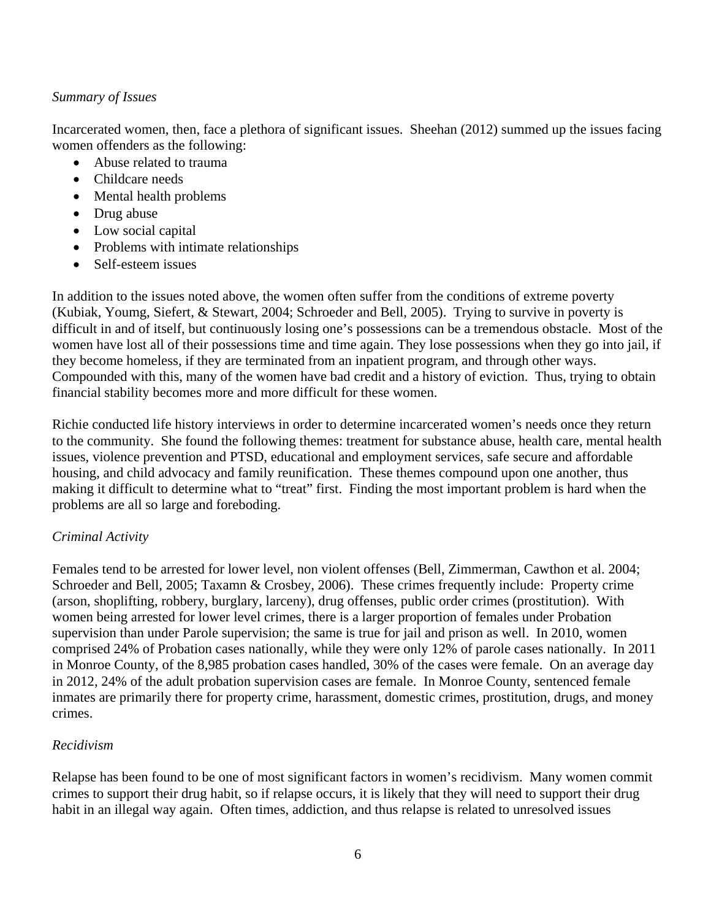*Summary of Issues*

Incarcerated women, then, face a plethora of significant issues. Sheehan (2012) summed up the issues facing women offenders as the following:

- Abuse related to trauma
- Childcare needs
- Mental health problems
- Drug abuse
- Low social capital
- Problems with intimate relationships
- Self-esteem issues

In addition to the issues noted above, the women often suffer from the conditions of extreme poverty (Kubiak, Youmg, Siefert, & Stewart, 2004; Schroeder and Bell, 2005). Trying to survive in poverty is difficult in and of itself, but continuously losing one's possessions can be a tremendous obstacle. Most of the women have lost all of their possessions time and time again. They lose possessions when they go into jail, if they become homeless, if they are terminated from an inpatient program, and through other ways. Compounded with this, many of the women have bad credit and a history of eviction. Thus, trying to obtain financial stability becomes more and more difficult for these women.

Richie conducted life history interviews in order to determine incarcerated women's needs once they return to the community. She found the following themes: treatment for substance abuse, health care, mental health issues, violence prevention and PTSD, educational and employment services, safe secure and affordable housing, and child advocacy and family reunification. These themes compound upon one another, thus making it difficult to determine what to "treat" first. Finding the most important problem is hard when the problems are all so large and foreboding.

*Criminal Activity*

Females tend to be arrested for lower level, non violent offenses (Bell, Zimmerman, Cawthon et al. 2004; Schroeder and Bell, 2005; Taxamn & Crosbey, 2006). These crimes frequently include: Property crime (arson, shoplifting, robbery, burglary, larceny), drug offenses, public order crimes (prostitution). With women being arrested for lower level crimes, there is a larger proportion of females under Probation supervision than under Parole supervision; the same is true for jail and prison as well. In 2010, women comprised 24% of Probation cases nationally, while they were only 12% of parole cases nationally. In 2011 in Monroe County, of the 8,985 probation cases handled, 30% of the cases were female. On an average day in 2012, 24% of the adult probation supervision cases are female. In Monroe County, sentenced female inmates are primarily there for property crime, harassment, domestic crimes, prostitution, drugs, and money crimes.

*Recidivism*

Relapse has been found to be one of most significant factors in women's recidivism. Many women commit crimes to support their drug habit, so if relapse occurs, it is likely that they will need to support their drug habit in an illegal way again. Often times, addiction, and thus relapse is related to unresolved issues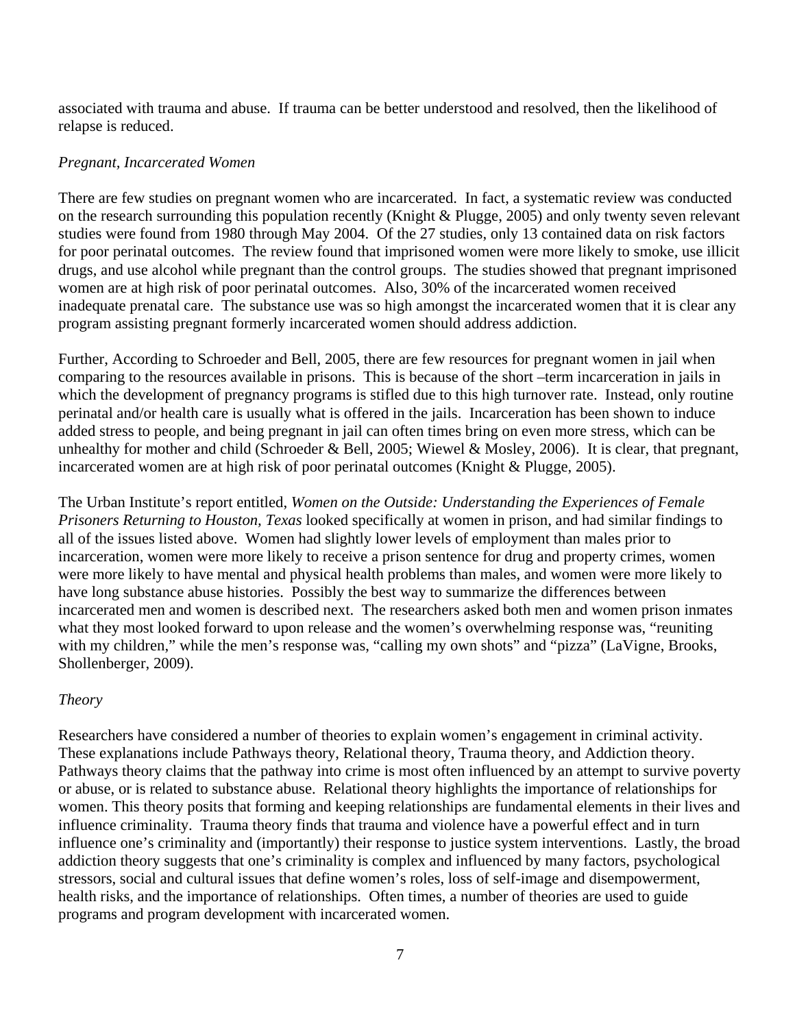associated with trauma and abuse. If trauma can be better understood and resolved, then the likelihood of relapse is reduced.

*Pregnant, Incarcerated Women*

There are few studies on pregnant women who are incarcerated. In fact, a systematic review was conducted on the research surrounding this population recently (Knight & Plugge, 2005) and only twenty seven relevant studies were found from 1980 through May 2004. Of the 27 studies, only 13 contained data on risk factors for poor perinatal outcomes. The review found that imprisoned women were more likely to smoke, use illicit drugs, and use alcohol while pregnant than the control groups. The studies showed that pregnant imprisoned women are at high risk of poor perinatal outcomes. Also, 30% of the incarcerated women received inadequate prenatal care. The substance use was so high amongst the incarcerated women that it is clear any program assisting pregnant formerly incarcerated women should address addiction.

Further, According to Schroeder and Bell, 2005, there are few resources for pregnant women in jail when comparing to the resources available in prisons. This is because of the short –term incarceration in jails in which the development of pregnancy programs is stifled due to this high turnover rate. Instead, only routine perinatal and/or health care is usually what is offered in the jails. Incarceration has been shown to induce added stress to people, and being pregnant in jail can often times bring on even more stress, which can be unhealthy for mother and child (Schroeder & Bell, 2005; Wiewel & Mosley, 2006). It is clear, that pregnant, incarcerated women are at high risk of poor perinatal outcomes (Knight & Plugge, 2005).

The Urban Institute's report entitled, *Women on the Outside: Understanding the Experiences of Female Prisoners Returning to Houston, Texas* looked specifically at women in prison, and had similar findings to all of the issues listed above. Women had slightly lower levels of employment than males prior to incarceration, women were more likely to receive a prison sentence for drug and property crimes, women were more likely to have mental and physical health problems than males, and women were more likely to have long substance abuse histories. Possibly the best way to summarize the differences between incarcerated men and women is described next. The researchers asked both men and women prison inmates what they most looked forward to upon release and the women's overwhelming response was, "reuniting with my children," while the men's response was, "calling my own shots" and "pizza" (LaVigne, Brooks, Shollenberger, 2009).

*Theory*

Researchers have considered a number of theories to explain women's engagement in criminal activity. These explanations include Pathways theory, Relational theory, Trauma theory, and Addiction theory. Pathways theory claims that the pathway into crime is most often influenced by an attempt to survive poverty or abuse, or is related to substance abuse. Relational theory highlights the importance of relationships for women. This theory posits that forming and keeping relationships are fundamental elements in their lives and influence criminality. Trauma theory finds that trauma and violence have a powerful effect and in turn influence one's criminality and (importantly) their response to justice system interventions. Lastly, the broad addiction theory suggests that one's criminality is complex and influenced by many factors, psychological stressors, social and cultural issues that define women's roles, loss of self-image and disempowerment, health risks, and the importance of relationships. Often times, a number of theories are used to guide programs and program development with incarcerated women.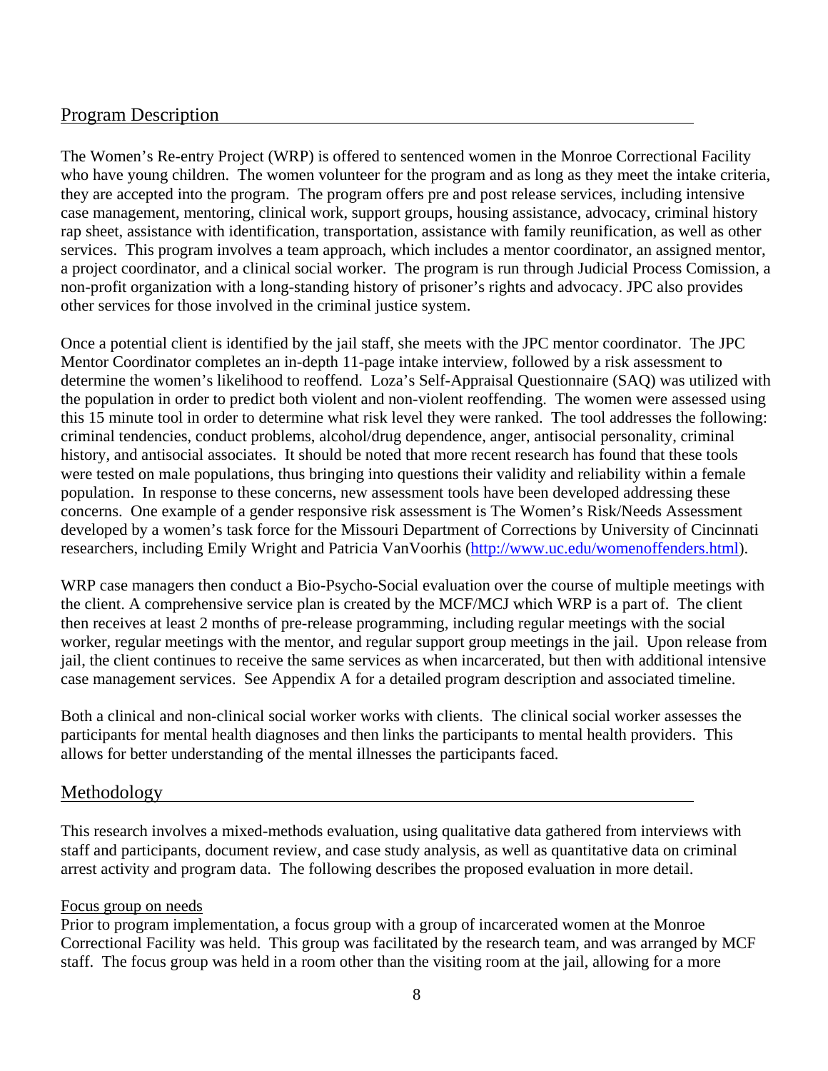## Program Description

The Women's Re-entry Project (WRP) is offered to sentenced women in the Monroe Correctional Facility who have young children. The women volunteer for the program and as long as they meet the intake criteria, they are accepted into the program. The program offers pre and post release services, including intensive case management, mentoring, clinical work, support groups, housing assistance, advocacy, criminal history rap sheet, assistance with identification, transportation, assistance with family reunification, as well as other services. This program involves a team approach, which includes a mentor coordinator, an assigned mentor, a project coordinator, and a clinical social worker. The program is run through Judicial Process Comission, a non-profit organization with a long-standing history of prisoner's rights and advocacy. JPC also provides other services for those involved in the criminal justice system.

Once a potential client is identified by the jail staff, she meets with the JPC mentor coordinator. The JPC Mentor Coordinator completes an in-depth 11-page intake interview, followed by a risk assessment to determine the women's likelihood to reoffend. Loza's Self-Appraisal Questionnaire (SAQ) was utilized with the population in order to predict both violent and non-violent reoffending. The women were assessed using this 15 minute tool in order to determine what risk level they were ranked. The tool addresses the following: criminal tendencies, conduct problems, alcohol/drug dependence, anger, antisocial personality, criminal history, and antisocial associates. It should be noted that more recent research has found that these tools were tested on male populations, thus bringing into questions their validity and reliability within a female population. In response to these concerns, new assessment tools have been developed addressing these concerns. One example of a gender responsive risk assessment is The Women's Risk/Needs Assessment developed by a women's task force for the Missouri Department of Corrections by University of Cincinnati researchers, including Emily Wright and Patricia VanVoorhis (http://www.uc.edu/womenoffenders.html).

WRP case managers then conduct a Bio-Psycho-Social evaluation over the course of multiple meetings with the client. A comprehensive service plan is created by the MCF/MCJ which WRP is a part of. The client then receives at least 2 months of pre-release programming, including regular meetings with the social worker, regular meetings with the mentor, and regular support group meetings in the jail. Upon release from jail, the client continues to receive the same services as when incarcerated, but then with additional intensive case management services. See Appendix A for a detailed program description and associated timeline.

Both a clinical and non-clinical social worker works with clients. The clinical social worker assesses the participants for mental health diagnoses and then links the participants to mental health providers. This allows for better understanding of the mental illnesses the participants faced.

## Methodology

This research involves a mixed-methods evaluation, using qualitative data gathered from interviews with staff and participants, document review, and case study analysis, as well as quantitative data on criminal arrest activity and program data. The following describes the proposed evaluation in more detail.

### Focus group on needs

Prior to program implementation, a focus group with a group of incarcerated women at the Monroe Correctional Facility was held. This group was facilitated by the research team, and was arranged by MCF staff. The focus group was held in a room other than the visiting room at the jail, allowing for a more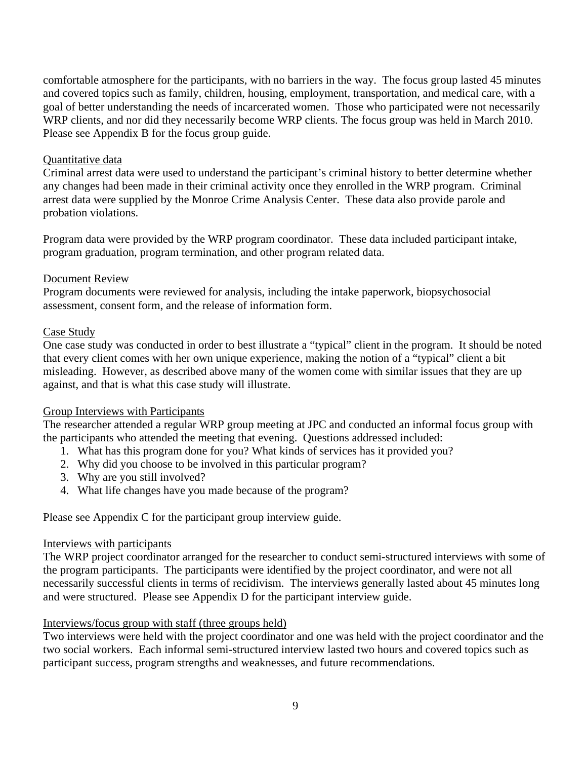comfortable atmosphere for the participants, with no barriers in the way. The focus group lasted 45 minutes and covered topics such as family, children, housing, employment, transportation, and medical care, with a goal of better understanding the needs of incarcerated women. Those who participated were not necessarily WRP clients, and nor did they necessarily become WRP clients. The focus group was held in March 2010. Please see Appendix B for the focus group guide.

<u>Quantitative data</u>

Criminal arrest data were used to understand the participant's criminal history to better determine whether any changes had been made in their criminal activity once they enrolled in the WRP program. Criminal arrest data were supplied by the Monroe Crime Analysis Center. These data also provide parole and probation violations.

Program data were provided by the WRP program coordinator. These data included participant intake, program graduation, program termination, and other program related data.

<u>Document Review</u>

Program documents were reviewed for analysis, including the intake paperwork, biopsychosocial assessment, consent form, and the release of information form.

<u>Case Study</u>

One case study was conducted in order to best illustrate a "typical" client in the program. It should be noted that every client comes with her own unique experience, making the notion of a "typical" client a bit misleading. However, as described above many of the women come with similar issues that they are up against, and that is what this case study will illustrate.

<u>Group Interviews with Participants</u>

The researcher attended a regular WRP group meeting at JPC and conducted an informal focus group with the participants who attended the meeting that evening. Questions addressed included:

1. What has this program done for you? What kinds of services has it provided you?
2. Why did you choose to be involved in this particular program?
3. Why are you still involved?
4. What life changes have you made because of the program?

Please see Appendix C for the participant group interview guide.

<u>Interviews with participants</u>

The WRP project coordinator arranged for the researcher to conduct semi-structured interviews with some of the program participants. The participants were identified by the project coordinator, and were not all necessarily successful clients in terms of recidivism. The interviews generally lasted about 45 minutes long and were structured. Please see Appendix D for the participant interview guide.

<u>Interviews/focus group with staff (three groups held)</u>

Two interviews were held with the project coordinator and one was held with the project coordinator and the two social workers. Each informal semi-structured interview lasted two hours and covered topics such as participant success, program strengths and weaknesses, and future recommendations.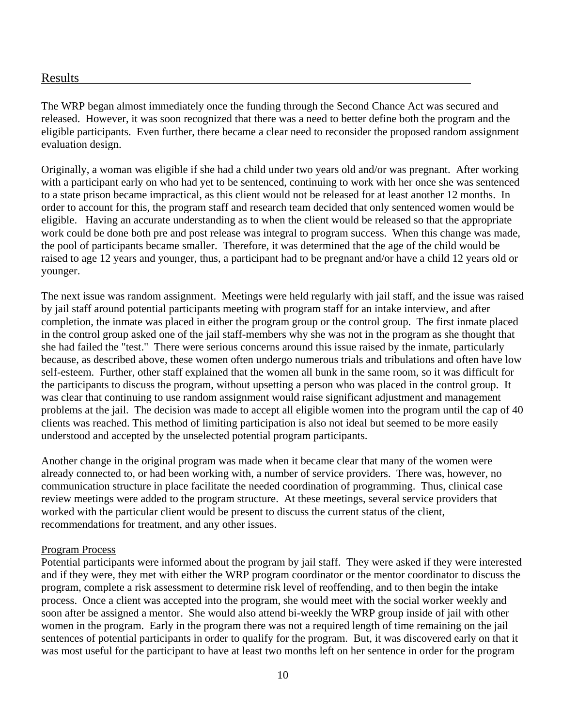## Results

The WRP began almost immediately once the funding through the Second Chance Act was secured and released. However, it was soon recognized that there was a need to better define both the program and the eligible participants. Even further, there became a clear need to reconsider the proposed random assignment evaluation design.

Originally, a woman was eligible if she had a child under two years old and/or was pregnant. After working with a participant early on who had yet to be sentenced, continuing to work with her once she was sentenced to a state prison became impractical, as this client would not be released for at least another 12 months. In order to account for this, the program staff and research team decided that only sentenced women would be eligible. Having an accurate understanding as to when the client would be released so that the appropriate work could be done both pre and post release was integral to program success. When this change was made, the pool of participants became smaller. Therefore, it was determined that the age of the child would be raised to age 12 years and younger, thus, a participant had to be pregnant and/or have a child 12 years old or younger.

The next issue was random assignment. Meetings were held regularly with jail staff, and the issue was raised by jail staff around potential participants meeting with program staff for an intake interview, and after completion, the inmate was placed in either the program group or the control group. The first inmate placed in the control group asked one of the jail staff-members why she was not in the program as she thought that she had failed the "test." There were serious concerns around this issue raised by the inmate, particularly because, as described above, these women often undergo numerous trials and tribulations and often have low self-esteem. Further, other staff explained that the women all bunk in the same room, so it was difficult for the participants to discuss the program, without upsetting a person who was placed in the control group. It was clear that continuing to use random assignment would raise significant adjustment and management problems at the jail. The decision was made to accept all eligible women into the program until the cap of 40 clients was reached. This method of limiting participation is also not ideal but seemed to be more easily understood and accepted by the unselected potential program participants.

Another change in the original program was made when it became clear that many of the women were already connected to, or had been working with, a number of service providers. There was, however, no communication structure in place facilitate the needed coordination of programming. Thus, clinical case review meetings were added to the program structure. At these meetings, several service providers that worked with the particular client would be present to discuss the current status of the client, recommendations for treatment, and any other issues.

### Program Process

Potential participants were informed about the program by jail staff. They were asked if they were interested and if they were, they met with either the WRP program coordinator or the mentor coordinator to discuss the program, complete a risk assessment to determine risk level of reoffending, and to then begin the intake process. Once a client was accepted into the program, she would meet with the social worker weekly and soon after be assigned a mentor. She would also attend bi-weekly the WRP group inside of jail with other women in the program. Early in the program there was not a required length of time remaining on the jail sentences of potential participants in order to qualify for the program. But, it was discovered early on that it was most useful for the participant to have at least two months left on her sentence in order for the program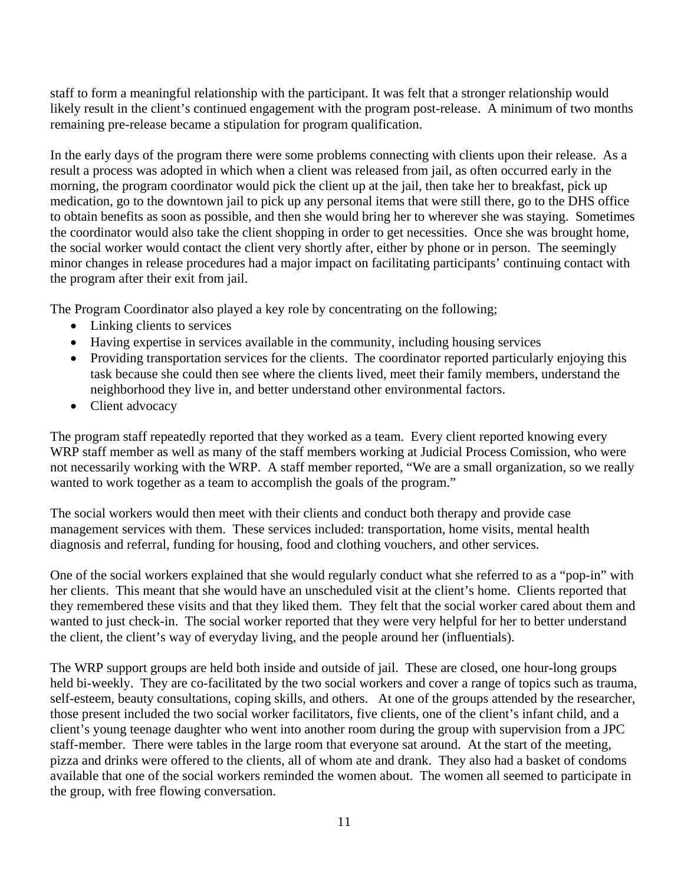staff to form a meaningful relationship with the participant. It was felt that a stronger relationship would likely result in the client's continued engagement with the program post-release. A minimum of two months remaining pre-release became a stipulation for program qualification.

In the early days of the program there were some problems connecting with clients upon their release. As a result a process was adopted in which when a client was released from jail, as often occurred early in the morning, the program coordinator would pick the client up at the jail, then take her to breakfast, pick up medication, go to the downtown jail to pick up any personal items that were still there, go to the DHS office to obtain benefits as soon as possible, and then she would bring her to wherever she was staying. Sometimes the coordinator would also take the client shopping in order to get necessities. Once she was brought home, the social worker would contact the client very shortly after, either by phone or in person. The seemingly minor changes in release procedures had a major impact on facilitating participants' continuing contact with the program after their exit from jail.

The Program Coordinator also played a key role by concentrating on the following;

- Linking clients to services
- Having expertise in services available in the community, including housing services
- Providing transportation services for the clients. The coordinator reported particularly enjoying this task because she could then see where the clients lived, meet their family members, understand the neighborhood they live in, and better understand other environmental factors.
- Client advocacy

The program staff repeatedly reported that they worked as a team. Every client reported knowing every WRP staff member as well as many of the staff members working at Judicial Process Comission, who were not necessarily working with the WRP. A staff member reported, "We are a small organization, so we really wanted to work together as a team to accomplish the goals of the program."

The social workers would then meet with their clients and conduct both therapy and provide case management services with them. These services included: transportation, home visits, mental health diagnosis and referral, funding for housing, food and clothing vouchers, and other services.

One of the social workers explained that she would regularly conduct what she referred to as a "pop-in" with her clients. This meant that she would have an unscheduled visit at the client's home. Clients reported that they remembered these visits and that they liked them. They felt that the social worker cared about them and wanted to just check-in. The social worker reported that they were very helpful for her to better understand the client, the client's way of everyday living, and the people around her (influentials).

The WRP support groups are held both inside and outside of jail. These are closed, one hour-long groups held bi-weekly. They are co-facilitated by the two social workers and cover a range of topics such as trauma, self-esteem, beauty consultations, coping skills, and others. At one of the groups attended by the researcher, those present included the two social worker facilitators, five clients, one of the client's infant child, and a client's young teenage daughter who went into another room during the group with supervision from a JPC staff-member. There were tables in the large room that everyone sat around. At the start of the meeting, pizza and drinks were offered to the clients, all of whom ate and drank. They also had a basket of condoms available that one of the social workers reminded the women about. The women all seemed to participate in the group, with free flowing conversation.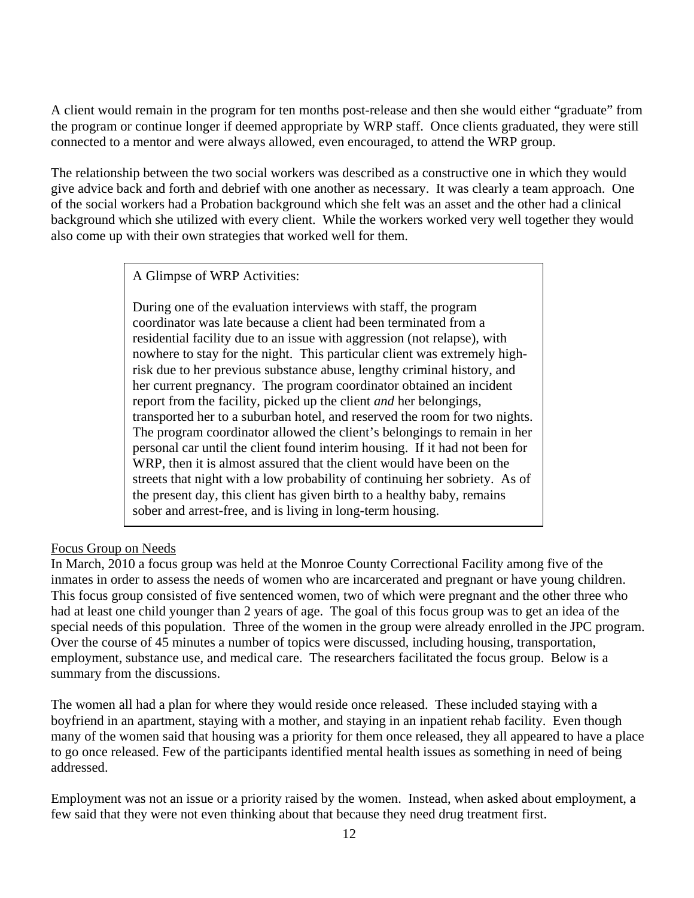A client would remain in the program for ten months post-release and then she would either "graduate" from the program or continue longer if deemed appropriate by WRP staff. Once clients graduated, they were still connected to a mentor and were always allowed, even encouraged, to attend the WRP group.

The relationship between the two social workers was described as a constructive one in which they would give advice back and forth and debrief with one another as necessary. It was clearly a team approach. One of the social workers had a Probation background which she felt was an asset and the other had a clinical background which she utilized with every client. While the workers worked very well together they would also come up with their own strategies that worked well for them.

> A Glimpse of WRP Activities:
>
> During one of the evaluation interviews with staff, the program coordinator was late because a client had been terminated from a residential facility due to an issue with aggression (not relapse), with nowhere to stay for the night. This particular client was extremely high-risk due to her previous substance abuse, lengthy criminal history, and her current pregnancy. The program coordinator obtained an incident report from the facility, picked up the client *and* her belongings, transported her to a suburban hotel, and reserved the room for two nights. The program coordinator allowed the client's belongings to remain in her personal car until the client found interim housing. If it had not been for WRP, then it is almost assured that the client would have been on the streets that night with a low probability of continuing her sobriety. As of the present day, this client has given birth to a healthy baby, remains sober and arrest-free, and is living in long-term housing.

<u>Focus Group on Needs</u>

In March, 2010 a focus group was held at the Monroe County Correctional Facility among five of the inmates in order to assess the needs of women who are incarcerated and pregnant or have young children. This focus group consisted of five sentenced women, two of which were pregnant and the other three who had at least one child younger than 2 years of age. The goal of this focus group was to get an idea of the special needs of this population. Three of the women in the group were already enrolled in the JPC program. Over the course of 45 minutes a number of topics were discussed, including housing, transportation, employment, substance use, and medical care. The researchers facilitated the focus group. Below is a summary from the discussions.

The women all had a plan for where they would reside once released. These included staying with a boyfriend in an apartment, staying with a mother, and staying in an inpatient rehab facility. Even though many of the women said that housing was a priority for them once released, they all appeared to have a place to go once released. Few of the participants identified mental health issues as something in need of being addressed.

Employment was not an issue or a priority raised by the women. Instead, when asked about employment, a few said that they were not even thinking about that because they need drug treatment first.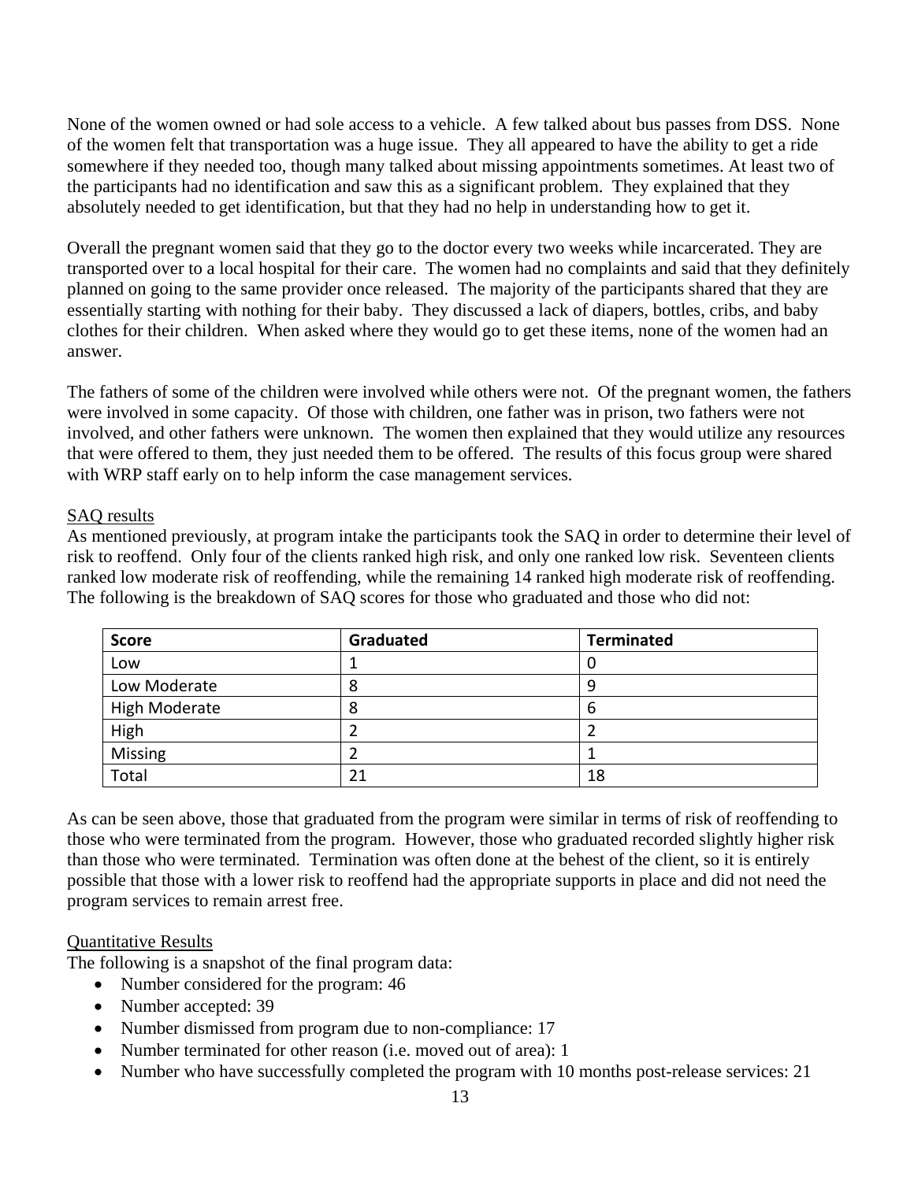None of the women owned or had sole access to a vehicle. A few talked about bus passes from DSS. None of the women felt that transportation was a huge issue. They all appeared to have the ability to get a ride somewhere if they needed too, though many talked about missing appointments sometimes. At least two of the participants had no identification and saw this as a significant problem. They explained that they absolutely needed to get identification, but that they had no help in understanding how to get it.

Overall the pregnant women said that they go to the doctor every two weeks while incarcerated. They are transported over to a local hospital for their care. The women had no complaints and said that they definitely planned on going to the same provider once released. The majority of the participants shared that they are essentially starting with nothing for their baby. They discussed a lack of diapers, bottles, cribs, and baby clothes for their children. When asked where they would go to get these items, none of the women had an answer.

The fathers of some of the children were involved while others were not. Of the pregnant women, the fathers were involved in some capacity. Of those with children, one father was in prison, two fathers were not involved, and other fathers were unknown. The women then explained that they would utilize any resources that were offered to them, they just needed them to be offered. The results of this focus group were shared with WRP staff early on to help inform the case management services.

SAQ results

As mentioned previously, at program intake the participants took the SAQ in order to determine their level of risk to reoffend. Only four of the clients ranked high risk, and only one ranked low risk. Seventeen clients ranked low moderate risk of reoffending, while the remaining 14 ranked high moderate risk of reoffending. The following is the breakdown of SAQ scores for those who graduated and those who did not:

| Score | Graduated | Terminated |
|---|---|---|
| Low | 1 | 0 |
| Low Moderate | 8 | 9 |
| High Moderate | 8 | 6 |
| High | 2 | 2 |
| Missing | 2 | 1 |
| Total | 21 | 18 |

As can be seen above, those that graduated from the program were similar in terms of risk of reoffending to those who were terminated from the program. However, those who graduated recorded slightly higher risk than those who were terminated. Termination was often done at the behest of the client, so it is entirely possible that those with a lower risk to reoffend had the appropriate supports in place and did not need the program services to remain arrest free.

Quantitative Results

The following is a snapshot of the final program data:

- Number considered for the program: 46
- Number accepted: 39
- Number dismissed from program due to non-compliance: 17
- Number terminated for other reason (i.e. moved out of area): 1
- Number who have successfully completed the program with 10 months post-release services: 21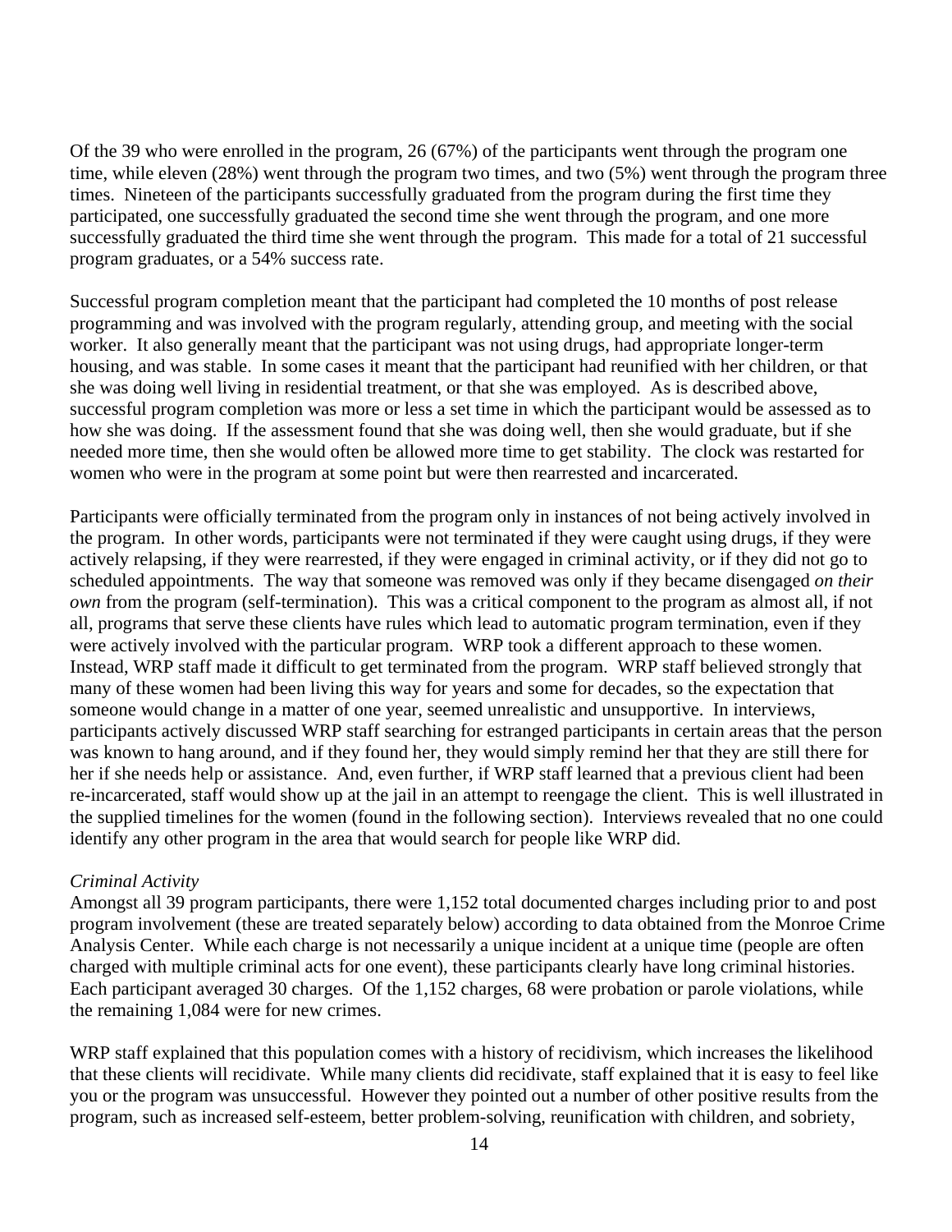Of the 39 who were enrolled in the program, 26 (67%) of the participants went through the program one time, while eleven (28%) went through the program two times, and two (5%) went through the program three times. Nineteen of the participants successfully graduated from the program during the first time they participated, one successfully graduated the second time she went through the program, and one more successfully graduated the third time she went through the program. This made for a total of 21 successful program graduates, or a 54% success rate.

Successful program completion meant that the participant had completed the 10 months of post release programming and was involved with the program regularly, attending group, and meeting with the social worker. It also generally meant that the participant was not using drugs, had appropriate longer-term housing, and was stable. In some cases it meant that the participant had reunified with her children, or that she was doing well living in residential treatment, or that she was employed. As is described above, successful program completion was more or less a set time in which the participant would be assessed as to how she was doing. If the assessment found that she was doing well, then she would graduate, but if she needed more time, then she would often be allowed more time to get stability. The clock was restarted for women who were in the program at some point but were then rearrested and incarcerated.

Participants were officially terminated from the program only in instances of not being actively involved in the program. In other words, participants were not terminated if they were caught using drugs, if they were actively relapsing, if they were rearrested, if they were engaged in criminal activity, or if they did not go to scheduled appointments. The way that someone was removed was only if they became disengaged *on their own* from the program (self-termination). This was a critical component to the program as almost all, if not all, programs that serve these clients have rules which lead to automatic program termination, even if they were actively involved with the particular program. WRP took a different approach to these women. Instead, WRP staff made it difficult to get terminated from the program. WRP staff believed strongly that many of these women had been living this way for years and some for decades, so the expectation that someone would change in a matter of one year, seemed unrealistic and unsupportive. In interviews, participants actively discussed WRP staff searching for estranged participants in certain areas that the person was known to hang around, and if they found her, they would simply remind her that they are still there for her if she needs help or assistance. And, even further, if WRP staff learned that a previous client had been re-incarcerated, staff would show up at the jail in an attempt to reengage the client. This is well illustrated in the supplied timelines for the women (found in the following section). Interviews revealed that no one could identify any other program in the area that would search for people like WRP did.

*Criminal Activity*

Amongst all 39 program participants, there were 1,152 total documented charges including prior to and post program involvement (these are treated separately below) according to data obtained from the Monroe Crime Analysis Center. While each charge is not necessarily a unique incident at a unique time (people are often charged with multiple criminal acts for one event), these participants clearly have long criminal histories. Each participant averaged 30 charges. Of the 1,152 charges, 68 were probation or parole violations, while the remaining 1,084 were for new crimes.

WRP staff explained that this population comes with a history of recidivism, which increases the likelihood that these clients will recidivate. While many clients did recidivate, staff explained that it is easy to feel like you or the program was unsuccessful. However they pointed out a number of other positive results from the program, such as increased self-esteem, better problem-solving, reunification with children, and sobriety,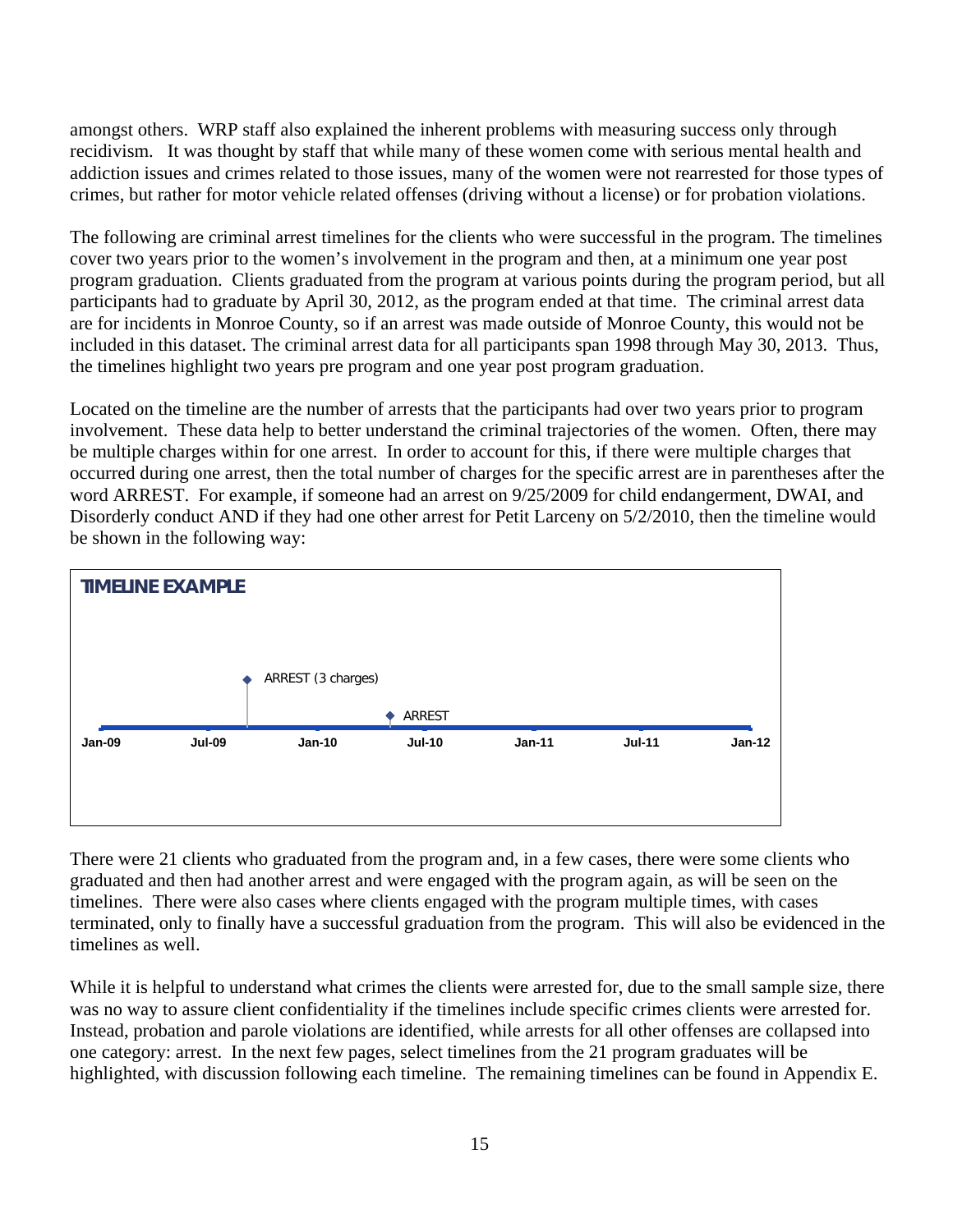amongst others. WRP staff also explained the inherent problems with measuring success only through recidivism. It was thought by staff that while many of these women come with serious mental health and addiction issues and crimes related to those issues, many of the women were not rearrested for those types of crimes, but rather for motor vehicle related offenses (driving without a license) or for probation violations.

The following are criminal arrest timelines for the clients who were successful in the program. The timelines cover two years prior to the women's involvement in the program and then, at a minimum one year post program graduation. Clients graduated from the program at various points during the program period, but all participants had to graduate by April 30, 2012, as the program ended at that time. The criminal arrest data are for incidents in Monroe County, so if an arrest was made outside of Monroe County, this would not be included in this dataset. The criminal arrest data for all participants span 1998 through May 30, 2013. Thus, the timelines highlight two years pre program and one year post program graduation.

Located on the timeline are the number of arrests that the participants had over two years prior to program involvement. These data help to better understand the criminal trajectories of the women. Often, there may be multiple charges within for one arrest. In order to account for this, if there were multiple charges that occurred during one arrest, then the total number of charges for the specific arrest are in parentheses after the word ARREST. For example, if someone had an arrest on 9/25/2009 for child endangerment, DWAI, and Disorderly conduct AND if they had one other arrest for Petit Larceny on 5/2/2010, then the timeline would be shown in the following way:

**TIMELINE EXAMPLE**

ARREST (3 charges)

ARREST

Jan-09 Jul-09 Jan-10 Jul-10 Jan-11 Jul-11 Jan-12

There were 21 clients who graduated from the program and, in a few cases, there were some clients who graduated and then had another arrest and were engaged with the program again, as will be seen on the timelines. There were also cases where clients engaged with the program multiple times, with cases terminated, only to finally have a successful graduation from the program. This will also be evidenced in the timelines as well.

While it is helpful to understand what crimes the clients were arrested for, due to the small sample size, there was no way to assure client confidentiality if the timelines include specific crimes clients were arrested for. Instead, probation and parole violations are identified, while arrests for all other offenses are collapsed into one category: arrest. In the next few pages, select timelines from the 21 program graduates will be highlighted, with discussion following each timeline. The remaining timelines can be found in Appendix E.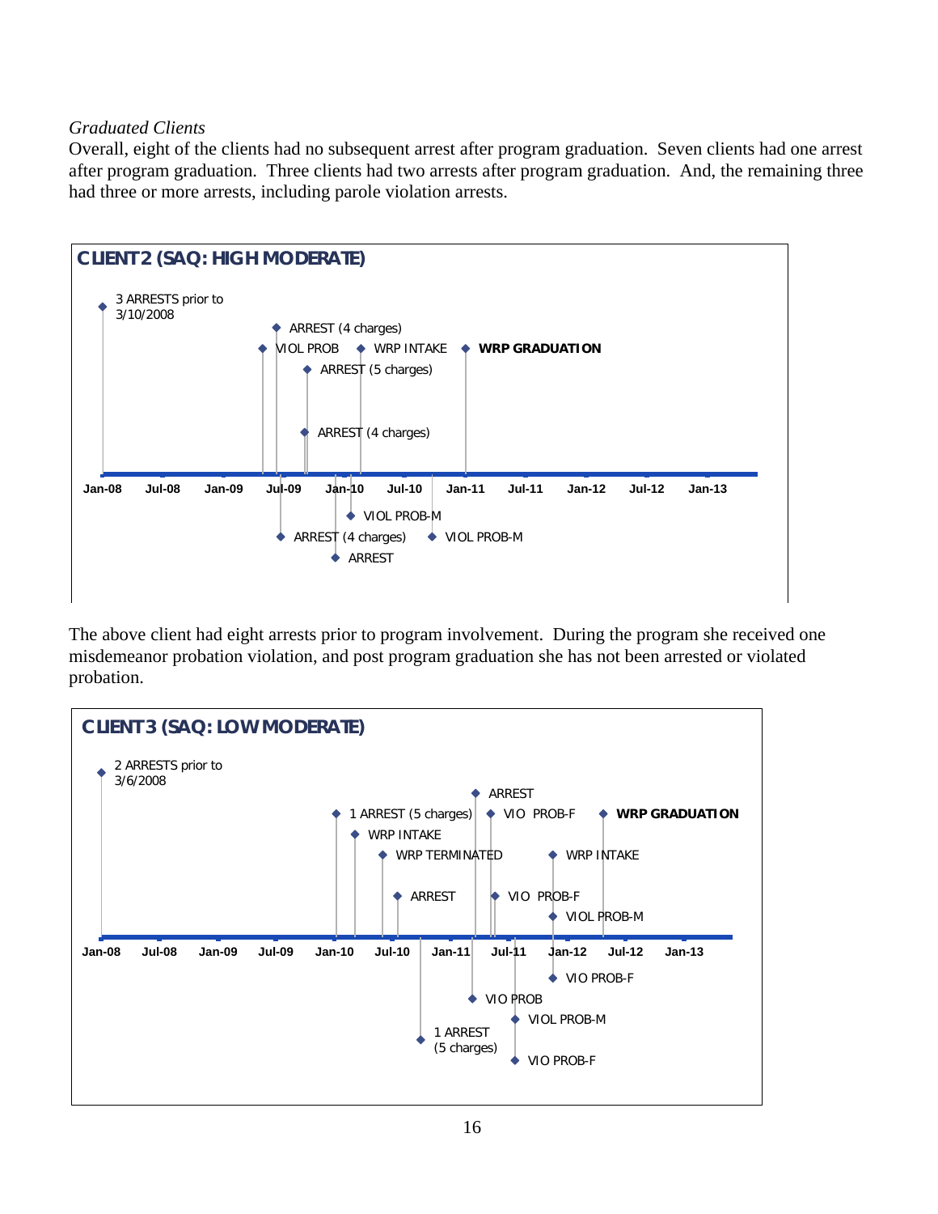*Graduated Clients*

Overall, eight of the clients had no subsequent arrest after program graduation. Seven clients had one arrest after program graduation. Three clients had two arrests after program graduation. And, the remaining three had three or more arrests, including parole violation arrests.

**CLIENT 2 (SAQ: HIGH MODERATE)**

3 ARRESTS prior to 3/10/2008

ARREST (4 charges)

VIOL PROB

WRP INTAKE

**WRP GRADUATION**

ARREST (5 charges)

ARREST (4 charges)

Jan-08 Jul-08 Jan-09 Jul-09 Jan-10 Jul-10 Jan-11 Jul-11 Jan-12 Jul-12 Jan-13

VIOL PROB-M

ARREST (4 charges)

VIOL PROB-M

ARREST

The above client had eight arrests prior to program involvement. During the program she received one misdemeanor probation violation, and post program graduation she has not been arrested or violated probation.

**CLIENT 3 (SAQ: LOW MODERATE)**

2 ARRESTS prior to 3/6/2008

ARREST

1 ARREST (5 charges)

VIO PROB-F

**WRP GRADUATION**

WRP INTAKE

WRP TERMINATED

WRP INTAKE

ARREST

VIO PROB-F

VIOL PROB-M

Jan-08 Jul-08 Jan-09 Jul-09 Jan-10 Jul-10 Jan-11 Jul-11 Jan-12 Jul-12 Jan-13

VIO PROB-F

VIO PROB

VIOL PROB-M

1 ARREST (5 charges)

VIO PROB-F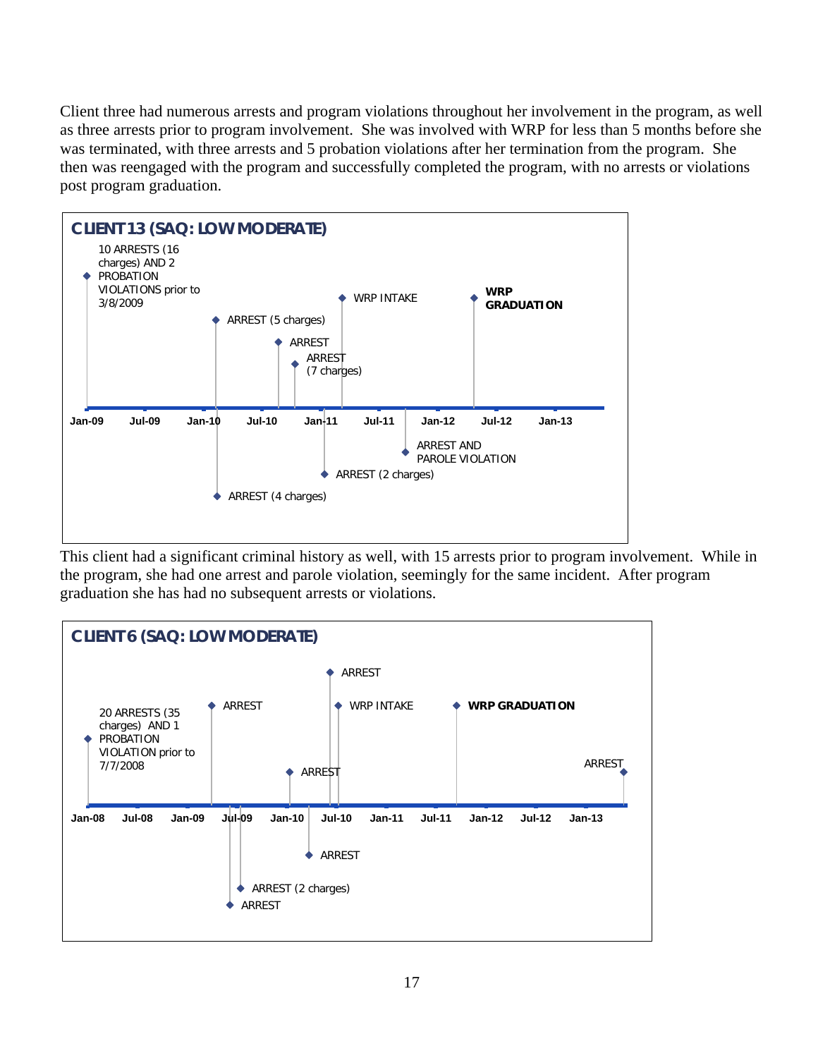Client three had numerous arrests and program violations throughout her involvement in the program, as well as three arrests prior to program involvement. She was involved with WRP for less than 5 months before she was terminated, with three arrests and 5 probation violations after her termination from the program. She then was reengaged with the program and successfully completed the program, with no arrests or violations post program graduation.

**CLIENT 13 (SAQ: LOW MODERATE)**

- 10 ARRESTS (16 charges) AND 2 PROBATION VIOLATIONS prior to 3/8/2009
- ARREST (5 charges)
- ARREST (4 charges)
- ARREST
- ARREST (7 charges)
- ARREST (2 charges)
- WRP INTAKE
- ARREST AND PAROLE VIOLATION
- **WRP GRADUATION**

Timeline axis: Jan-09, Jul-09, Jan-10, Jul-10, Jan-11, Jul-11, Jan-12, Jul-12, Jan-13

This client had a significant criminal history as well, with 15 arrests prior to program involvement. While in the program, she had one arrest and parole violation, seemingly for the same incident. After program graduation she has had no subsequent arrests or violations.

**CLIENT 6 (SAQ: LOW MODERATE)**

- 20 ARRESTS (35 charges) AND 1 PROBATION VIOLATION prior to 7/7/2008
- ARREST
- ARREST
- ARREST (2 charges)
- ARREST
- ARREST
- ARREST
- WRP INTAKE
- **WRP GRADUATION**
- ARREST

Timeline axis: Jan-08, Jul-08, Jan-09, Jul-09, Jan-10, Jul-10, Jan-11, Jul-11, Jan-12, Jul-12, Jan-13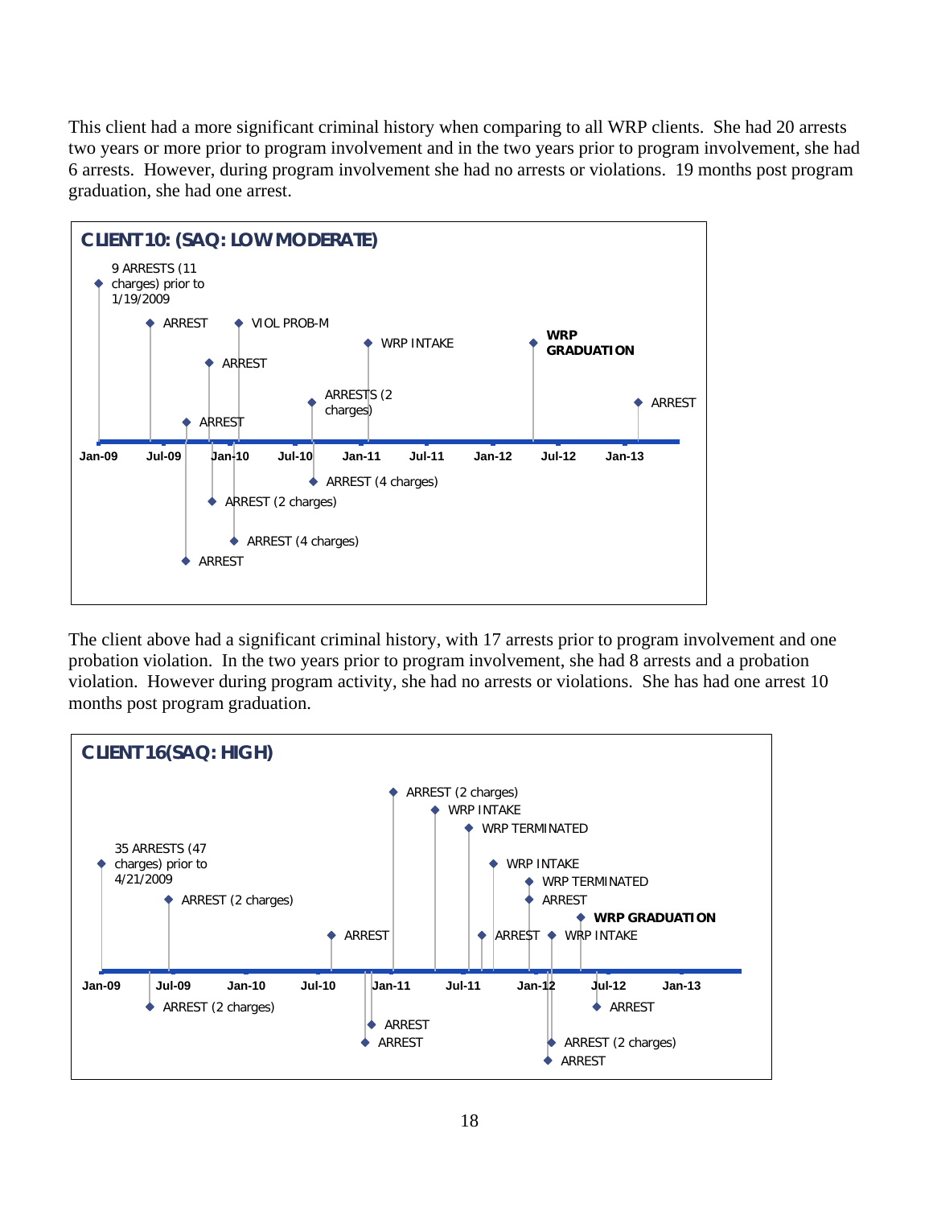This client had a more significant criminal history when comparing to all WRP clients. She had 20 arrests two years or more prior to program involvement and in the two years prior to program involvement, she had 6 arrests. However, during program involvement she had no arrests or violations. 19 months post program graduation, she had one arrest.

**CLIENT 10: (SAQ: LOW MODERATE)**

- 9 ARRESTS (11 charges) prior to 1/19/2009
- ARREST
- ARREST
- ARREST
- ARREST
- ARREST (2 charges)
- VIOL PROB-M
- ARREST (4 charges)
- ARRESTS (2 charges)
- ARREST (4 charges)
- WRP INTAKE
- **WRP GRADUATION**
- ARREST

Jan-09 | Jul-09 | Jan-10 | Jul-10 | Jan-11 | Jul-11 | Jan-12 | Jul-12 | Jan-13

The client above had a significant criminal history, with 17 arrests prior to program involvement and one probation violation. In the two years prior to program involvement, she had 8 arrests and a probation violation. However during program activity, she had no arrests or violations. She has had one arrest 10 months post program graduation.

**CLIENT 16(SAQ: HIGH)**

- 35 ARRESTS (47 charges) prior to 4/21/2009
- ARREST (2 charges)
- ARREST (2 charges)
- ARREST
- ARREST
- ARREST
- ARREST (2 charges)
- WRP INTAKE
- WRP TERMINATED
- ARREST
- WRP INTAKE
- WRP TERMINATED
- ARREST
- ARREST
- ARREST (2 charges)
- WRP INTAKE
- **WRP GRADUATION**
- ARREST

Jan-09 | Jul-09 | Jan-10 | Jul-10 | Jan-11 | Jul-11 | Jan-12 | Jul-12 | Jan-13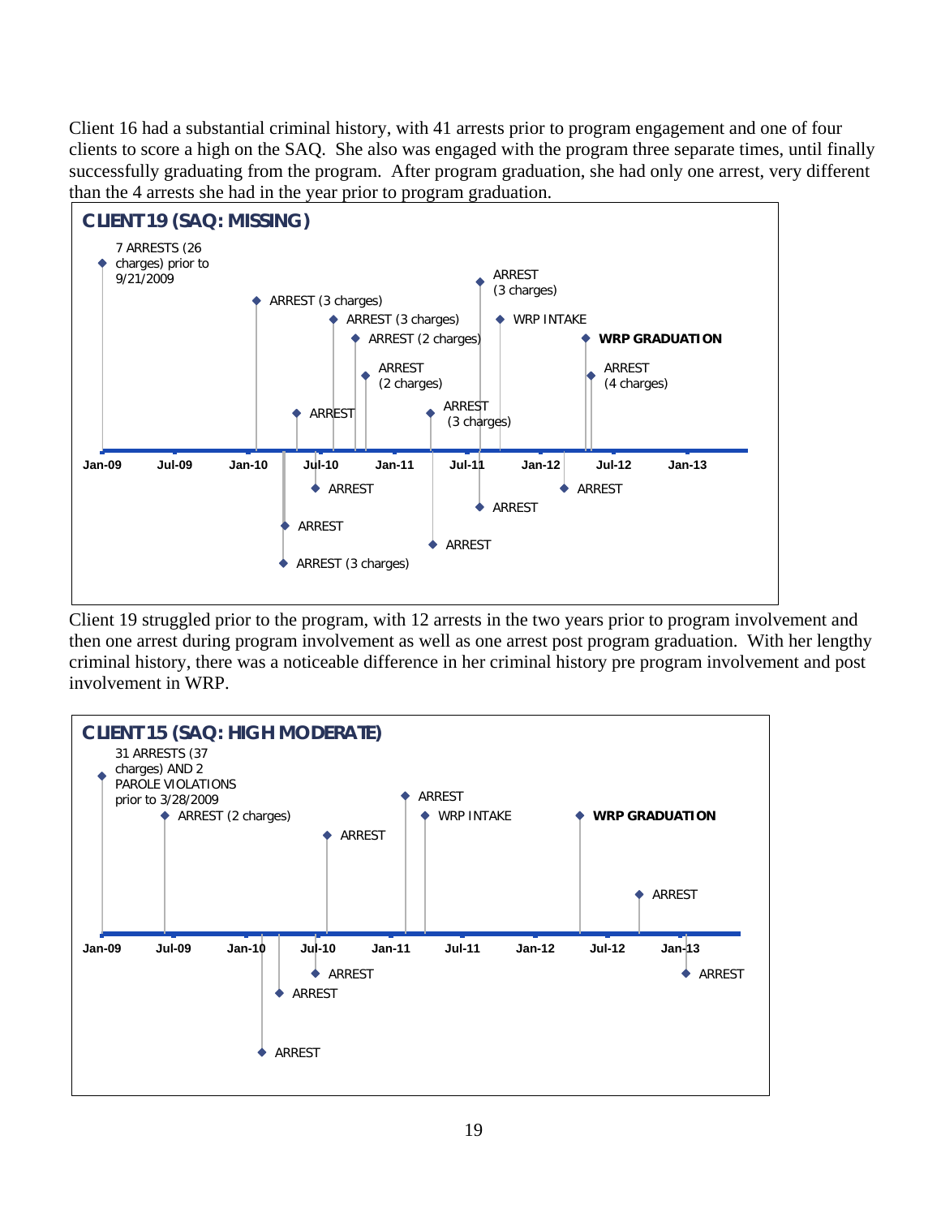Client 16 had a substantial criminal history, with 41 arrests prior to program engagement and one of four clients to score a high on the SAQ. She also was engaged with the program three separate times, until finally successfully graduating from the program. After program graduation, she had only one arrest, very different than the 4 arrests she had in the year prior to program graduation.

**CLIENT 19 (SAQ: MISSING)**

- 7 ARRESTS (26 charges) prior to 9/21/2009
- ARREST (3 charges)
- ARREST (3 charges)
- ARREST
- ARREST (3 charges)
- ARREST (2 charges)
- ARREST
- ARREST (2 charges)
- ARREST
- ARREST (3 charges)
- ARREST (3 charges)
- ARREST
- WRP INTAKE
- ARREST
- **WRP GRADUATION**
- ARREST (4 charges)

Timeline axis: Jan-09, Jul-09, Jan-10, Jul-10, Jan-11, Jul-11, Jan-12, Jul-12, Jan-13

Client 19 struggled prior to the program, with 12 arrests in the two years prior to program involvement and then one arrest during program involvement as well as one arrest post program graduation. With her lengthy criminal history, there was a noticeable difference in her criminal history pre program involvement and post involvement in WRP.

**CLIENT 15 (SAQ: HIGH MODERATE)**

- 31 ARRESTS (37 charges) AND 2 PAROLE VIOLATIONS prior to 3/28/2009
- ARREST (2 charges)
- ARREST
- ARREST
- ARREST
- ARREST
- ARREST
- WRP INTAKE
- **WRP GRADUATION**
- ARREST
- ARREST

Timeline axis: Jan-09, Jul-09, Jan-10, Jul-10, Jan-11, Jul-11, Jan-12, Jul-12, Jan-13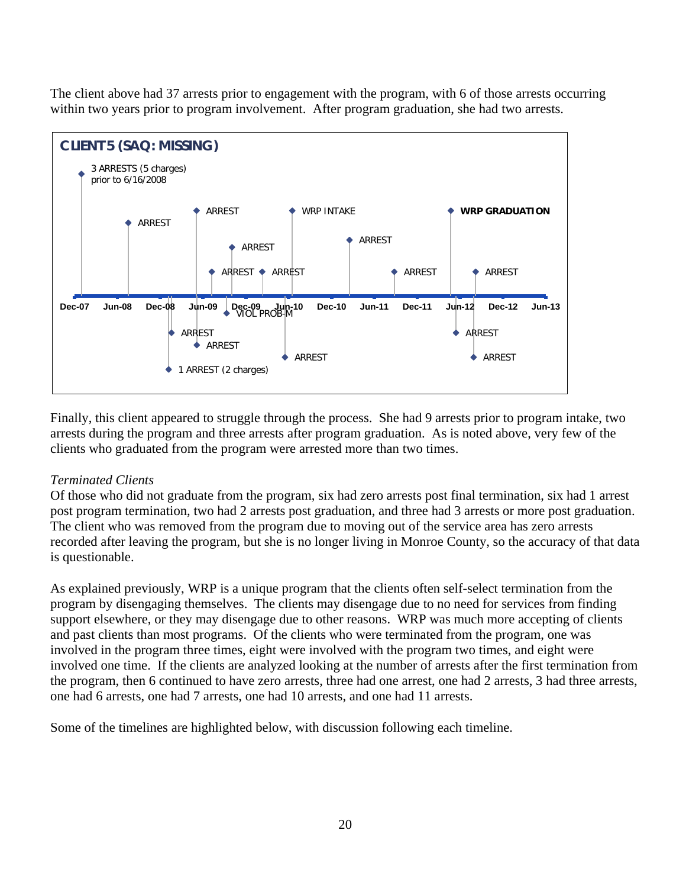The client above had 37 arrests prior to engagement with the program, with 6 of those arrests occurring within two years prior to program involvement. After program graduation, she had two arrests.

**CLIENT 5 (SAQ: MISSING)**

3 ARRESTS (5 charges) prior to 6/16/2008

ARREST

ARREST

WRP INTAKE

WRP GRADUATION

ARREST

ARREST

ARREST

ARREST

ARREST

ARREST

Dec-07 Jun-08 Dec-08 Jun-09 Dec-09 Jun-10 Dec-10 Jun-11 Dec-11 Jun-12 Dec-12 Jun-13

VIOL PROB-M

ARREST

ARREST

ARREST

ARREST

ARREST

1 ARREST (2 charges)

Finally, this client appeared to struggle through the process. She had 9 arrests prior to program intake, two arrests during the program and three arrests after program graduation. As is noted above, very few of the clients who graduated from the program were arrested more than two times.

*Terminated Clients*

Of those who did not graduate from the program, six had zero arrests post final termination, six had 1 arrest post program termination, two had 2 arrests post graduation, and three had 3 arrests or more post graduation. The client who was removed from the program due to moving out of the service area has zero arrests recorded after leaving the program, but she is no longer living in Monroe County, so the accuracy of that data is questionable.

As explained previously, WRP is a unique program that the clients often self-select termination from the program by disengaging themselves. The clients may disengage due to no need for services from finding support elsewhere, or they may disengage due to other reasons. WRP was much more accepting of clients and past clients than most programs. Of the clients who were terminated from the program, one was involved in the program three times, eight were involved with the program two times, and eight were involved one time. If the clients are analyzed looking at the number of arrests after the first termination from the program, then 6 continued to have zero arrests, three had one arrest, one had 2 arrests, 3 had three arrests, one had 6 arrests, one had 7 arrests, one had 10 arrests, and one had 11 arrests.

Some of the timelines are highlighted below, with discussion following each timeline.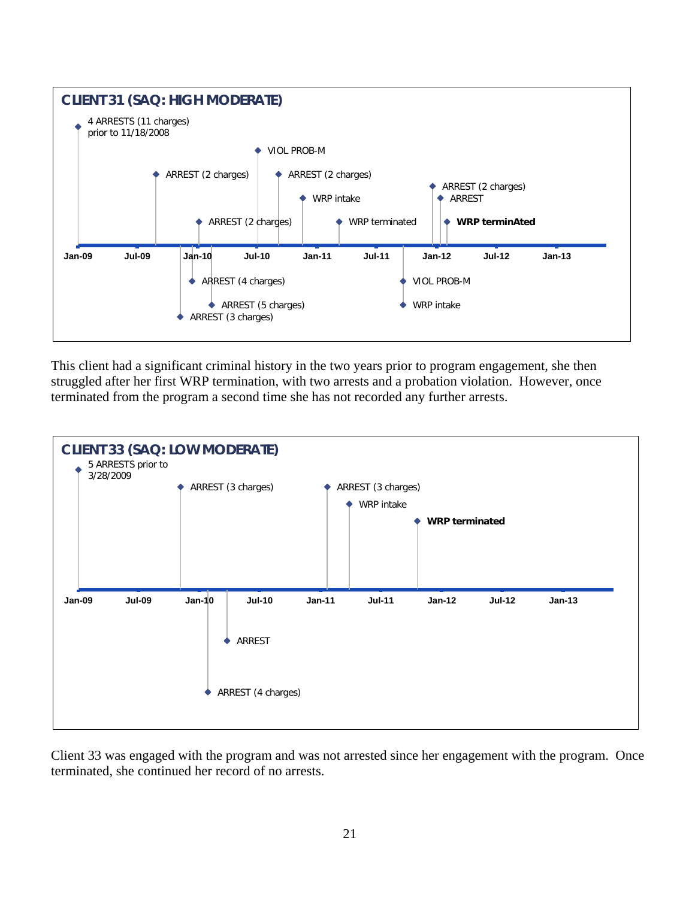**CLIENT 31 (SAQ: HIGH MODERATE)**

- 4 ARRESTS (11 charges) prior to 11/18/2008
- ARREST (2 charges)
- ARREST (3 charges)
- ARREST (4 charges)
- ARREST (2 charges)
- ARREST (5 charges)
- VIOL PROB-M
- ARREST (2 charges)
- WRP intake
- WRP terminated
- VIOL PROB-M
- WRP intake
- ARREST (2 charges)
- ARREST
- **WRP terminAted**

Jan-09 Jul-09 Jan-10 Jul-10 Jan-11 Jul-11 Jan-12 Jul-12 Jan-13

This client had a significant criminal history in the two years prior to program engagement, she then struggled after her first WRP termination, with two arrests and a probation violation. However, once terminated from the program a second time she has not recorded any further arrests.

**CLIENT 33 (SAQ: LOW MODERATE)**

- 5 ARRESTS prior to 3/28/2009
- ARREST (3 charges)
- ARREST (4 charges)
- ARREST
- ARREST (3 charges)
- WRP intake
- **WRP terminated**

Jan-09 Jul-09 Jan-10 Jul-10 Jan-11 Jul-11 Jan-12 Jul-12 Jan-13

Client 33 was engaged with the program and was not arrested since her engagement with the program. Once terminated, she continued her record of no arrests.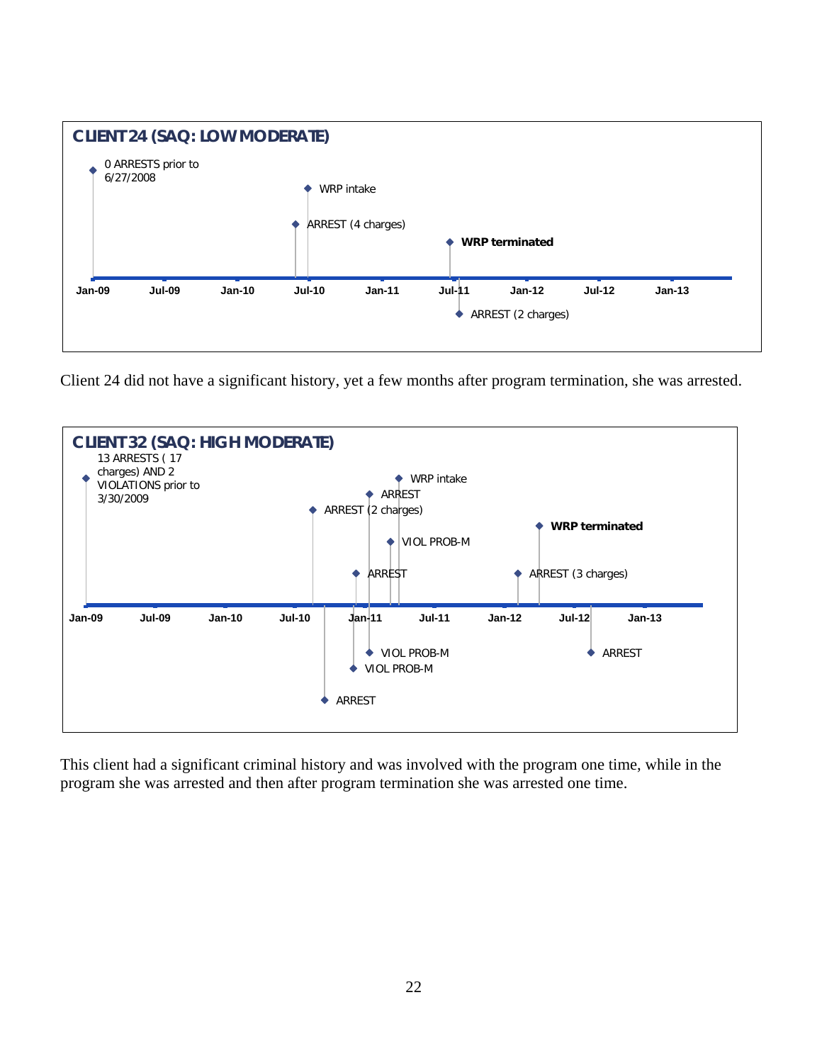**CLIENT 24 (SAQ: LOW MODERATE)**

- 0 ARRESTS prior to 6/27/2008
- WRP intake
- ARREST (4 charges)
- **WRP terminated**
- ARREST (2 charges)

Jan-09 | Jul-09 | Jan-10 | Jul-10 | Jan-11 | Jul-11 | Jan-12 | Jul-12 | Jan-13

Client 24 did not have a significant history, yet a few months after program termination, she was arrested.

**CLIENT 32 (SAQ: HIGH MODERATE)**

- 13 ARRESTS ( 17 charges) AND 2 VIOLATIONS prior to 3/30/2009
- WRP intake
- ARREST
- ARREST (2 charges)
- **WRP terminated**
- VIOL PROB-M
- ARREST
- ARREST (3 charges)
- VIOL PROB-M
- ARREST
- VIOL PROB-M
- ARREST

Jan-09 | Jul-09 | Jan-10 | Jul-10 | Jan-11 | Jul-11 | Jan-12 | Jul-12 | Jan-13

This client had a significant criminal history and was involved with the program one time, while in the program she was arrested and then after program termination she was arrested one time.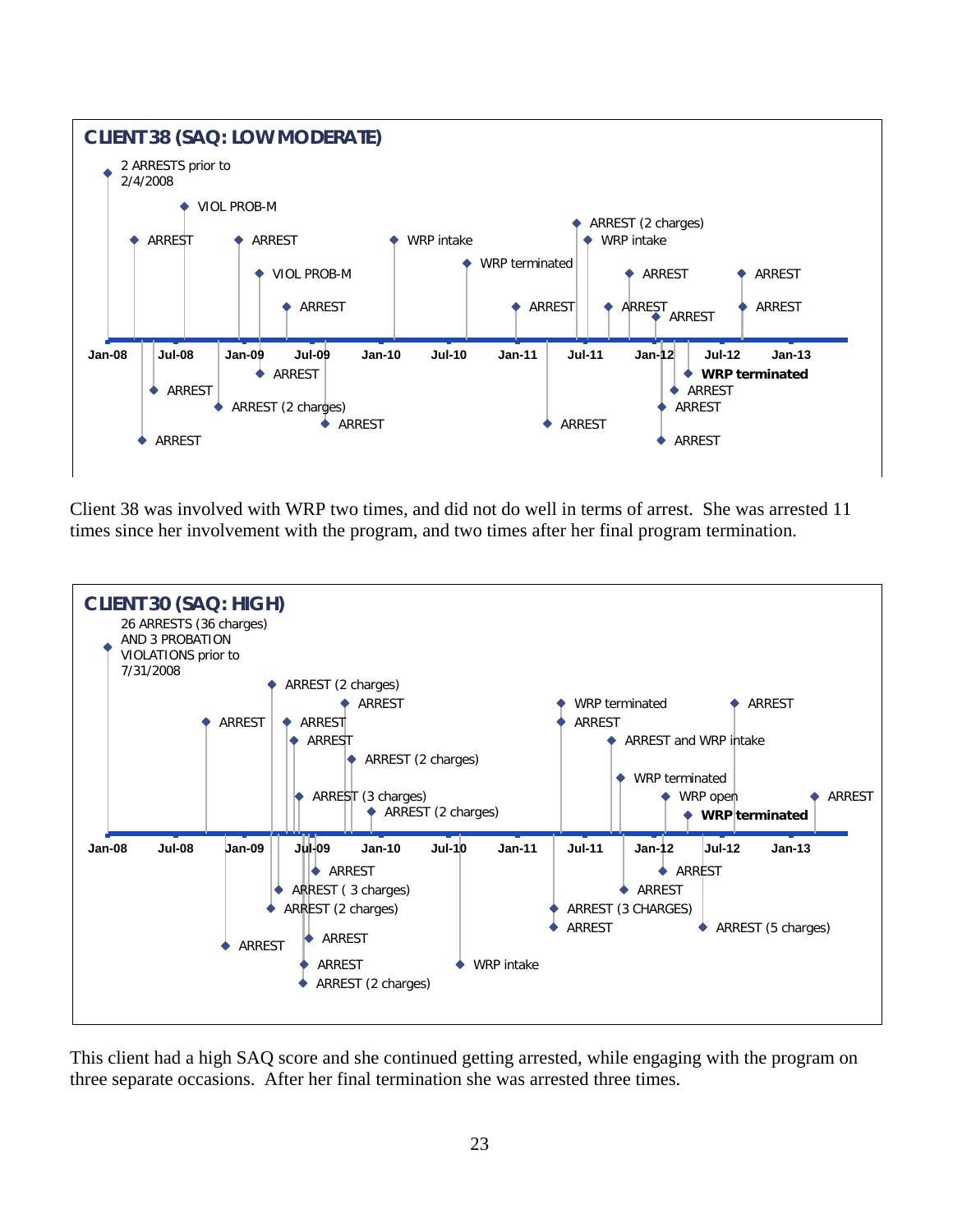**CLIENT 38 (SAQ: LOW MODERATE)**

2 ARRESTS prior to 2/4/2008

VIOL PROB-M

ARREST

ARREST

WRP intake

ARREST (2 charges)

WRP intake

WRP terminated

VIOL PROB-M

ARREST

ARREST

ARREST

ARREST

ARREST

ARREST

ARREST

Jan-08 Jul-08 Jan-09 Jul-09 Jan-10 Jul-10 Jan-11 Jul-11 Jan-12 Jul-12 Jan-13

ARREST

**WRP terminated**

ARREST

ARREST

ARREST (2 charges)

ARREST

ARREST

ARREST

ARREST

ARREST

Client 38 was involved with WRP two times, and did not do well in terms of arrest. She was arrested 11 times since her involvement with the program, and two times after her final program termination.

**CLIENT 30 (SAQ: HIGH)**

26 ARRESTS (36 charges) AND 3 PROBATION VIOLATIONS prior to 7/31/2008

ARREST (2 charges)

ARREST

WRP terminated

ARREST

ARREST

ARREST

ARREST

ARREST

ARREST and WRP intake

ARREST (2 charges)

WRP terminated

ARREST (3 charges)

WRP open

ARREST

ARREST (2 charges)

**WRP terminated**

Jan-08 Jul-08 Jan-09 Jul-09 Jan-10 Jul-10 Jan-11 Jul-11 Jan-12 Jul-12 Jan-13

ARREST

ARREST

ARREST ( 3 charges)

ARREST

ARREST (2 charges)

ARREST (3 CHARGES)

ARREST

ARREST (5 charges)

ARREST

ARREST

ARREST

WRP intake

ARREST (2 charges)

This client had a high SAQ score and she continued getting arrested, while engaging with the program on three separate occasions. After her final termination she was arrested three times.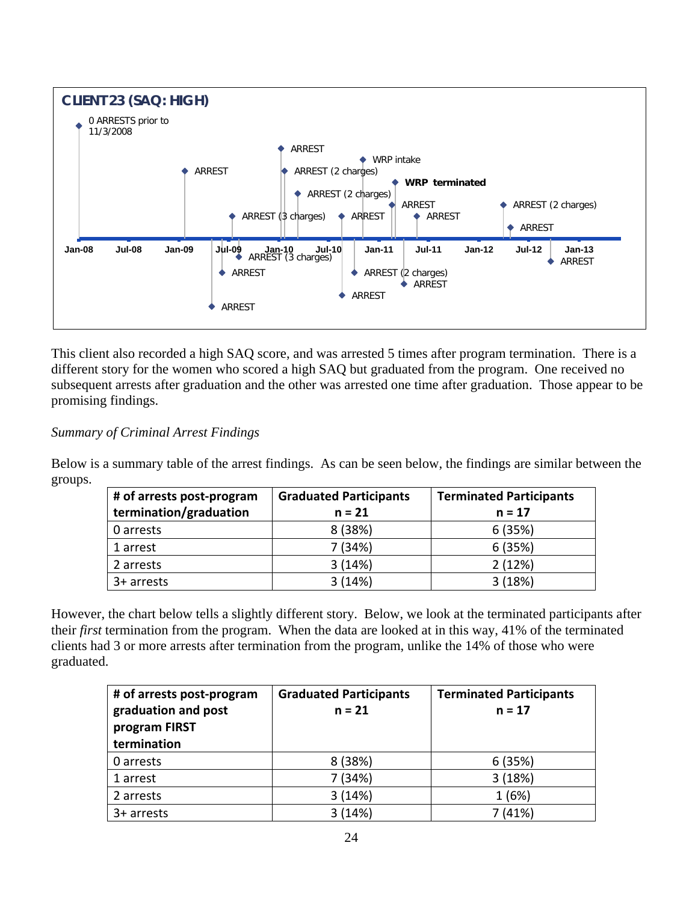**CLIENT 23 (SAQ: HIGH)**

0 ARRESTS prior to 11/3/2008

ARREST

ARREST

ARREST (2 charges)

WRP intake

ARREST (2 charges)

WRP terminated

ARREST (3 charges)

ARREST

ARREST

ARREST

ARREST (2 charges)

ARREST

Jan-08 Jul-08 Jan-09 Jul-09 Jan-10 Jul-10 Jan-11 Jul-11 Jan-12 Jul-12 Jan-13

ARREST (3 charges)

ARREST

ARREST

ARREST (2 charges)

ARREST

ARREST

ARREST

This client also recorded a high SAQ score, and was arrested 5 times after program termination. There is a different story for the women who scored a high SAQ but graduated from the program. One received no subsequent arrests after graduation and the other was arrested one time after graduation. Those appear to be promising findings.

*Summary of Criminal Arrest Findings*

Below is a summary table of the arrest findings. As can be seen below, the findings are similar between the groups.

| # of arrests post-program termination/graduation | Graduated Participants n = 21 | Terminated Participants n = 17 |
|---|---|---|
| 0 arrests | 8 (38%) | 6 (35%) |
| 1 arrest | 7 (34%) | 6 (35%) |
| 2 arrests | 3 (14%) | 2 (12%) |
| 3+ arrests | 3 (14%) | 3 (18%) |

However, the chart below tells a slightly different story. Below, we look at the terminated participants after their *first* termination from the program. When the data are looked at in this way, 41% of the terminated clients had 3 or more arrests after termination from the program, unlike the 14% of those who were graduated.

| # of arrests post-program graduation and post program FIRST termination | Graduated Participants n = 21 | Terminated Participants n = 17 |
|---|---|---|
| 0 arrests | 8 (38%) | 6 (35%) |
| 1 arrest | 7 (34%) | 3 (18%) |
| 2 arrests | 3 (14%) | 1 (6%) |
| 3+ arrests | 3 (14%) | 7 (41%) |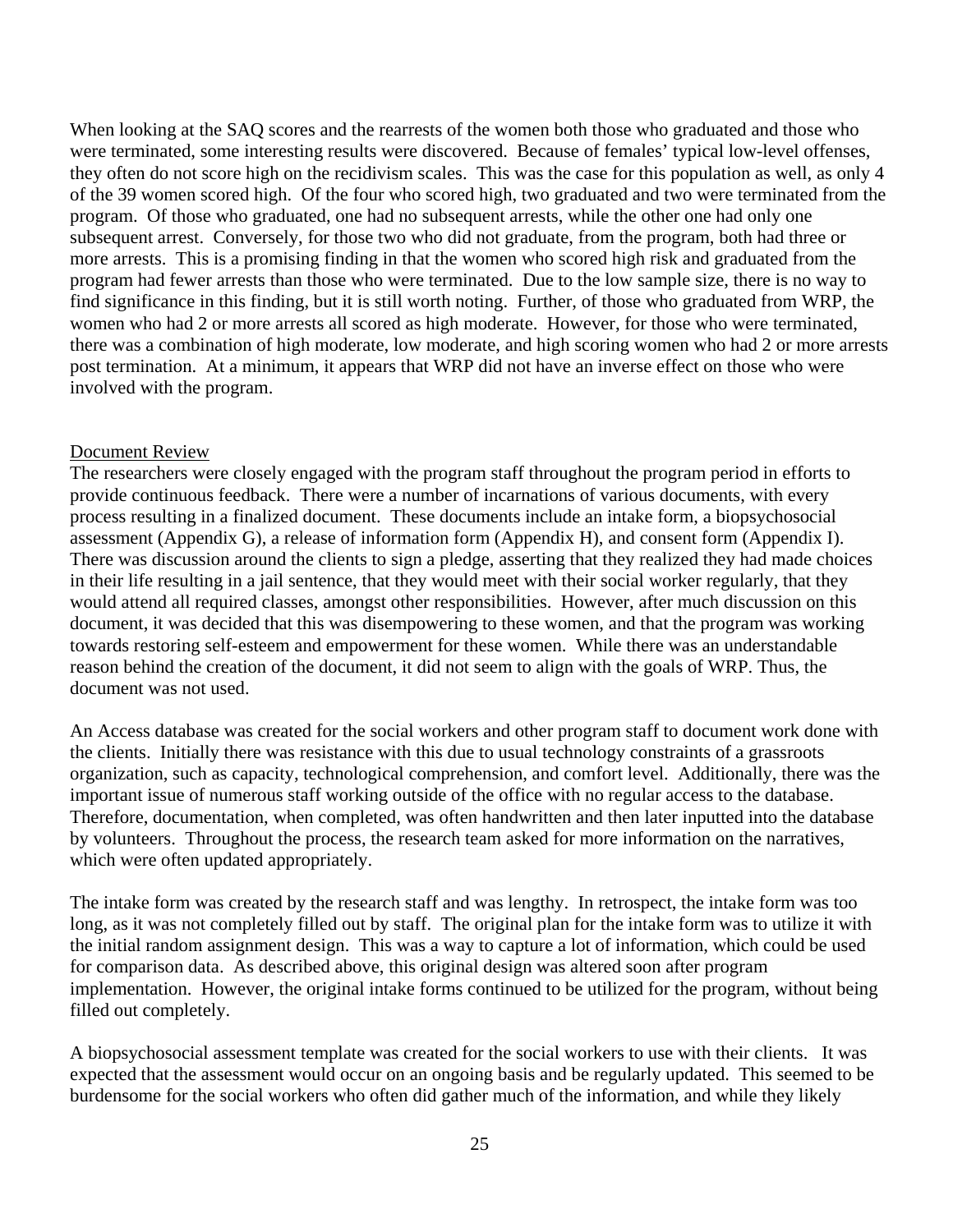When looking at the SAQ scores and the rearrests of the women both those who graduated and those who were terminated, some interesting results were discovered. Because of females' typical low-level offenses, they often do not score high on the recidivism scales. This was the case for this population as well, as only 4 of the 39 women scored high. Of the four who scored high, two graduated and two were terminated from the program. Of those who graduated, one had no subsequent arrests, while the other one had only one subsequent arrest. Conversely, for those two who did not graduate, from the program, both had three or more arrests. This is a promising finding in that the women who scored high risk and graduated from the program had fewer arrests than those who were terminated. Due to the low sample size, there is no way to find significance in this finding, but it is still worth noting. Further, of those who graduated from WRP, the women who had 2 or more arrests all scored as high moderate. However, for those who were terminated, there was a combination of high moderate, low moderate, and high scoring women who had 2 or more arrests post termination. At a minimum, it appears that WRP did not have an inverse effect on those who were involved with the program.

<u>Document Review</u>

The researchers were closely engaged with the program staff throughout the program period in efforts to provide continuous feedback. There were a number of incarnations of various documents, with every process resulting in a finalized document. These documents include an intake form, a biopsychosocial assessment (Appendix G), a release of information form (Appendix H), and consent form (Appendix I). There was discussion around the clients to sign a pledge, asserting that they realized they had made choices in their life resulting in a jail sentence, that they would meet with their social worker regularly, that they would attend all required classes, amongst other responsibilities. However, after much discussion on this document, it was decided that this was disempowering to these women, and that the program was working towards restoring self-esteem and empowerment for these women. While there was an understandable reason behind the creation of the document, it did not seem to align with the goals of WRP. Thus, the document was not used.

An Access database was created for the social workers and other program staff to document work done with the clients. Initially there was resistance with this due to usual technology constraints of a grassroots organization, such as capacity, technological comprehension, and comfort level. Additionally, there was the important issue of numerous staff working outside of the office with no regular access to the database. Therefore, documentation, when completed, was often handwritten and then later inputted into the database by volunteers. Throughout the process, the research team asked for more information on the narratives, which were often updated appropriately.

The intake form was created by the research staff and was lengthy. In retrospect, the intake form was too long, as it was not completely filled out by staff. The original plan for the intake form was to utilize it with the initial random assignment design. This was a way to capture a lot of information, which could be used for comparison data. As described above, this original design was altered soon after program implementation. However, the original intake forms continued to be utilized for the program, without being filled out completely.

A biopsychosocial assessment template was created for the social workers to use with their clients. It was expected that the assessment would occur on an ongoing basis and be regularly updated. This seemed to be burdensome for the social workers who often did gather much of the information, and while they likely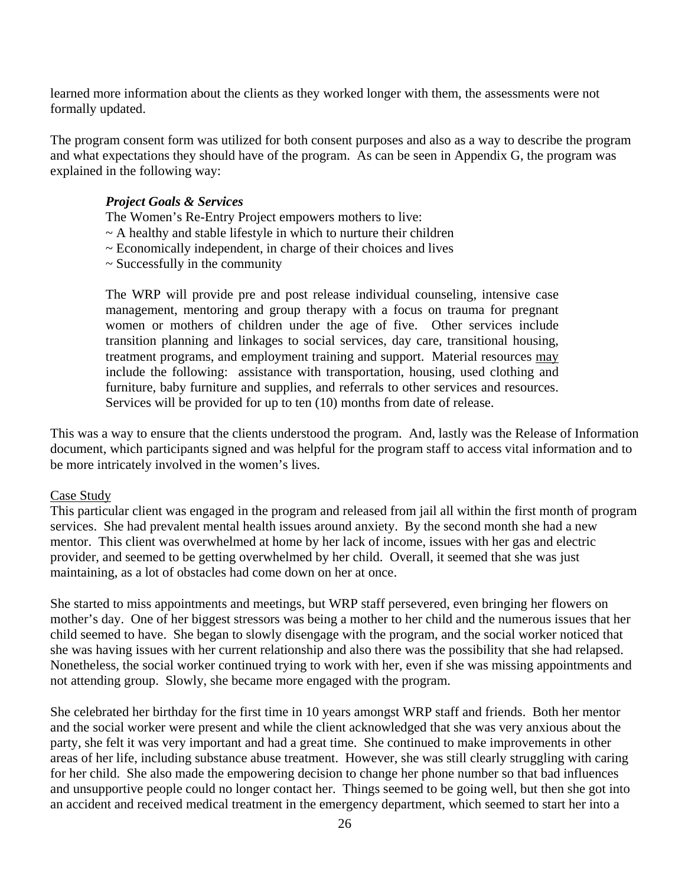learned more information about the clients as they worked longer with them, the assessments were not formally updated.

The program consent form was utilized for both consent purposes and also as a way to describe the program and what expectations they should have of the program. As can be seen in Appendix G, the program was explained in the following way:

> ***Project Goals & Services***
> The Women's Re-Entry Project empowers mothers to live:
> ~ A healthy and stable lifestyle in which to nurture their children
> ~ Economically independent, in charge of their choices and lives
> ~ Successfully in the community
>
> The WRP will provide pre and post release individual counseling, intensive case management, mentoring and group therapy with a focus on trauma for pregnant women or mothers of children under the age of five. Other services include transition planning and linkages to social services, day care, transitional housing, treatment programs, and employment training and support. Material resources <u>may</u> include the following: assistance with transportation, housing, used clothing and furniture, baby furniture and supplies, and referrals to other services and resources. Services will be provided for up to ten (10) months from date of release.

This was a way to ensure that the clients understood the program. And, lastly was the Release of Information document, which participants signed and was helpful for the program staff to access vital information and to be more intricately involved in the women's lives.

<u>Case Study</u>

This particular client was engaged in the program and released from jail all within the first month of program services. She had prevalent mental health issues around anxiety. By the second month she had a new mentor. This client was overwhelmed at home by her lack of income, issues with her gas and electric provider, and seemed to be getting overwhelmed by her child. Overall, it seemed that she was just maintaining, as a lot of obstacles had come down on her at once.

She started to miss appointments and meetings, but WRP staff persevered, even bringing her flowers on mother's day. One of her biggest stressors was being a mother to her child and the numerous issues that her child seemed to have. She began to slowly disengage with the program, and the social worker noticed that she was having issues with her current relationship and also there was the possibility that she had relapsed. Nonetheless, the social worker continued trying to work with her, even if she was missing appointments and not attending group. Slowly, she became more engaged with the program.

She celebrated her birthday for the first time in 10 years amongst WRP staff and friends. Both her mentor and the social worker were present and while the client acknowledged that she was very anxious about the party, she felt it was very important and had a great time. She continued to make improvements in other areas of her life, including substance abuse treatment. However, she was still clearly struggling with caring for her child. She also made the empowering decision to change her phone number so that bad influences and unsupportive people could no longer contact her. Things seemed to be going well, but then she got into an accident and received medical treatment in the emergency department, which seemed to start her into a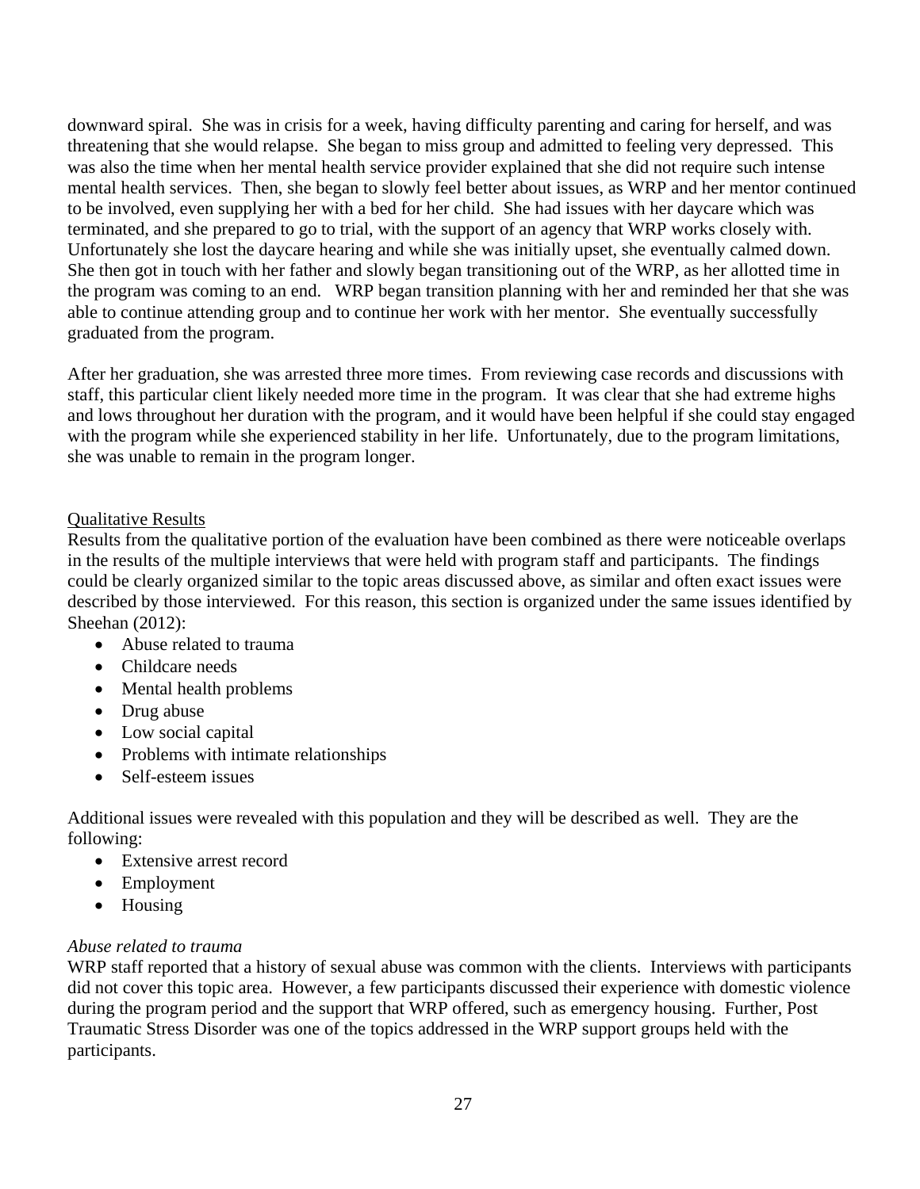downward spiral. She was in crisis for a week, having difficulty parenting and caring for herself, and was threatening that she would relapse. She began to miss group and admitted to feeling very depressed. This was also the time when her mental health service provider explained that she did not require such intense mental health services. Then, she began to slowly feel better about issues, as WRP and her mentor continued to be involved, even supplying her with a bed for her child. She had issues with her daycare which was terminated, and she prepared to go to trial, with the support of an agency that WRP works closely with. Unfortunately she lost the daycare hearing and while she was initially upset, she eventually calmed down. She then got in touch with her father and slowly began transitioning out of the WRP, as her allotted time in the program was coming to an end. WRP began transition planning with her and reminded her that she was able to continue attending group and to continue her work with her mentor. She eventually successfully graduated from the program.

After her graduation, she was arrested three more times. From reviewing case records and discussions with staff, this particular client likely needed more time in the program. It was clear that she had extreme highs and lows throughout her duration with the program, and it would have been helpful if she could stay engaged with the program while she experienced stability in her life. Unfortunately, due to the program limitations, she was unable to remain in the program longer.

Qualitative Results

Results from the qualitative portion of the evaluation have been combined as there were noticeable overlaps in the results of the multiple interviews that were held with program staff and participants. The findings could be clearly organized similar to the topic areas discussed above, as similar and often exact issues were described by those interviewed. For this reason, this section is organized under the same issues identified by Sheehan (2012):

- Abuse related to trauma
- Childcare needs
- Mental health problems
- Drug abuse
- Low social capital
- Problems with intimate relationships
- Self-esteem issues

Additional issues were revealed with this population and they will be described as well. They are the following:

- Extensive arrest record
- Employment
- Housing

*Abuse related to trauma*

WRP staff reported that a history of sexual abuse was common with the clients. Interviews with participants did not cover this topic area. However, a few participants discussed their experience with domestic violence during the program period and the support that WRP offered, such as emergency housing. Further, Post Traumatic Stress Disorder was one of the topics addressed in the WRP support groups held with the participants.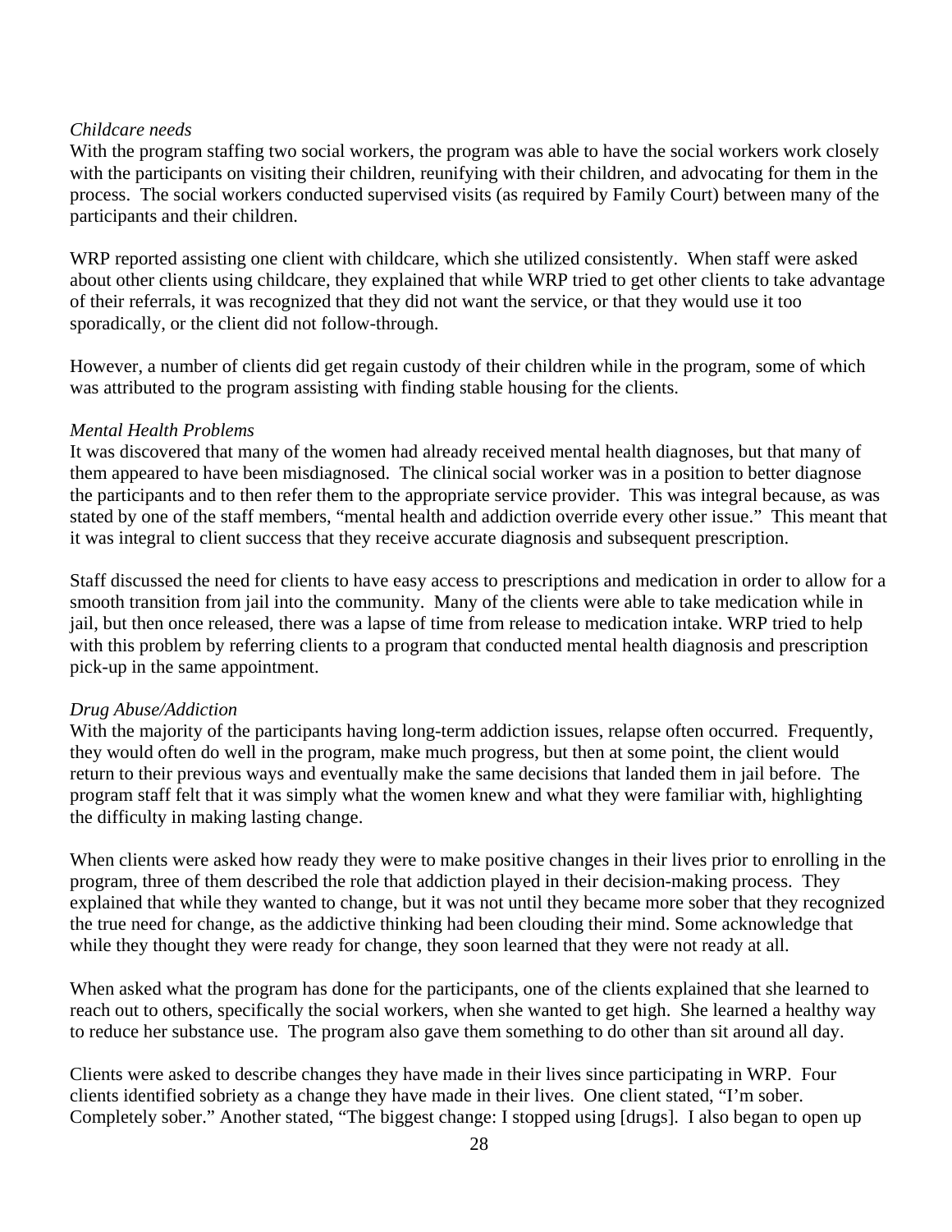*Childcare needs*
With the program staffing two social workers, the program was able to have the social workers work closely with the participants on visiting their children, reunifying with their children, and advocating for them in the process. The social workers conducted supervised visits (as required by Family Court) between many of the participants and their children.

WRP reported assisting one client with childcare, which she utilized consistently. When staff were asked about other clients using childcare, they explained that while WRP tried to get other clients to take advantage of their referrals, it was recognized that they did not want the service, or that they would use it too sporadically, or the client did not follow-through.

However, a number of clients did get regain custody of their children while in the program, some of which was attributed to the program assisting with finding stable housing for the clients.

*Mental Health Problems*
It was discovered that many of the women had already received mental health diagnoses, but that many of them appeared to have been misdiagnosed. The clinical social worker was in a position to better diagnose the participants and to then refer them to the appropriate service provider. This was integral because, as was stated by one of the staff members, "mental health and addiction override every other issue." This meant that it was integral to client success that they receive accurate diagnosis and subsequent prescription.

Staff discussed the need for clients to have easy access to prescriptions and medication in order to allow for a smooth transition from jail into the community. Many of the clients were able to take medication while in jail, but then once released, there was a lapse of time from release to medication intake. WRP tried to help with this problem by referring clients to a program that conducted mental health diagnosis and prescription pick-up in the same appointment.

*Drug Abuse/Addiction*
With the majority of the participants having long-term addiction issues, relapse often occurred. Frequently, they would often do well in the program, make much progress, but then at some point, the client would return to their previous ways and eventually make the same decisions that landed them in jail before. The program staff felt that it was simply what the women knew and what they were familiar with, highlighting the difficulty in making lasting change.

When clients were asked how ready they were to make positive changes in their lives prior to enrolling in the program, three of them described the role that addiction played in their decision-making process. They explained that while they wanted to change, but it was not until they became more sober that they recognized the true need for change, as the addictive thinking had been clouding their mind. Some acknowledge that while they thought they were ready for change, they soon learned that they were not ready at all.

When asked what the program has done for the participants, one of the clients explained that she learned to reach out to others, specifically the social workers, when she wanted to get high. She learned a healthy way to reduce her substance use. The program also gave them something to do other than sit around all day.

Clients were asked to describe changes they have made in their lives since participating in WRP. Four clients identified sobriety as a change they have made in their lives. One client stated, "I'm sober. Completely sober." Another stated, "The biggest change: I stopped using [drugs]. I also began to open up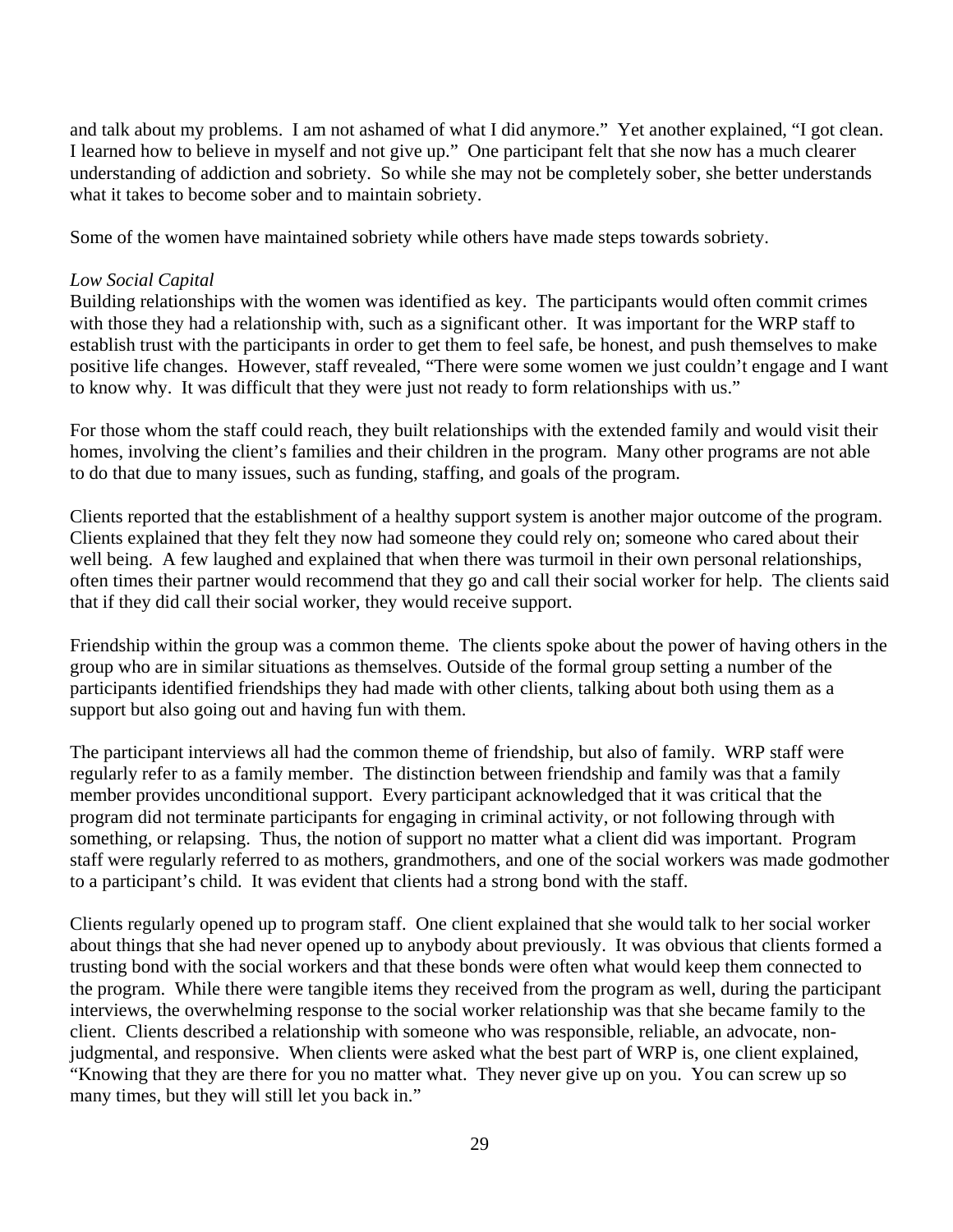and talk about my problems. I am not ashamed of what I did anymore." Yet another explained, "I got clean. I learned how to believe in myself and not give up." One participant felt that she now has a much clearer understanding of addiction and sobriety. So while she may not be completely sober, she better understands what it takes to become sober and to maintain sobriety.

Some of the women have maintained sobriety while others have made steps towards sobriety.

*Low Social Capital*

Building relationships with the women was identified as key. The participants would often commit crimes with those they had a relationship with, such as a significant other. It was important for the WRP staff to establish trust with the participants in order to get them to feel safe, be honest, and push themselves to make positive life changes. However, staff revealed, "There were some women we just couldn't engage and I want to know why. It was difficult that they were just not ready to form relationships with us."

For those whom the staff could reach, they built relationships with the extended family and would visit their homes, involving the client's families and their children in the program. Many other programs are not able to do that due to many issues, such as funding, staffing, and goals of the program.

Clients reported that the establishment of a healthy support system is another major outcome of the program. Clients explained that they felt they now had someone they could rely on; someone who cared about their well being. A few laughed and explained that when there was turmoil in their own personal relationships, often times their partner would recommend that they go and call their social worker for help. The clients said that if they did call their social worker, they would receive support.

Friendship within the group was a common theme. The clients spoke about the power of having others in the group who are in similar situations as themselves. Outside of the formal group setting a number of the participants identified friendships they had made with other clients, talking about both using them as a support but also going out and having fun with them.

The participant interviews all had the common theme of friendship, but also of family. WRP staff were regularly refer to as a family member. The distinction between friendship and family was that a family member provides unconditional support. Every participant acknowledged that it was critical that the program did not terminate participants for engaging in criminal activity, or not following through with something, or relapsing. Thus, the notion of support no matter what a client did was important. Program staff were regularly referred to as mothers, grandmothers, and one of the social workers was made godmother to a participant's child. It was evident that clients had a strong bond with the staff.

Clients regularly opened up to program staff. One client explained that she would talk to her social worker about things that she had never opened up to anybody about previously. It was obvious that clients formed a trusting bond with the social workers and that these bonds were often what would keep them connected to the program. While there were tangible items they received from the program as well, during the participant interviews, the overwhelming response to the social worker relationship was that she became family to the client. Clients described a relationship with someone who was responsible, reliable, an advocate, non-judgmental, and responsive. When clients were asked what the best part of WRP is, one client explained, "Knowing that they are there for you no matter what. They never give up on you. You can screw up so many times, but they will still let you back in."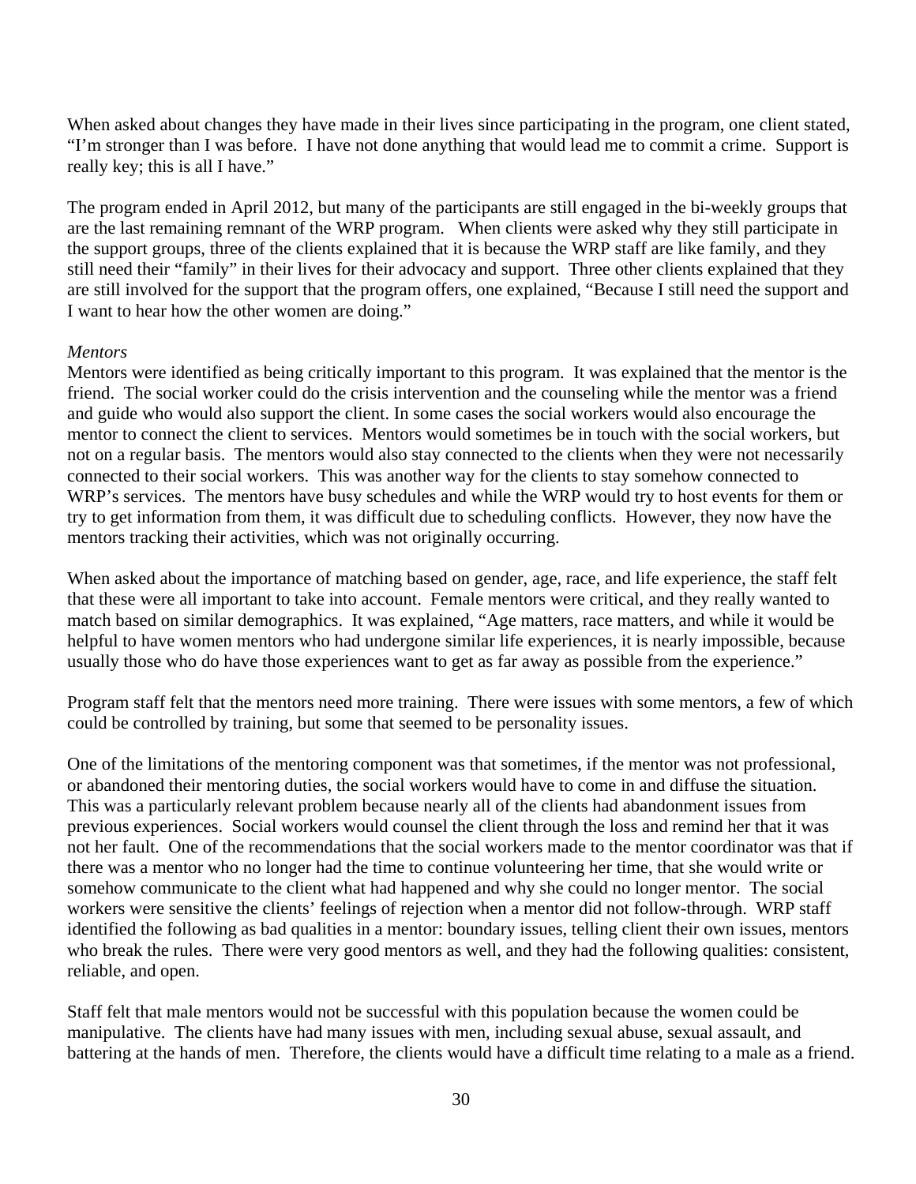When asked about changes they have made in their lives since participating in the program, one client stated, "I'm stronger than I was before. I have not done anything that would lead me to commit a crime. Support is really key; this is all I have."

The program ended in April 2012, but many of the participants are still engaged in the bi-weekly groups that are the last remaining remnant of the WRP program. When clients were asked why they still participate in the support groups, three of the clients explained that it is because the WRP staff are like family, and they still need their "family" in their lives for their advocacy and support. Three other clients explained that they are still involved for the support that the program offers, one explained, "Because I still need the support and I want to hear how the other women are doing."

*Mentors*

Mentors were identified as being critically important to this program. It was explained that the mentor is the friend. The social worker could do the crisis intervention and the counseling while the mentor was a friend and guide who would also support the client. In some cases the social workers would also encourage the mentor to connect the client to services. Mentors would sometimes be in touch with the social workers, but not on a regular basis. The mentors would also stay connected to the clients when they were not necessarily connected to their social workers. This was another way for the clients to stay somehow connected to WRP's services. The mentors have busy schedules and while the WRP would try to host events for them or try to get information from them, it was difficult due to scheduling conflicts. However, they now have the mentors tracking their activities, which was not originally occurring.

When asked about the importance of matching based on gender, age, race, and life experience, the staff felt that these were all important to take into account. Female mentors were critical, and they really wanted to match based on similar demographics. It was explained, "Age matters, race matters, and while it would be helpful to have women mentors who had undergone similar life experiences, it is nearly impossible, because usually those who do have those experiences want to get as far away as possible from the experience."

Program staff felt that the mentors need more training. There were issues with some mentors, a few of which could be controlled by training, but some that seemed to be personality issues.

One of the limitations of the mentoring component was that sometimes, if the mentor was not professional, or abandoned their mentoring duties, the social workers would have to come in and diffuse the situation. This was a particularly relevant problem because nearly all of the clients had abandonment issues from previous experiences. Social workers would counsel the client through the loss and remind her that it was not her fault. One of the recommendations that the social workers made to the mentor coordinator was that if there was a mentor who no longer had the time to continue volunteering her time, that she would write or somehow communicate to the client what had happened and why she could no longer mentor. The social workers were sensitive the clients' feelings of rejection when a mentor did not follow-through. WRP staff identified the following as bad qualities in a mentor: boundary issues, telling client their own issues, mentors who break the rules. There were very good mentors as well, and they had the following qualities: consistent, reliable, and open.

Staff felt that male mentors would not be successful with this population because the women could be manipulative. The clients have had many issues with men, including sexual abuse, sexual assault, and battering at the hands of men. Therefore, the clients would have a difficult time relating to a male as a friend.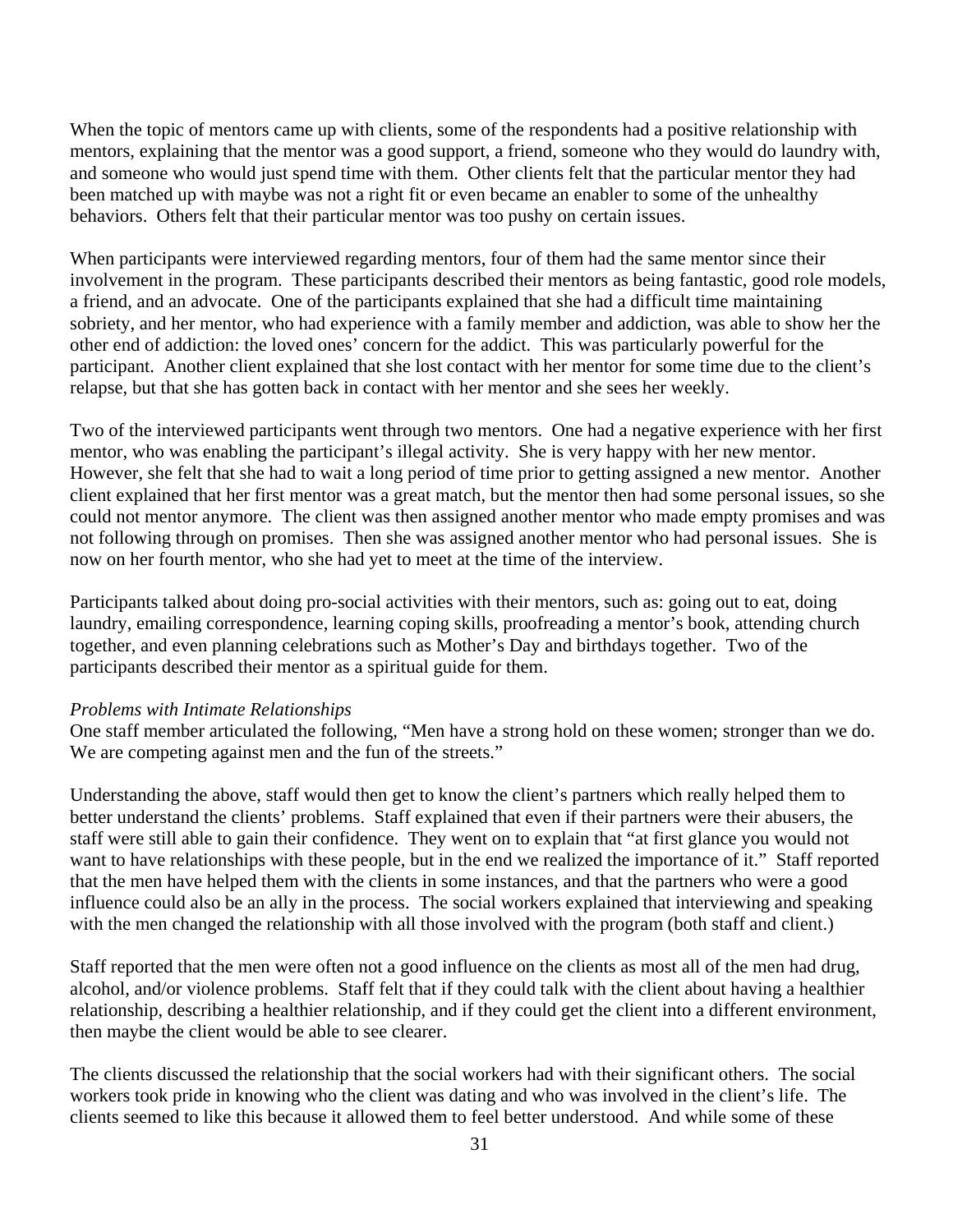When the topic of mentors came up with clients, some of the respondents had a positive relationship with mentors, explaining that the mentor was a good support, a friend, someone who they would do laundry with, and someone who would just spend time with them. Other clients felt that the particular mentor they had been matched up with maybe was not a right fit or even became an enabler to some of the unhealthy behaviors. Others felt that their particular mentor was too pushy on certain issues.

When participants were interviewed regarding mentors, four of them had the same mentor since their involvement in the program. These participants described their mentors as being fantastic, good role models, a friend, and an advocate. One of the participants explained that she had a difficult time maintaining sobriety, and her mentor, who had experience with a family member and addiction, was able to show her the other end of addiction: the loved ones' concern for the addict. This was particularly powerful for the participant. Another client explained that she lost contact with her mentor for some time due to the client's relapse, but that she has gotten back in contact with her mentor and she sees her weekly.

Two of the interviewed participants went through two mentors. One had a negative experience with her first mentor, who was enabling the participant's illegal activity. She is very happy with her new mentor. However, she felt that she had to wait a long period of time prior to getting assigned a new mentor. Another client explained that her first mentor was a great match, but the mentor then had some personal issues, so she could not mentor anymore. The client was then assigned another mentor who made empty promises and was not following through on promises. Then she was assigned another mentor who had personal issues. She is now on her fourth mentor, who she had yet to meet at the time of the interview.

Participants talked about doing pro-social activities with their mentors, such as: going out to eat, doing laundry, emailing correspondence, learning coping skills, proofreading a mentor's book, attending church together, and even planning celebrations such as Mother's Day and birthdays together. Two of the participants described their mentor as a spiritual guide for them.

*Problems with Intimate Relationships*

One staff member articulated the following, "Men have a strong hold on these women; stronger than we do. We are competing against men and the fun of the streets."

Understanding the above, staff would then get to know the client's partners which really helped them to better understand the clients' problems. Staff explained that even if their partners were their abusers, the staff were still able to gain their confidence. They went on to explain that "at first glance you would not want to have relationships with these people, but in the end we realized the importance of it." Staff reported that the men have helped them with the clients in some instances, and that the partners who were a good influence could also be an ally in the process. The social workers explained that interviewing and speaking with the men changed the relationship with all those involved with the program (both staff and client.)

Staff reported that the men were often not a good influence on the clients as most all of the men had drug, alcohol, and/or violence problems. Staff felt that if they could talk with the client about having a healthier relationship, describing a healthier relationship, and if they could get the client into a different environment, then maybe the client would be able to see clearer.

The clients discussed the relationship that the social workers had with their significant others. The social workers took pride in knowing who the client was dating and who was involved in the client's life. The clients seemed to like this because it allowed them to feel better understood. And while some of these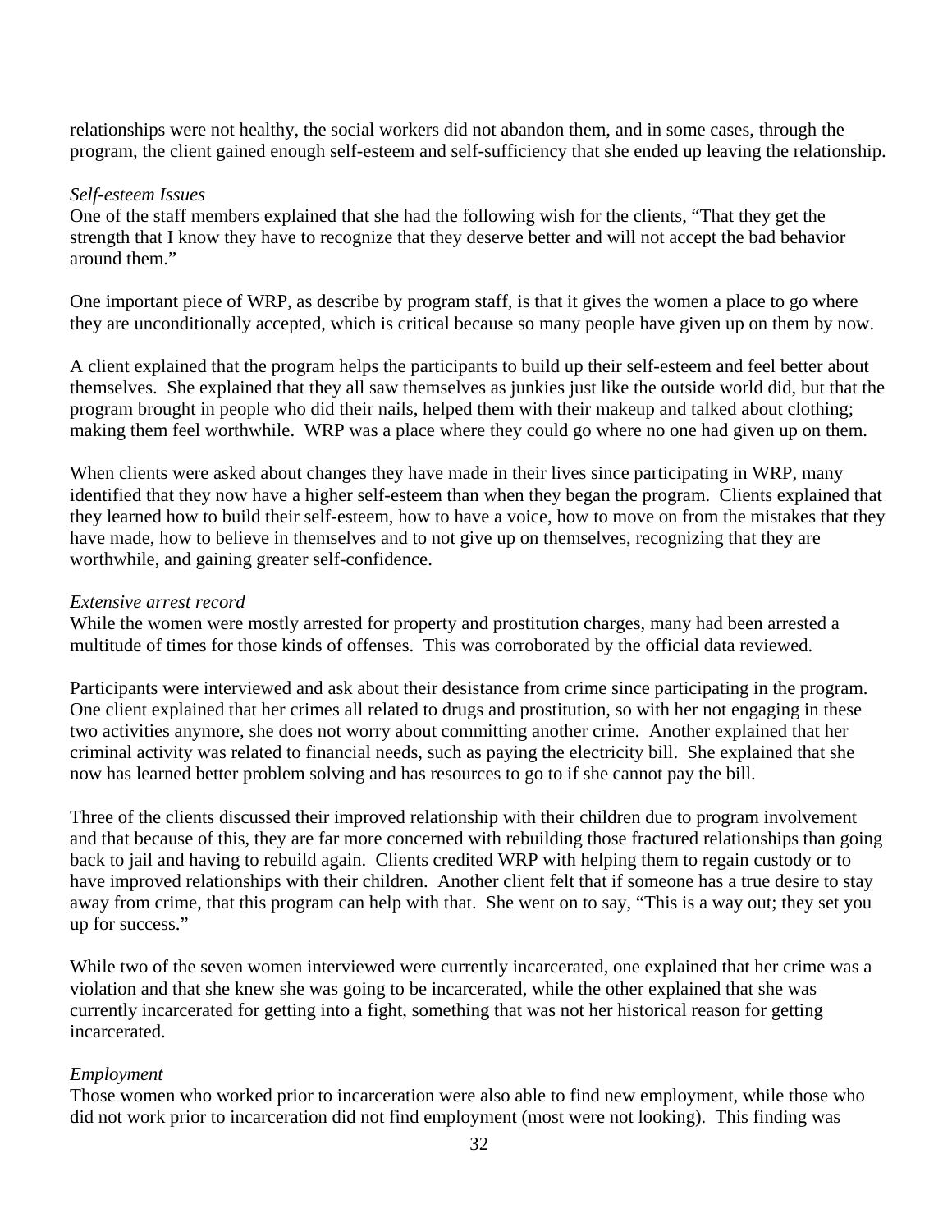relationships were not healthy, the social workers did not abandon them, and in some cases, through the program, the client gained enough self-esteem and self-sufficiency that she ended up leaving the relationship.

*Self-esteem Issues*

One of the staff members explained that she had the following wish for the clients, "That they get the strength that I know they have to recognize that they deserve better and will not accept the bad behavior around them."

One important piece of WRP, as describe by program staff, is that it gives the women a place to go where they are unconditionally accepted, which is critical because so many people have given up on them by now.

A client explained that the program helps the participants to build up their self-esteem and feel better about themselves. She explained that they all saw themselves as junkies just like the outside world did, but that the program brought in people who did their nails, helped them with their makeup and talked about clothing; making them feel worthwhile. WRP was a place where they could go where no one had given up on them.

When clients were asked about changes they have made in their lives since participating in WRP, many identified that they now have a higher self-esteem than when they began the program. Clients explained that they learned how to build their self-esteem, how to have a voice, how to move on from the mistakes that they have made, how to believe in themselves and to not give up on themselves, recognizing that they are worthwhile, and gaining greater self-confidence.

*Extensive arrest record*

While the women were mostly arrested for property and prostitution charges, many had been arrested a multitude of times for those kinds of offenses. This was corroborated by the official data reviewed.

Participants were interviewed and ask about their desistance from crime since participating in the program. One client explained that her crimes all related to drugs and prostitution, so with her not engaging in these two activities anymore, she does not worry about committing another crime. Another explained that her criminal activity was related to financial needs, such as paying the electricity bill. She explained that she now has learned better problem solving and has resources to go to if she cannot pay the bill.

Three of the clients discussed their improved relationship with their children due to program involvement and that because of this, they are far more concerned with rebuilding those fractured relationships than going back to jail and having to rebuild again. Clients credited WRP with helping them to regain custody or to have improved relationships with their children. Another client felt that if someone has a true desire to stay away from crime, that this program can help with that. She went on to say, "This is a way out; they set you up for success."

While two of the seven women interviewed were currently incarcerated, one explained that her crime was a violation and that she knew she was going to be incarcerated, while the other explained that she was currently incarcerated for getting into a fight, something that was not her historical reason for getting incarcerated.

*Employment*

Those women who worked prior to incarceration were also able to find new employment, while those who did not work prior to incarceration did not find employment (most were not looking). This finding was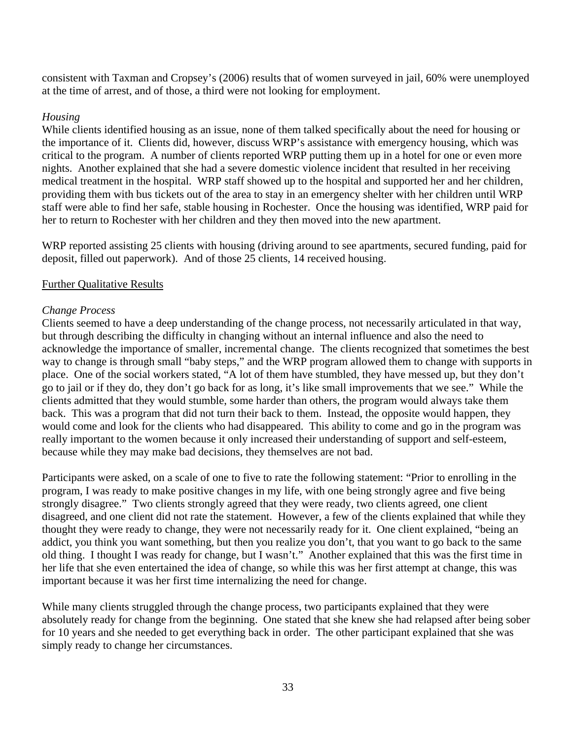consistent with Taxman and Cropsey's (2006) results that of women surveyed in jail, 60% were unemployed at the time of arrest, and of those, a third were not looking for employment.

*Housing*

While clients identified housing as an issue, none of them talked specifically about the need for housing or the importance of it. Clients did, however, discuss WRP's assistance with emergency housing, which was critical to the program. A number of clients reported WRP putting them up in a hotel for one or even more nights. Another explained that she had a severe domestic violence incident that resulted in her receiving medical treatment in the hospital. WRP staff showed up to the hospital and supported her and her children, providing them with bus tickets out of the area to stay in an emergency shelter with her children until WRP staff were able to find her safe, stable housing in Rochester. Once the housing was identified, WRP paid for her to return to Rochester with her children and they then moved into the new apartment.

WRP reported assisting 25 clients with housing (driving around to see apartments, secured funding, paid for deposit, filled out paperwork). And of those 25 clients, 14 received housing.

<u>Further Qualitative Results</u>

*Change Process*

Clients seemed to have a deep understanding of the change process, not necessarily articulated in that way, but through describing the difficulty in changing without an internal influence and also the need to acknowledge the importance of smaller, incremental change. The clients recognized that sometimes the best way to change is through small "baby steps," and the WRP program allowed them to change with supports in place. One of the social workers stated, "A lot of them have stumbled, they have messed up, but they don't go to jail or if they do, they don't go back for as long, it's like small improvements that we see." While the clients admitted that they would stumble, some harder than others, the program would always take them back. This was a program that did not turn their back to them. Instead, the opposite would happen, they would come and look for the clients who had disappeared. This ability to come and go in the program was really important to the women because it only increased their understanding of support and self-esteem, because while they may make bad decisions, they themselves are not bad.

Participants were asked, on a scale of one to five to rate the following statement: "Prior to enrolling in the program, I was ready to make positive changes in my life, with one being strongly agree and five being strongly disagree." Two clients strongly agreed that they were ready, two clients agreed, one client disagreed, and one client did not rate the statement. However, a few of the clients explained that while they thought they were ready to change, they were not necessarily ready for it. One client explained, "being an addict, you think you want something, but then you realize you don't, that you want to go back to the same old thing. I thought I was ready for change, but I wasn't." Another explained that this was the first time in her life that she even entertained the idea of change, so while this was her first attempt at change, this was important because it was her first time internalizing the need for change.

While many clients struggled through the change process, two participants explained that they were absolutely ready for change from the beginning. One stated that she knew she had relapsed after being sober for 10 years and she needed to get everything back in order. The other participant explained that she was simply ready to change her circumstances.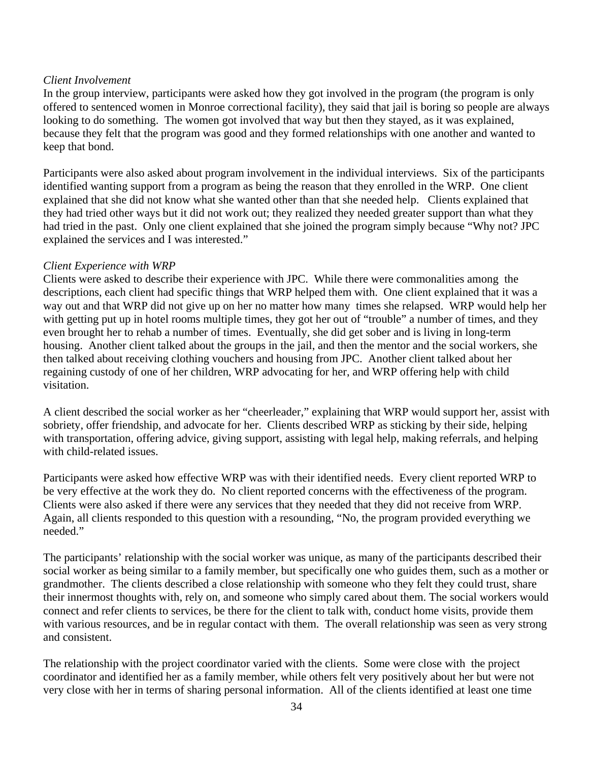*Client Involvement*

In the group interview, participants were asked how they got involved in the program (the program is only offered to sentenced women in Monroe correctional facility), they said that jail is boring so people are always looking to do something. The women got involved that way but then they stayed, as it was explained, because they felt that the program was good and they formed relationships with one another and wanted to keep that bond.

Participants were also asked about program involvement in the individual interviews. Six of the participants identified wanting support from a program as being the reason that they enrolled in the WRP. One client explained that she did not know what she wanted other than that she needed help. Clients explained that they had tried other ways but it did not work out; they realized they needed greater support than what they had tried in the past. Only one client explained that she joined the program simply because "Why not? JPC explained the services and I was interested."

*Client Experience with WRP*

Clients were asked to describe their experience with JPC. While there were commonalities among the descriptions, each client had specific things that WRP helped them with. One client explained that it was a way out and that WRP did not give up on her no matter how many times she relapsed. WRP would help her with getting put up in hotel rooms multiple times, they got her out of "trouble" a number of times, and they even brought her to rehab a number of times. Eventually, she did get sober and is living in long-term housing. Another client talked about the groups in the jail, and then the mentor and the social workers, she then talked about receiving clothing vouchers and housing from JPC. Another client talked about her regaining custody of one of her children, WRP advocating for her, and WRP offering help with child visitation.

A client described the social worker as her "cheerleader," explaining that WRP would support her, assist with sobriety, offer friendship, and advocate for her. Clients described WRP as sticking by their side, helping with transportation, offering advice, giving support, assisting with legal help, making referrals, and helping with child-related issues.

Participants were asked how effective WRP was with their identified needs. Every client reported WRP to be very effective at the work they do. No client reported concerns with the effectiveness of the program. Clients were also asked if there were any services that they needed that they did not receive from WRP. Again, all clients responded to this question with a resounding, "No, the program provided everything we needed."

The participants' relationship with the social worker was unique, as many of the participants described their social worker as being similar to a family member, but specifically one who guides them, such as a mother or grandmother. The clients described a close relationship with someone who they felt they could trust, share their innermost thoughts with, rely on, and someone who simply cared about them. The social workers would connect and refer clients to services, be there for the client to talk with, conduct home visits, provide them with various resources, and be in regular contact with them. The overall relationship was seen as very strong and consistent.

The relationship with the project coordinator varied with the clients. Some were close with the project coordinator and identified her as a family member, while others felt very positively about her but were not very close with her in terms of sharing personal information. All of the clients identified at least one time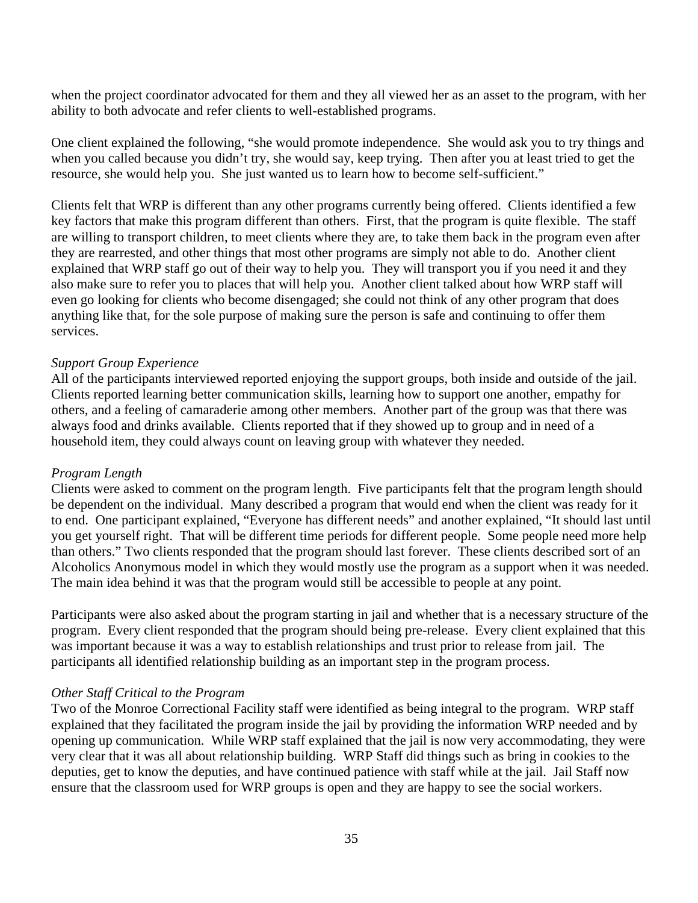when the project coordinator advocated for them and they all viewed her as an asset to the program, with her ability to both advocate and refer clients to well-established programs.

One client explained the following, "she would promote independence. She would ask you to try things and when you called because you didn't try, she would say, keep trying. Then after you at least tried to get the resource, she would help you. She just wanted us to learn how to become self-sufficient."

Clients felt that WRP is different than any other programs currently being offered. Clients identified a few key factors that make this program different than others. First, that the program is quite flexible. The staff are willing to transport children, to meet clients where they are, to take them back in the program even after they are rearrested, and other things that most other programs are simply not able to do. Another client explained that WRP staff go out of their way to help you. They will transport you if you need it and they also make sure to refer you to places that will help you. Another client talked about how WRP staff will even go looking for clients who become disengaged; she could not think of any other program that does anything like that, for the sole purpose of making sure the person is safe and continuing to offer them services.

*Support Group Experience*

All of the participants interviewed reported enjoying the support groups, both inside and outside of the jail. Clients reported learning better communication skills, learning how to support one another, empathy for others, and a feeling of camaraderie among other members. Another part of the group was that there was always food and drinks available. Clients reported that if they showed up to group and in need of a household item, they could always count on leaving group with whatever they needed.

*Program Length*

Clients were asked to comment on the program length. Five participants felt that the program length should be dependent on the individual. Many described a program that would end when the client was ready for it to end. One participant explained, "Everyone has different needs" and another explained, "It should last until you get yourself right. That will be different time periods for different people. Some people need more help than others." Two clients responded that the program should last forever. These clients described sort of an Alcoholics Anonymous model in which they would mostly use the program as a support when it was needed. The main idea behind it was that the program would still be accessible to people at any point.

Participants were also asked about the program starting in jail and whether that is a necessary structure of the program. Every client responded that the program should being pre-release. Every client explained that this was important because it was a way to establish relationships and trust prior to release from jail. The participants all identified relationship building as an important step in the program process.

*Other Staff Critical to the Program*

Two of the Monroe Correctional Facility staff were identified as being integral to the program. WRP staff explained that they facilitated the program inside the jail by providing the information WRP needed and by opening up communication. While WRP staff explained that the jail is now very accommodating, they were very clear that it was all about relationship building. WRP Staff did things such as bring in cookies to the deputies, get to know the deputies, and have continued patience with staff while at the jail. Jail Staff now ensure that the classroom used for WRP groups is open and they are happy to see the social workers.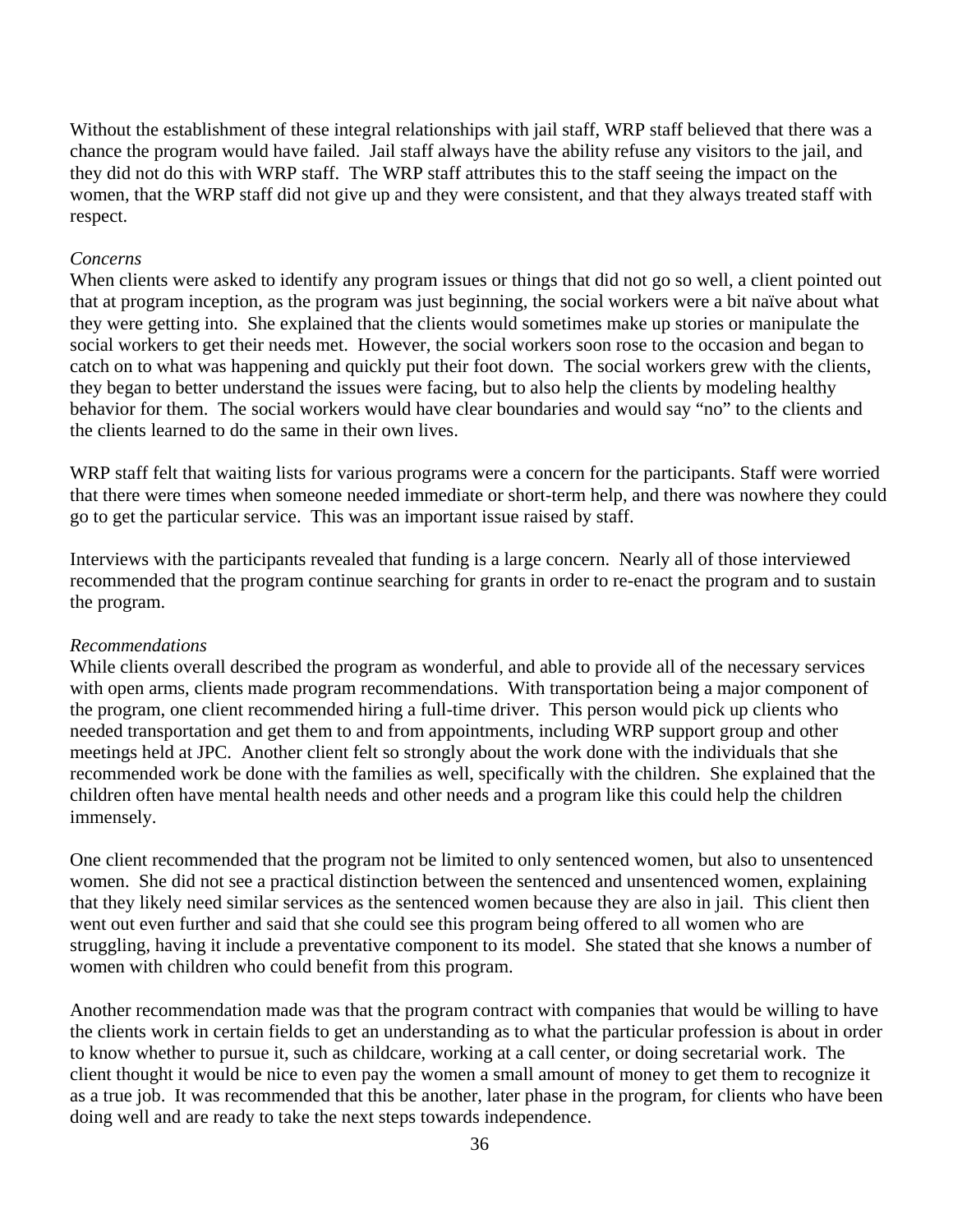Without the establishment of these integral relationships with jail staff, WRP staff believed that there was a chance the program would have failed. Jail staff always have the ability refuse any visitors to the jail, and they did not do this with WRP staff. The WRP staff attributes this to the staff seeing the impact on the women, that the WRP staff did not give up and they were consistent, and that they always treated staff with respect.

*Concerns*

When clients were asked to identify any program issues or things that did not go so well, a client pointed out that at program inception, as the program was just beginning, the social workers were a bit naïve about what they were getting into. She explained that the clients would sometimes make up stories or manipulate the social workers to get their needs met. However, the social workers soon rose to the occasion and began to catch on to what was happening and quickly put their foot down. The social workers grew with the clients, they began to better understand the issues were facing, but to also help the clients by modeling healthy behavior for them. The social workers would have clear boundaries and would say "no" to the clients and the clients learned to do the same in their own lives.

WRP staff felt that waiting lists for various programs were a concern for the participants. Staff were worried that there were times when someone needed immediate or short-term help, and there was nowhere they could go to get the particular service. This was an important issue raised by staff.

Interviews with the participants revealed that funding is a large concern. Nearly all of those interviewed recommended that the program continue searching for grants in order to re-enact the program and to sustain the program.

*Recommendations*

While clients overall described the program as wonderful, and able to provide all of the necessary services with open arms, clients made program recommendations. With transportation being a major component of the program, one client recommended hiring a full-time driver. This person would pick up clients who needed transportation and get them to and from appointments, including WRP support group and other meetings held at JPC. Another client felt so strongly about the work done with the individuals that she recommended work be done with the families as well, specifically with the children. She explained that the children often have mental health needs and other needs and a program like this could help the children immensely.

One client recommended that the program not be limited to only sentenced women, but also to unsentenced women. She did not see a practical distinction between the sentenced and unsentenced women, explaining that they likely need similar services as the sentenced women because they are also in jail. This client then went out even further and said that she could see this program being offered to all women who are struggling, having it include a preventative component to its model. She stated that she knows a number of women with children who could benefit from this program.

Another recommendation made was that the program contract with companies that would be willing to have the clients work in certain fields to get an understanding as to what the particular profession is about in order to know whether to pursue it, such as childcare, working at a call center, or doing secretarial work. The client thought it would be nice to even pay the women a small amount of money to get them to recognize it as a true job. It was recommended that this be another, later phase in the program, for clients who have been doing well and are ready to take the next steps towards independence.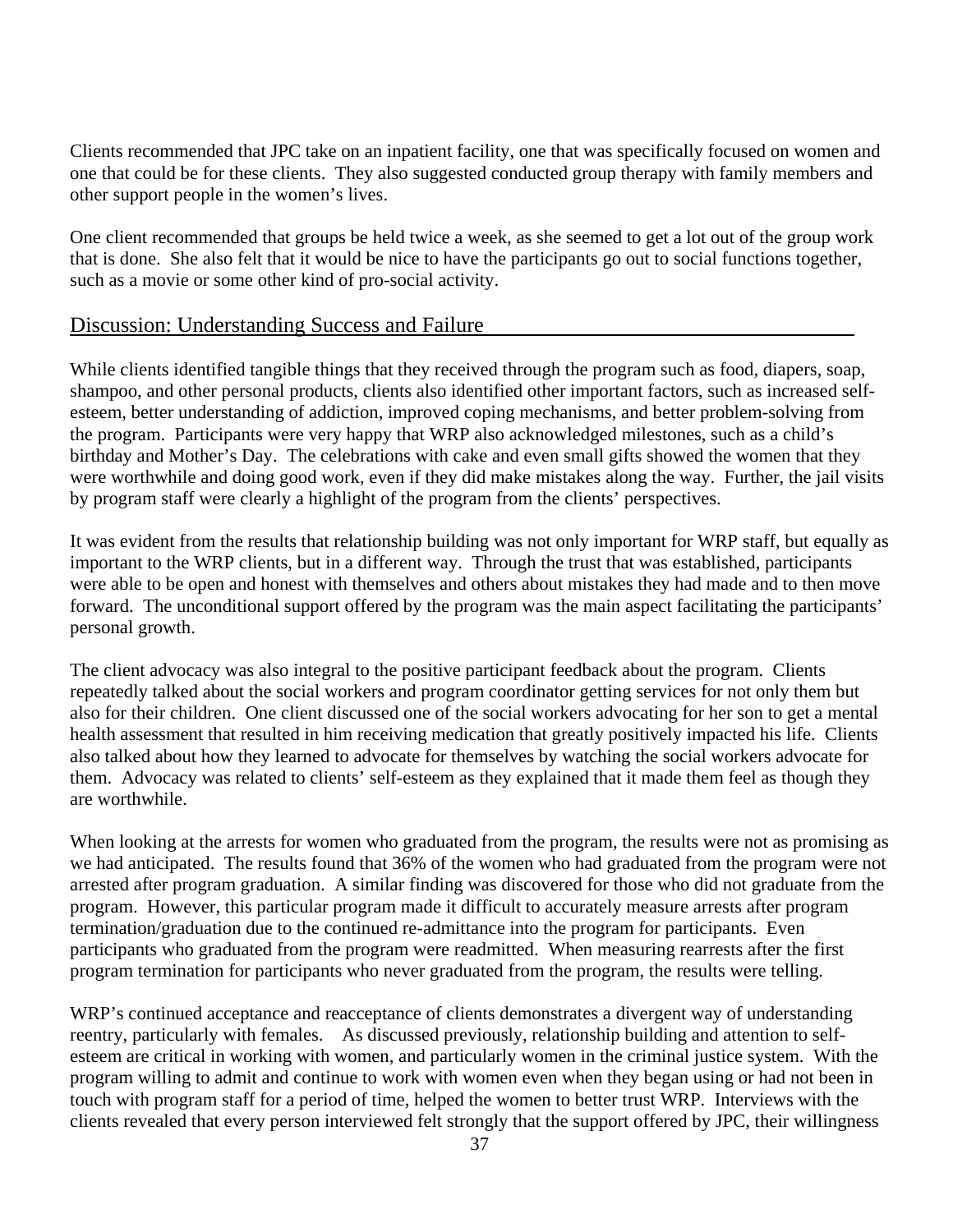Clients recommended that JPC take on an inpatient facility, one that was specifically focused on women and one that could be for these clients. They also suggested conducted group therapy with family members and other support people in the women's lives.

One client recommended that groups be held twice a week, as she seemed to get a lot out of the group work that is done. She also felt that it would be nice to have the participants go out to social functions together, such as a movie or some other kind of pro-social activity.

## Discussion: Understanding Success and Failure

While clients identified tangible things that they received through the program such as food, diapers, soap, shampoo, and other personal products, clients also identified other important factors, such as increased self-esteem, better understanding of addiction, improved coping mechanisms, and better problem-solving from the program. Participants were very happy that WRP also acknowledged milestones, such as a child's birthday and Mother's Day. The celebrations with cake and even small gifts showed the women that they were worthwhile and doing good work, even if they did make mistakes along the way. Further, the jail visits by program staff were clearly a highlight of the program from the clients' perspectives.

It was evident from the results that relationship building was not only important for WRP staff, but equally as important to the WRP clients, but in a different way. Through the trust that was established, participants were able to be open and honest with themselves and others about mistakes they had made and to then move forward. The unconditional support offered by the program was the main aspect facilitating the participants' personal growth.

The client advocacy was also integral to the positive participant feedback about the program. Clients repeatedly talked about the social workers and program coordinator getting services for not only them but also for their children. One client discussed one of the social workers advocating for her son to get a mental health assessment that resulted in him receiving medication that greatly positively impacted his life. Clients also talked about how they learned to advocate for themselves by watching the social workers advocate for them. Advocacy was related to clients' self-esteem as they explained that it made them feel as though they are worthwhile.

When looking at the arrests for women who graduated from the program, the results were not as promising as we had anticipated. The results found that 36% of the women who had graduated from the program were not arrested after program graduation. A similar finding was discovered for those who did not graduate from the program. However, this particular program made it difficult to accurately measure arrests after program termination/graduation due to the continued re-admittance into the program for participants. Even participants who graduated from the program were readmitted. When measuring rearrests after the first program termination for participants who never graduated from the program, the results were telling.

WRP's continued acceptance and reacceptance of clients demonstrates a divergent way of understanding reentry, particularly with females. As discussed previously, relationship building and attention to self-esteem are critical in working with women, and particularly women in the criminal justice system. With the program willing to admit and continue to work with women even when they began using or had not been in touch with program staff for a period of time, helped the women to better trust WRP. Interviews with the clients revealed that every person interviewed felt strongly that the support offered by JPC, their willingness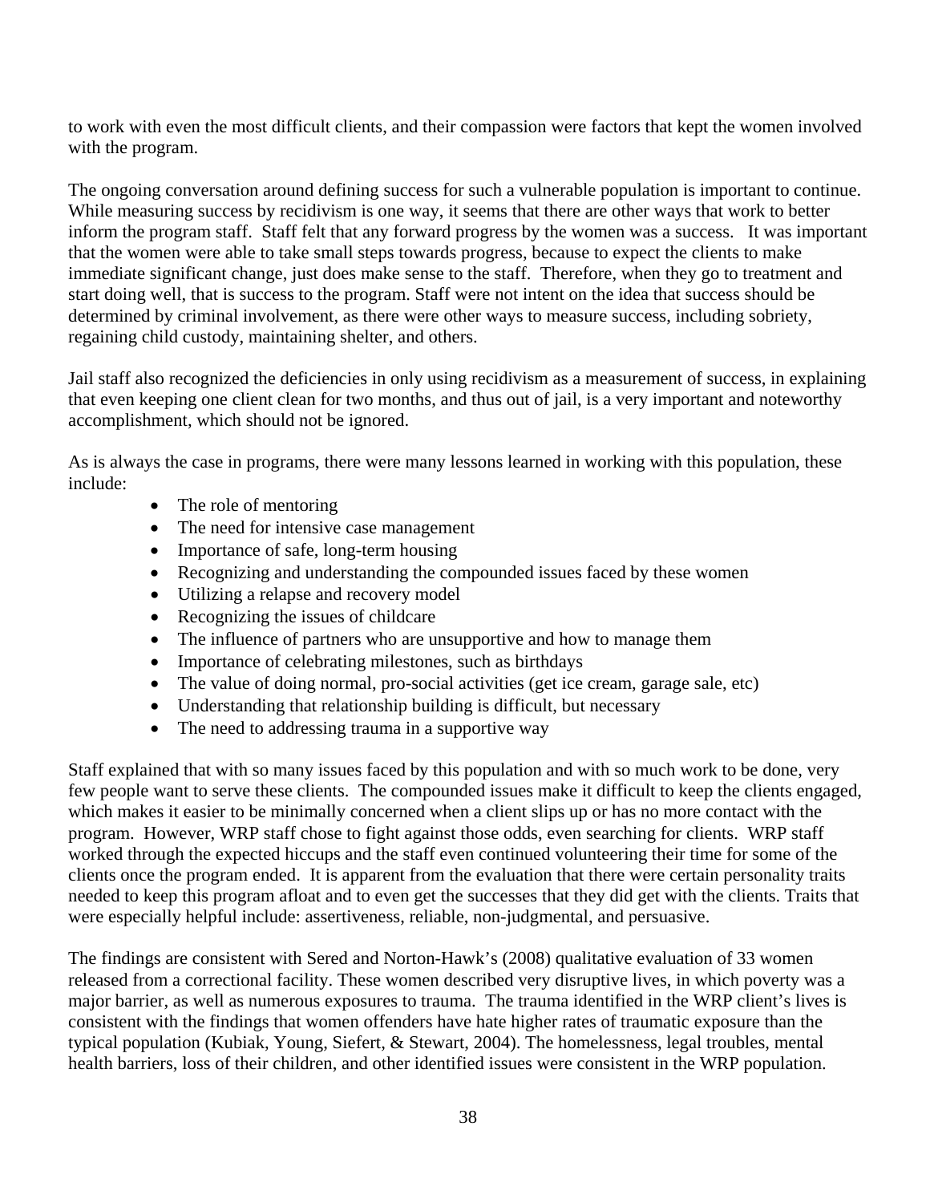to work with even the most difficult clients, and their compassion were factors that kept the women involved with the program.

The ongoing conversation around defining success for such a vulnerable population is important to continue. While measuring success by recidivism is one way, it seems that there are other ways that work to better inform the program staff. Staff felt that any forward progress by the women was a success. It was important that the women were able to take small steps towards progress, because to expect the clients to make immediate significant change, just does make sense to the staff. Therefore, when they go to treatment and start doing well, that is success to the program. Staff were not intent on the idea that success should be determined by criminal involvement, as there were other ways to measure success, including sobriety, regaining child custody, maintaining shelter, and others.

Jail staff also recognized the deficiencies in only using recidivism as a measurement of success, in explaining that even keeping one client clean for two months, and thus out of jail, is a very important and noteworthy accomplishment, which should not be ignored.

As is always the case in programs, there were many lessons learned in working with this population, these include:

- The role of mentoring
- The need for intensive case management
- Importance of safe, long-term housing
- Recognizing and understanding the compounded issues faced by these women
- Utilizing a relapse and recovery model
- Recognizing the issues of childcare
- The influence of partners who are unsupportive and how to manage them
- Importance of celebrating milestones, such as birthdays
- The value of doing normal, pro-social activities (get ice cream, garage sale, etc)
- Understanding that relationship building is difficult, but necessary
- The need to addressing trauma in a supportive way

Staff explained that with so many issues faced by this population and with so much work to be done, very few people want to serve these clients. The compounded issues make it difficult to keep the clients engaged, which makes it easier to be minimally concerned when a client slips up or has no more contact with the program. However, WRP staff chose to fight against those odds, even searching for clients. WRP staff worked through the expected hiccups and the staff even continued volunteering their time for some of the clients once the program ended. It is apparent from the evaluation that there were certain personality traits needed to keep this program afloat and to even get the successes that they did get with the clients. Traits that were especially helpful include: assertiveness, reliable, non-judgmental, and persuasive.

The findings are consistent with Sered and Norton-Hawk's (2008) qualitative evaluation of 33 women released from a correctional facility. These women described very disruptive lives, in which poverty was a major barrier, as well as numerous exposures to trauma. The trauma identified in the WRP client's lives is consistent with the findings that women offenders have hate higher rates of traumatic exposure than the typical population (Kubiak, Young, Siefert, & Stewart, 2004). The homelessness, legal troubles, mental health barriers, loss of their children, and other identified issues were consistent in the WRP population.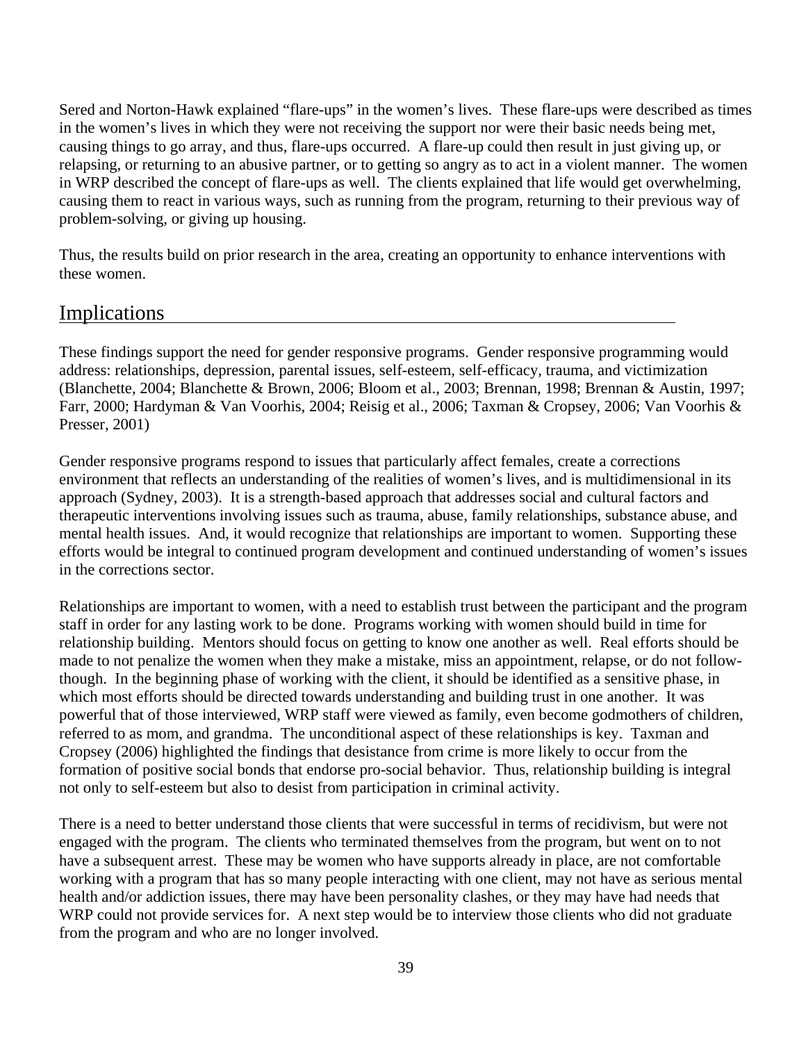Sered and Norton-Hawk explained "flare-ups" in the women's lives. These flare-ups were described as times in the women's lives in which they were not receiving the support nor were their basic needs being met, causing things to go array, and thus, flare-ups occurred. A flare-up could then result in just giving up, or relapsing, or returning to an abusive partner, or to getting so angry as to act in a violent manner. The women in WRP described the concept of flare-ups as well. The clients explained that life would get overwhelming, causing them to react in various ways, such as running from the program, returning to their previous way of problem-solving, or giving up housing.

Thus, the results build on prior research in the area, creating an opportunity to enhance interventions with these women.

## Implications

These findings support the need for gender responsive programs. Gender responsive programming would address: relationships, depression, parental issues, self-esteem, self-efficacy, trauma, and victimization (Blanchette, 2004; Blanchette & Brown, 2006; Bloom et al., 2003; Brennan, 1998; Brennan & Austin, 1997; Farr, 2000; Hardyman & Van Voorhis, 2004; Reisig et al., 2006; Taxman & Cropsey, 2006; Van Voorhis & Presser, 2001)

Gender responsive programs respond to issues that particularly affect females, create a corrections environment that reflects an understanding of the realities of women's lives, and is multidimensional in its approach (Sydney, 2003). It is a strength-based approach that addresses social and cultural factors and therapeutic interventions involving issues such as trauma, abuse, family relationships, substance abuse, and mental health issues. And, it would recognize that relationships are important to women. Supporting these efforts would be integral to continued program development and continued understanding of women's issues in the corrections sector.

Relationships are important to women, with a need to establish trust between the participant and the program staff in order for any lasting work to be done. Programs working with women should build in time for relationship building. Mentors should focus on getting to know one another as well. Real efforts should be made to not penalize the women when they make a mistake, miss an appointment, relapse, or do not follow-though. In the beginning phase of working with the client, it should be identified as a sensitive phase, in which most efforts should be directed towards understanding and building trust in one another. It was powerful that of those interviewed, WRP staff were viewed as family, even become godmothers of children, referred to as mom, and grandma. The unconditional aspect of these relationships is key. Taxman and Cropsey (2006) highlighted the findings that desistance from crime is more likely to occur from the formation of positive social bonds that endorse pro-social behavior. Thus, relationship building is integral not only to self-esteem but also to desist from participation in criminal activity.

There is a need to better understand those clients that were successful in terms of recidivism, but were not engaged with the program. The clients who terminated themselves from the program, but went on to not have a subsequent arrest. These may be women who have supports already in place, are not comfortable working with a program that has so many people interacting with one client, may not have as serious mental health and/or addiction issues, there may have been personality clashes, or they may have had needs that WRP could not provide services for. A next step would be to interview those clients who did not graduate from the program and who are no longer involved.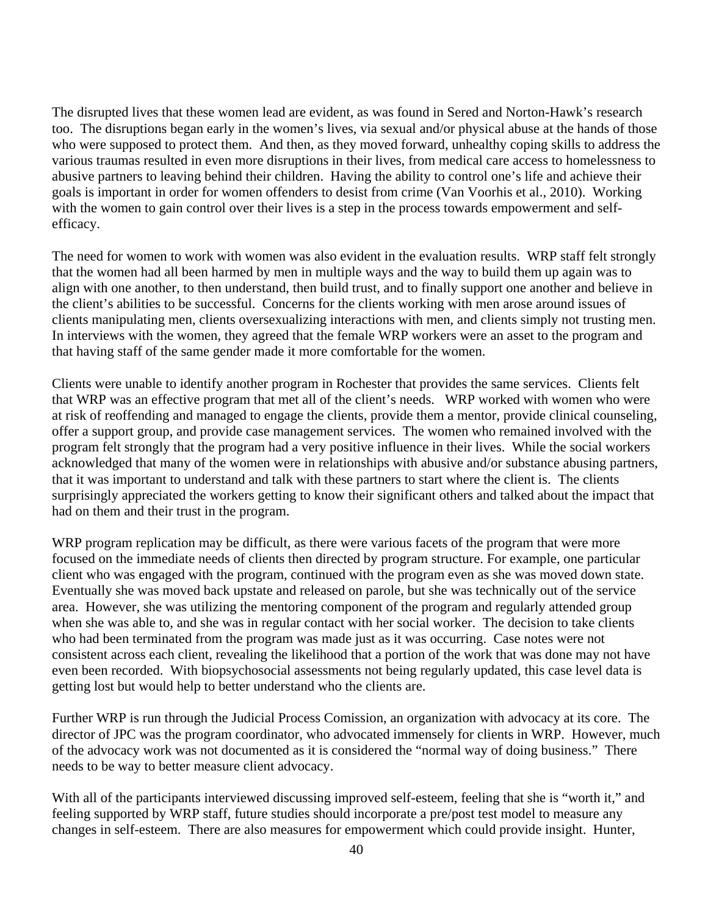The disrupted lives that these women lead are evident, as was found in Sered and Norton-Hawk's research too. The disruptions began early in the women's lives, via sexual and/or physical abuse at the hands of those who were supposed to protect them. And then, as they moved forward, unhealthy coping skills to address the various traumas resulted in even more disruptions in their lives, from medical care access to homelessness to abusive partners to leaving behind their children. Having the ability to control one's life and achieve their goals is important in order for women offenders to desist from crime (Van Voorhis et al., 2010). Working with the women to gain control over their lives is a step in the process towards empowerment and self-efficacy.

The need for women to work with women was also evident in the evaluation results. WRP staff felt strongly that the women had all been harmed by men in multiple ways and the way to build them up again was to align with one another, to then understand, then build trust, and to finally support one another and believe in the client's abilities to be successful. Concerns for the clients working with men arose around issues of clients manipulating men, clients oversexualizing interactions with men, and clients simply not trusting men. In interviews with the women, they agreed that the female WRP workers were an asset to the program and that having staff of the same gender made it more comfortable for the women.

Clients were unable to identify another program in Rochester that provides the same services. Clients felt that WRP was an effective program that met all of the client's needs. WRP worked with women who were at risk of reoffending and managed to engage the clients, provide them a mentor, provide clinical counseling, offer a support group, and provide case management services. The women who remained involved with the program felt strongly that the program had a very positive influence in their lives. While the social workers acknowledged that many of the women were in relationships with abusive and/or substance abusing partners, that it was important to understand and talk with these partners to start where the client is. The clients surprisingly appreciated the workers getting to know their significant others and talked about the impact that had on them and their trust in the program.

WRP program replication may be difficult, as there were various facets of the program that were more focused on the immediate needs of clients then directed by program structure. For example, one particular client who was engaged with the program, continued with the program even as she was moved down state. Eventually she was moved back upstate and released on parole, but she was technically out of the service area. However, she was utilizing the mentoring component of the program and regularly attended group when she was able to, and she was in regular contact with her social worker. The decision to take clients who had been terminated from the program was made just as it was occurring. Case notes were not consistent across each client, revealing the likelihood that a portion of the work that was done may not have even been recorded. With biopsychosocial assessments not being regularly updated, this case level data is getting lost but would help to better understand who the clients are.

Further WRP is run through the Judicial Process Comission, an organization with advocacy at its core. The director of JPC was the program coordinator, who advocated immensely for clients in WRP. However, much of the advocacy work was not documented as it is considered the "normal way of doing business." There needs to be way to better measure client advocacy.

With all of the participants interviewed discussing improved self-esteem, feeling that she is "worth it," and feeling supported by WRP staff, future studies should incorporate a pre/post test model to measure any changes in self-esteem. There are also measures for empowerment which could provide insight. Hunter,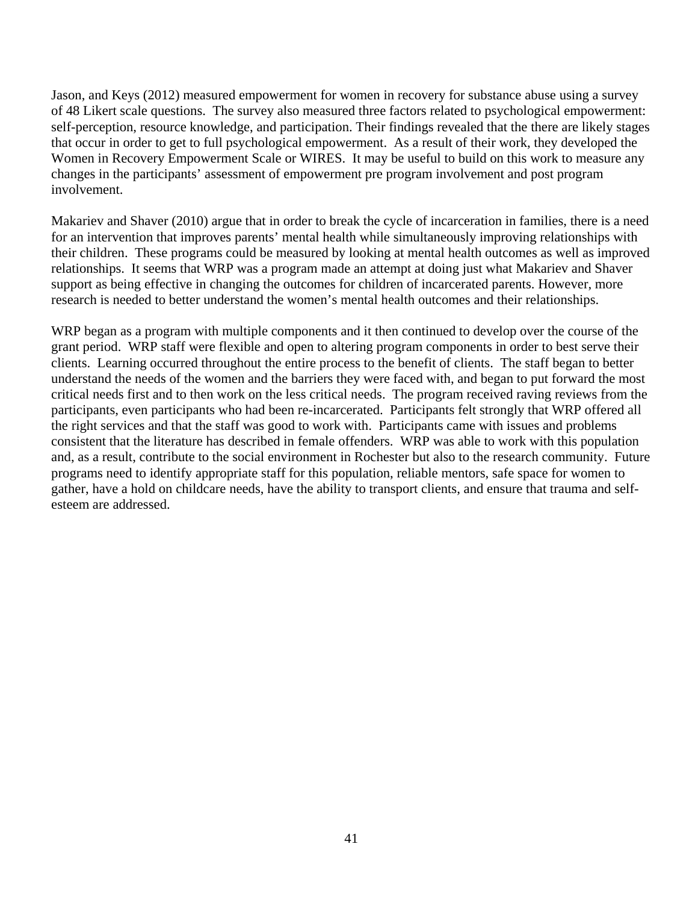Jason, and Keys (2012) measured empowerment for women in recovery for substance abuse using a survey of 48 Likert scale questions. The survey also measured three factors related to psychological empowerment: self-perception, resource knowledge, and participation. Their findings revealed that the there are likely stages that occur in order to get to full psychological empowerment. As a result of their work, they developed the Women in Recovery Empowerment Scale or WIRES. It may be useful to build on this work to measure any changes in the participants' assessment of empowerment pre program involvement and post program involvement.

Makariev and Shaver (2010) argue that in order to break the cycle of incarceration in families, there is a need for an intervention that improves parents' mental health while simultaneously improving relationships with their children. These programs could be measured by looking at mental health outcomes as well as improved relationships. It seems that WRP was a program made an attempt at doing just what Makariev and Shaver support as being effective in changing the outcomes for children of incarcerated parents. However, more research is needed to better understand the women's mental health outcomes and their relationships.

WRP began as a program with multiple components and it then continued to develop over the course of the grant period. WRP staff were flexible and open to altering program components in order to best serve their clients. Learning occurred throughout the entire process to the benefit of clients. The staff began to better understand the needs of the women and the barriers they were faced with, and began to put forward the most critical needs first and to then work on the less critical needs. The program received raving reviews from the participants, even participants who had been re-incarcerated. Participants felt strongly that WRP offered all the right services and that the staff was good to work with. Participants came with issues and problems consistent that the literature has described in female offenders. WRP was able to work with this population and, as a result, contribute to the social environment in Rochester but also to the research community. Future programs need to identify appropriate staff for this population, reliable mentors, safe space for women to gather, have a hold on childcare needs, have the ability to transport clients, and ensure that trauma and self-esteem are addressed.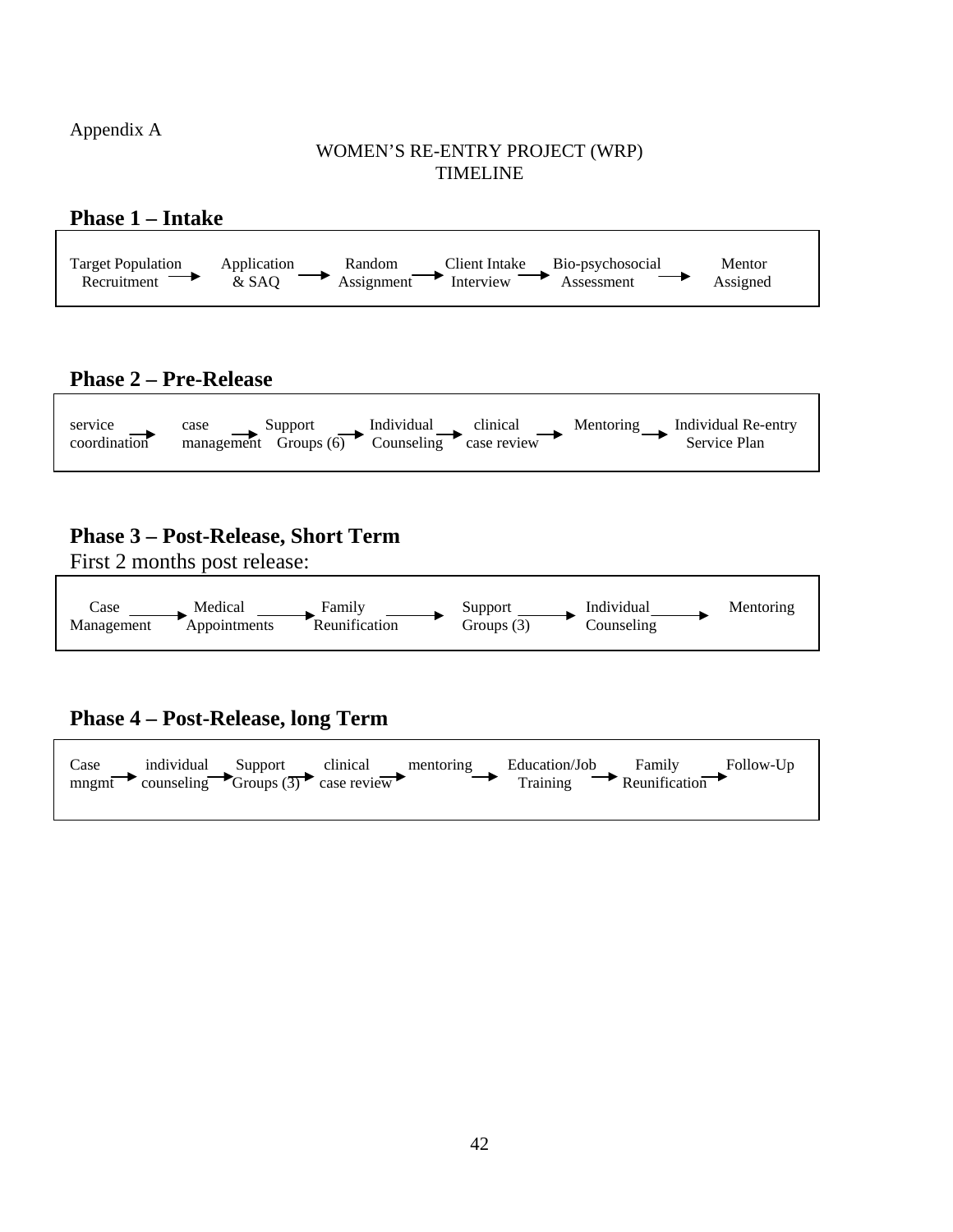Appendix A

WOMEN'S RE-ENTRY PROJECT (WRP)
TIMELINE

## Phase 1 – Intake

Target Population Recruitment → Application & SAQ → Random Assignment → Client Intake Interview → Bio-psychosocial Assessment → Mentor Assigned

## Phase 2 – Pre-Release

service coordination → case management → Support Groups (6) → Individual Counseling → clinical case review → Mentoring → Individual Re-entry Service Plan

## Phase 3 – Post-Release, Short Term

First 2 months post release:

Case Management → Medical Appointments → Family Reunification → Support Groups (3) → Individual Counseling → Mentoring

## Phase 4 – Post-Release, long Term

Case mngmt → individual counseling → Support Groups (3) → clinical case review → mentoring → Education/Job Training → Family Reunification → Follow-Up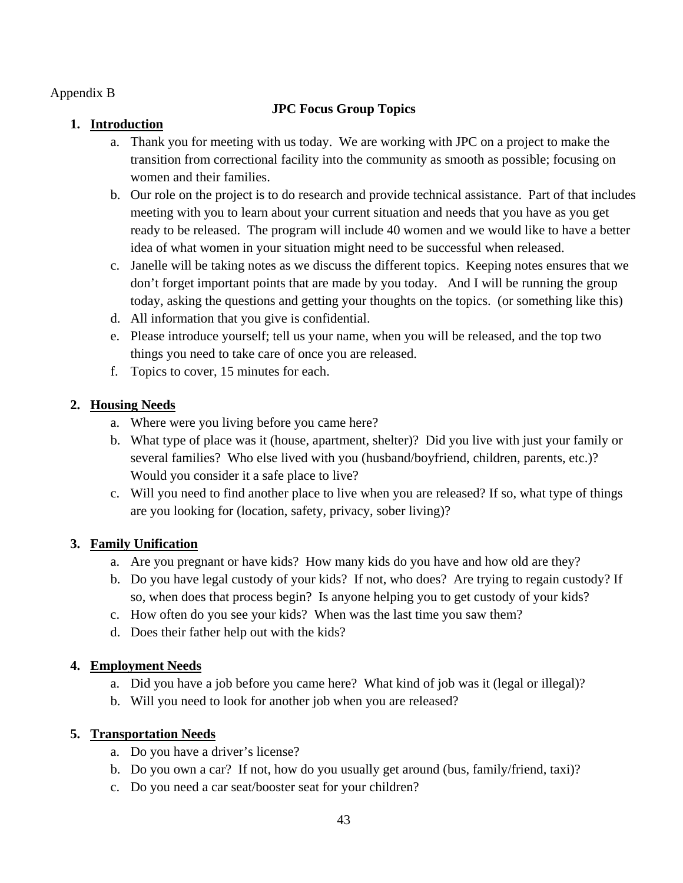Appendix B

## JPC Focus Group Topics

1. **Introduction**
    a. Thank you for meeting with us today. We are working with JPC on a project to make the transition from correctional facility into the community as smooth as possible; focusing on women and their families.
    b. Our role on the project is to do research and provide technical assistance. Part of that includes meeting with you to learn about your current situation and needs that you have as you get ready to be released. The program will include 40 women and we would like to have a better idea of what women in your situation might need to be successful when released.
    c. Janelle will be taking notes as we discuss the different topics. Keeping notes ensures that we don't forget important points that are made by you today. And I will be running the group today, asking the questions and getting your thoughts on the topics. (or something like this)
    d. All information that you give is confidential.
    e. Please introduce yourself; tell us your name, when you will be released, and the top two things you need to take care of once you are released.
    f. Topics to cover, 15 minutes for each.

2. **Housing Needs**
    a. Where were you living before you came here?
    b. What type of place was it (house, apartment, shelter)? Did you live with just your family or several families? Who else lived with you (husband/boyfriend, children, parents, etc.)? Would you consider it a safe place to live?
    c. Will you need to find another place to live when you are released? If so, what type of things are you looking for (location, safety, privacy, sober living)?

3. **Family Unification**
    a. Are you pregnant or have kids? How many kids do you have and how old are they?
    b. Do you have legal custody of your kids? If not, who does? Are trying to regain custody? If so, when does that process begin? Is anyone helping you to get custody of your kids?
    c. How often do you see your kids? When was the last time you saw them?
    d. Does their father help out with the kids?

4. **Employment Needs**
    a. Did you have a job before you came here? What kind of job was it (legal or illegal)?
    b. Will you need to look for another job when you are released?

5. **Transportation Needs**
    a. Do you have a driver's license?
    b. Do you own a car? If not, how do you usually get around (bus, family/friend, taxi)?
    c. Do you need a car seat/booster seat for your children?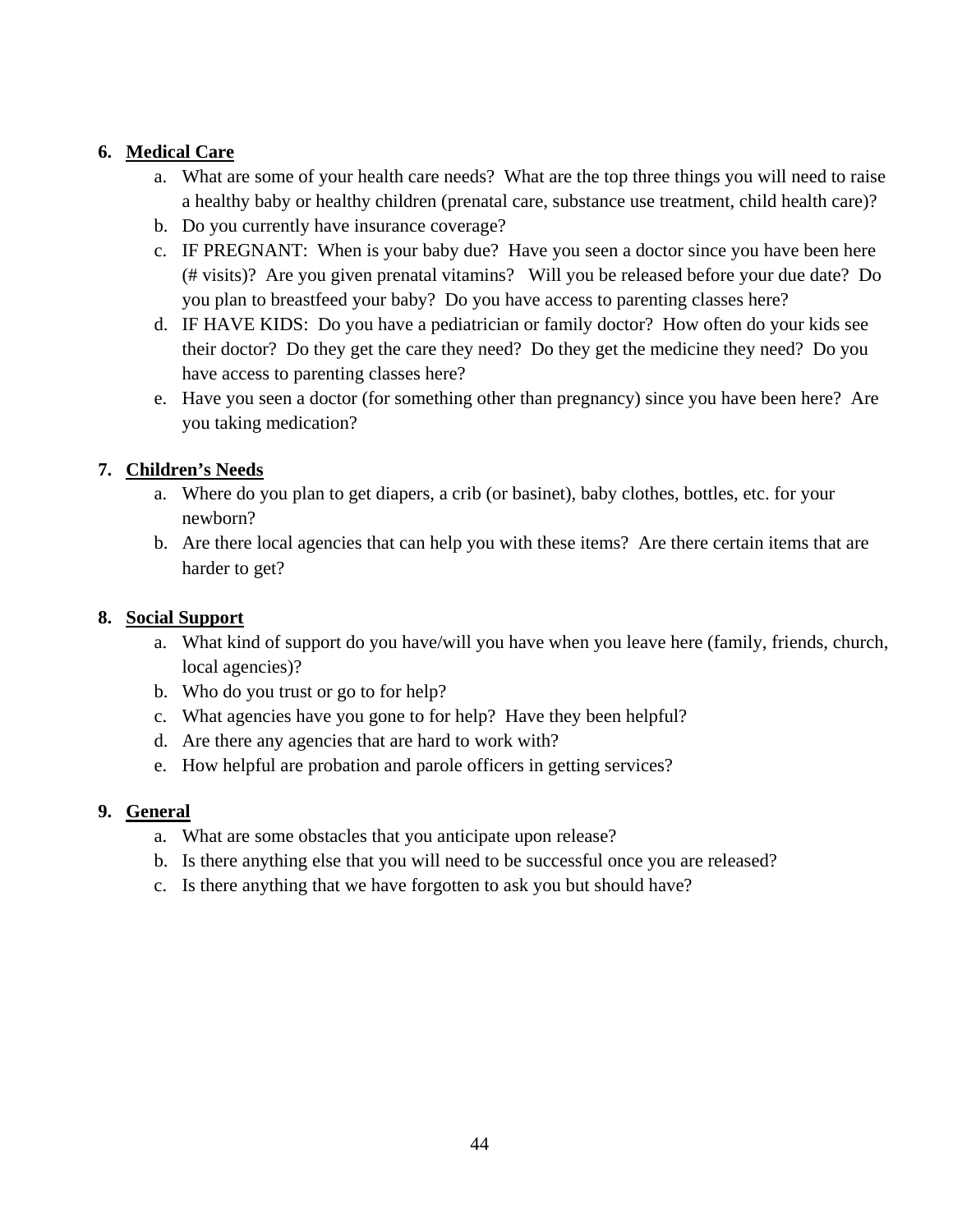6. **<u>Medical Care</u>**
   a. What are some of your health care needs? What are the top three things you will need to raise a healthy baby or healthy children (prenatal care, substance use treatment, child health care)?
   b. Do you currently have insurance coverage?
   c. IF PREGNANT: When is your baby due? Have you seen a doctor since you have been here (# visits)? Are you given prenatal vitamins? Will you be released before your due date? Do you plan to breastfeed your baby? Do you have access to parenting classes here?
   d. IF HAVE KIDS: Do you have a pediatrician or family doctor? How often do your kids see their doctor? Do they get the care they need? Do they get the medicine they need? Do you have access to parenting classes here?
   e. Have you seen a doctor (for something other than pregnancy) since you have been here? Are you taking medication?

7. **<u>Children's Needs</u>**
   a. Where do you plan to get diapers, a crib (or basinet), baby clothes, bottles, etc. for your newborn?
   b. Are there local agencies that can help you with these items? Are there certain items that are harder to get?

8. **<u>Social Support</u>**
   a. What kind of support do you have/will you have when you leave here (family, friends, church, local agencies)?
   b. Who do you trust or go to for help?
   c. What agencies have you gone to for help? Have they been helpful?
   d. Are there any agencies that are hard to work with?
   e. How helpful are probation and parole officers in getting services?

9. **<u>General</u>**
   a. What are some obstacles that you anticipate upon release?
   b. Is there anything else that you will need to be successful once you are released?
   c. Is there anything that we have forgotten to ask you but should have?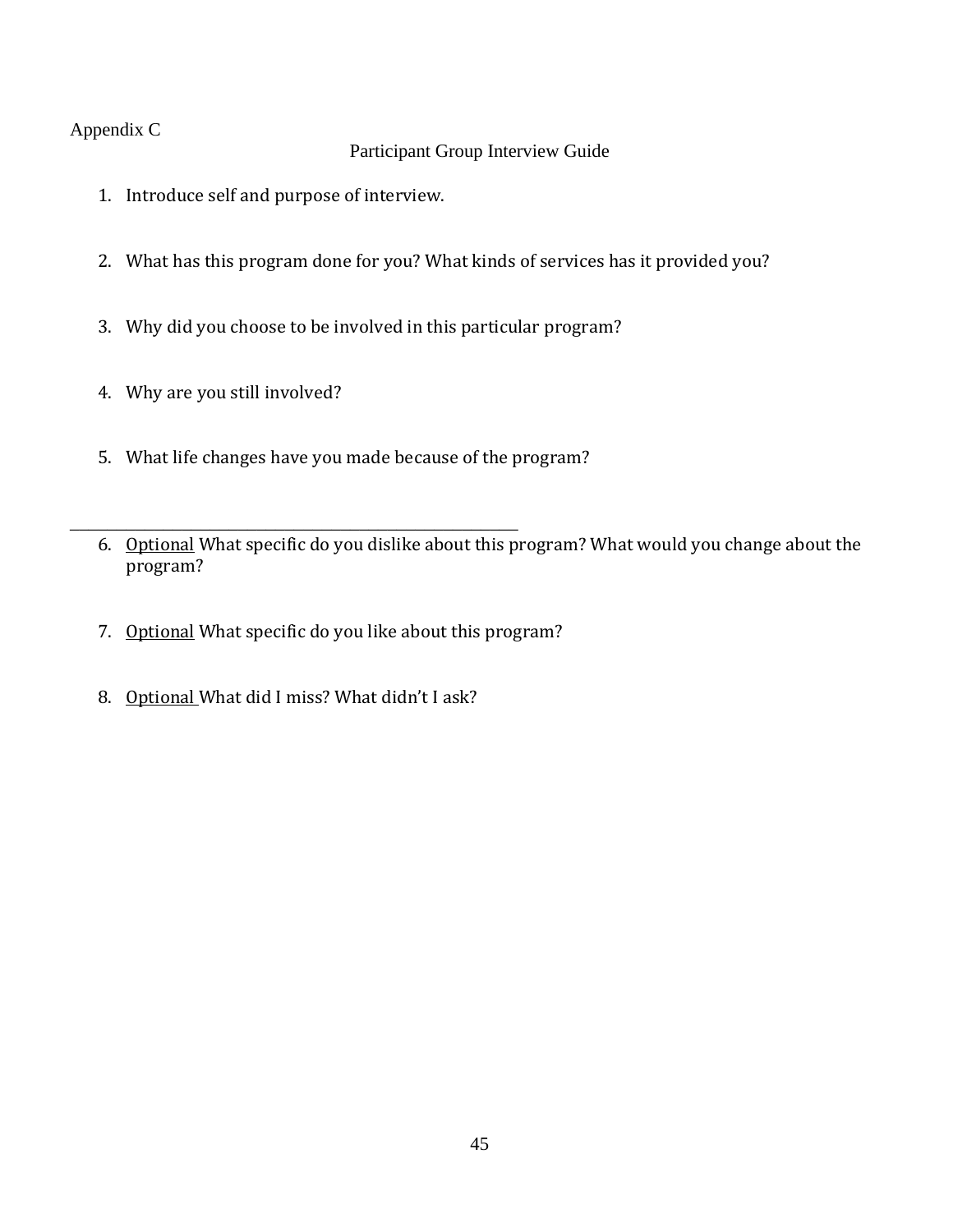Appendix C

Participant Group Interview Guide

1. Introduce self and purpose of interview.

2. What has this program done for you? What kinds of services has it provided you?

3. Why did you choose to be involved in this particular program?

4. Why are you still involved?

5. What life changes have you made because of the program?

---

6. <u>Optional</u> What specific do you dislike about this program? What would you change about the program?

7. <u>Optional</u> What specific do you like about this program?

8. <u>Optional</u> What did I miss? What didn't I ask?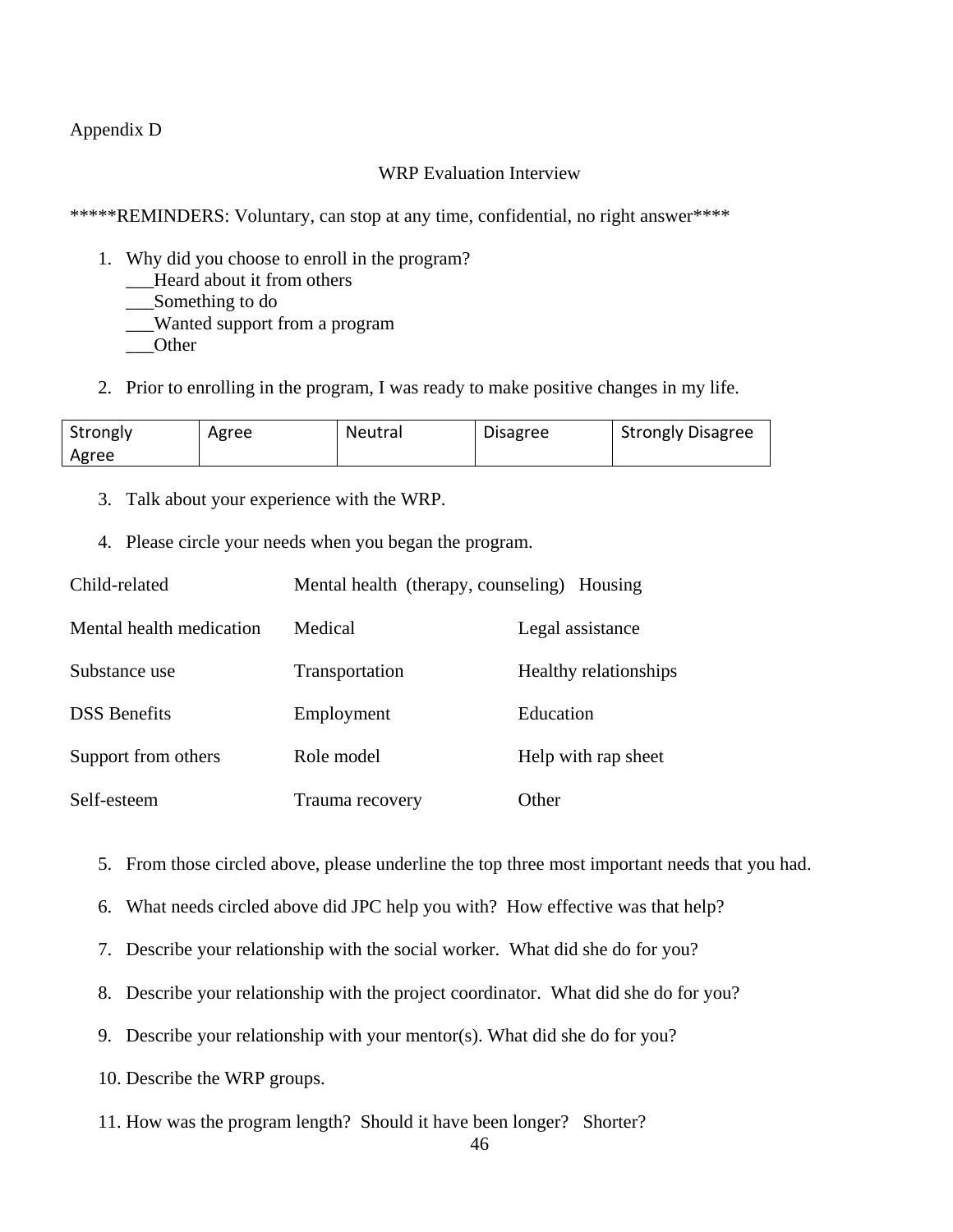Appendix D

WRP Evaluation Interview

*****REMINDERS: Voluntary, can stop at any time, confidential, no right answer****

1. Why did you choose to enroll in the program?
   ___Heard about it from others
   ___Something to do
   ___Wanted support from a program
   ___Other

2. Prior to enrolling in the program, I was ready to make positive changes in my life.

| Strongly Agree | Agree | Neutral | Disagree | Strongly Disagree |
|---|---|---|---|---|

3. Talk about your experience with the WRP.

4. Please circle your needs when you began the program.

| | | |
|---|---|---|
| Child-related | Mental health (therapy, counseling) | Housing |
| Mental health medication | Medical | Legal assistance |
| Substance use | Transportation | Healthy relationships |
| DSS Benefits | Employment | Education |
| Support from others | Role model | Help with rap sheet |
| Self-esteem | Trauma recovery | Other |

5. From those circled above, please underline the top three most important needs that you had.

6. What needs circled above did JPC help you with? How effective was that help?

7. Describe your relationship with the social worker. What did she do for you?

8. Describe your relationship with the project coordinator. What did she do for you?

9. Describe your relationship with your mentor(s). What did she do for you?

10. Describe the WRP groups.

11. How was the program length? Should it have been longer? Shorter?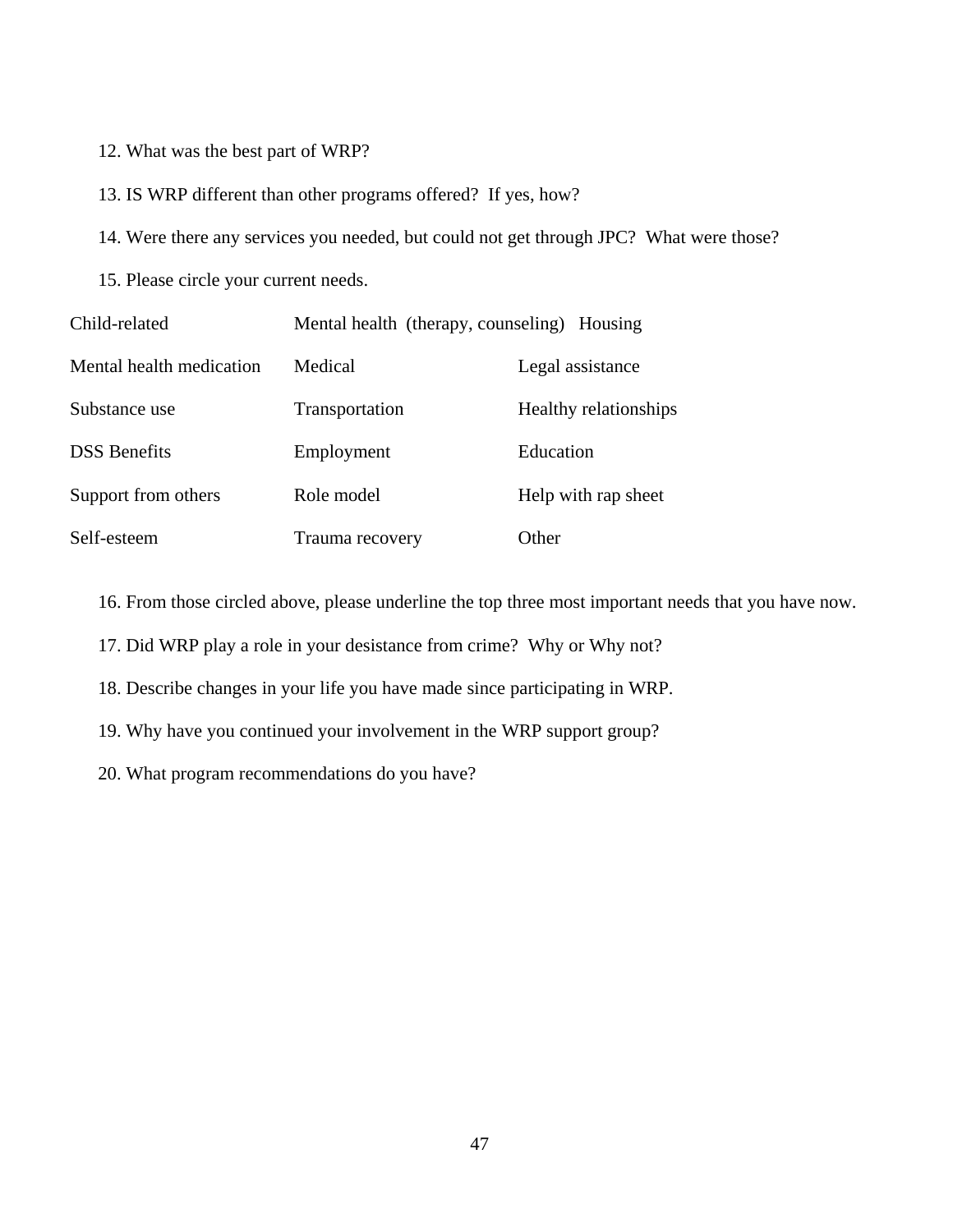12. What was the best part of WRP?

13. IS WRP different than other programs offered? If yes, how?

14. Were there any services you needed, but could not get through JPC? What were those?

15. Please circle your current needs.

| | | |
|---|---|---|
| Child-related | Mental health (therapy, counseling) | Housing |
| Mental health medication | Medical | Legal assistance |
| Substance use | Transportation | Healthy relationships |
| DSS Benefits | Employment | Education |
| Support from others | Role model | Help with rap sheet |
| Self-esteem | Trauma recovery | Other |

16. From those circled above, please underline the top three most important needs that you have now.

17. Did WRP play a role in your desistance from crime? Why or Why not?

18. Describe changes in your life you have made since participating in WRP.

19. Why have you continued your involvement in the WRP support group?

20. What program recommendations do you have?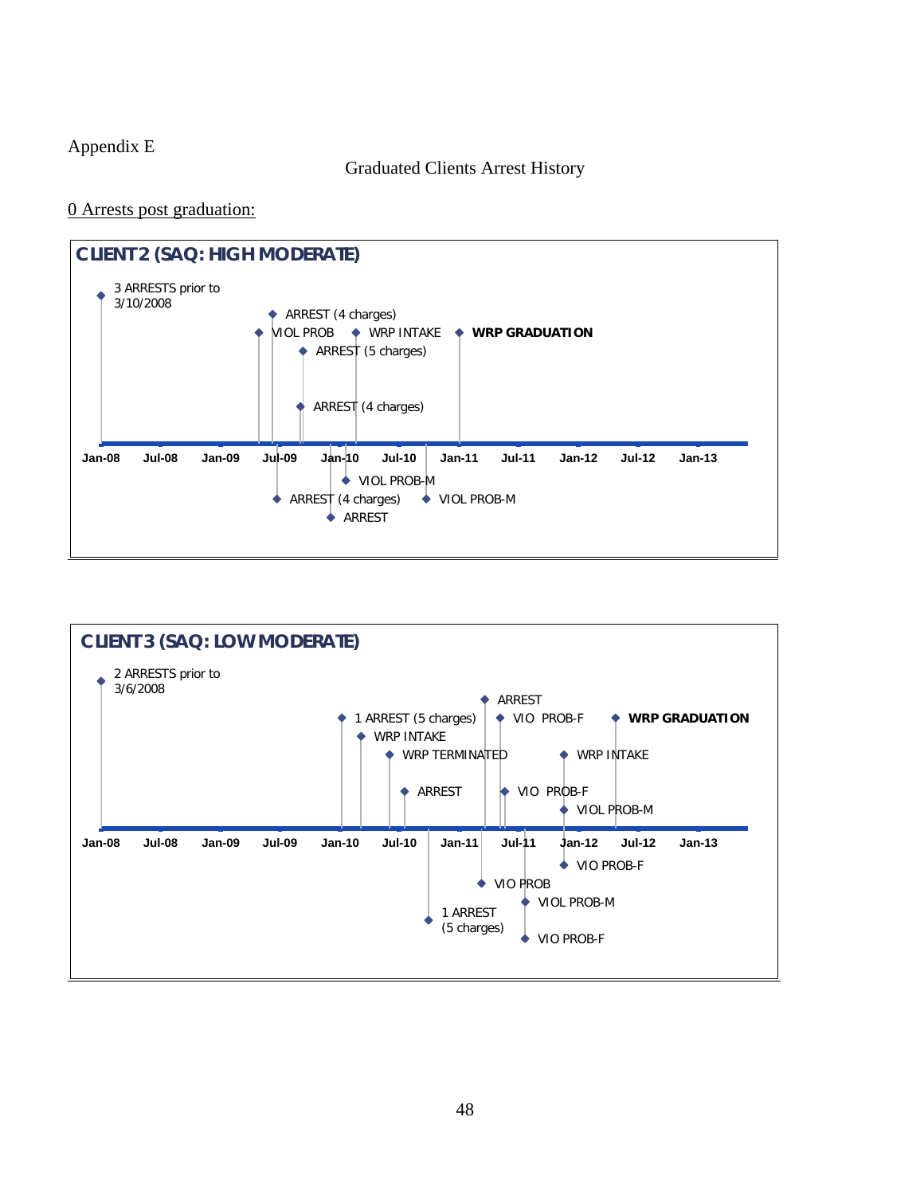Appendix E

Graduated Clients Arrest History

0 Arrests post graduation:

**CLIENT 2 (SAQ: HIGH MODERATE)**

- 3 ARRESTS prior to 3/10/2008
- ARREST (4 charges)
- VIOL PROB
- WRP INTAKE
- **WRP GRADUATION**
- ARREST (5 charges)
- ARREST (4 charges)
- VIOL PROB-M
- ARREST (4 charges)
- VIOL PROB-M
- ARREST

Jan-08 | Jul-08 | Jan-09 | Jul-09 | Jan-10 | Jul-10 | Jan-11 | Jul-11 | Jan-12 | Jul-12 | Jan-13

**CLIENT 3 (SAQ: LOW MODERATE)**

- 2 ARRESTS prior to 3/6/2008
- ARREST
- 1 ARREST (5 charges)
- VIO PROB-F
- **WRP GRADUATION**
- WRP INTAKE
- WRP TERMINATED
- WRP INTAKE
- ARREST
- VIO PROB-F
- VIOL PROB-M
- VIO PROB-F
- VIO PROB
- VIOL PROB-M
- 1 ARREST (5 charges)
- VIO PROB-F

Jan-08 | Jul-08 | Jan-09 | Jul-09 | Jan-10 | Jul-10 | Jan-11 | Jul-11 | Jan-12 | Jul-12 | Jan-13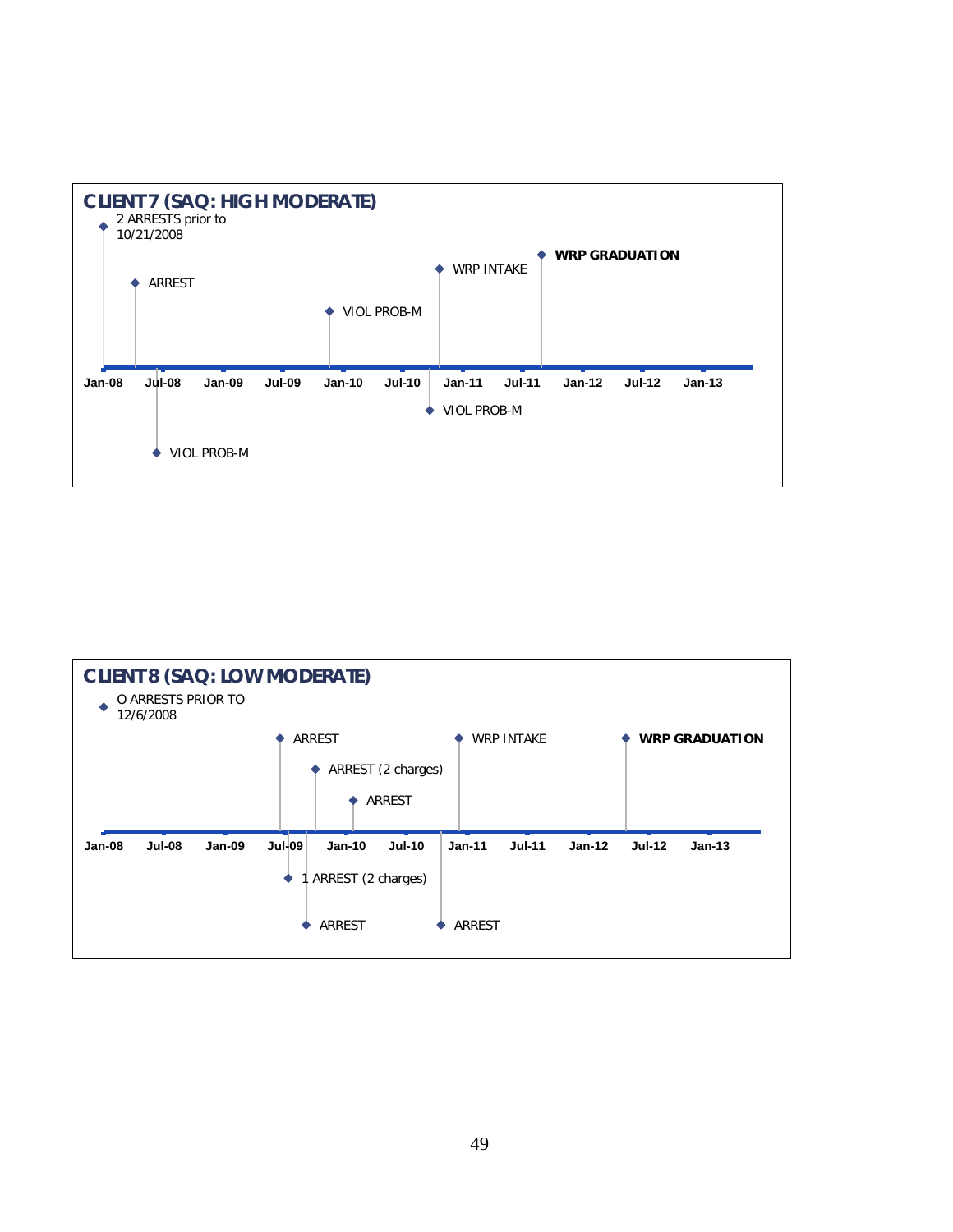**CLIENT 7 (SAQ: HIGH MODERATE)**

- 2 ARRESTS prior to 10/21/2008
- ARREST
- VIOL PROB-M
- VIOL PROB-M
- VIOL PROB-M
- WRP INTAKE
- **WRP GRADUATION**

Jan-08 | Jul-08 | Jan-09 | Jul-09 | Jan-10 | Jul-10 | Jan-11 | Jul-11 | Jan-12 | Jul-12 | Jan-13

**CLIENT 8 (SAQ: LOW MODERATE)**

- O ARRESTS PRIOR TO 12/6/2008
- ARREST
- 1 ARREST (2 charges)
- ARREST (2 charges)
- ARREST
- ARREST
- ARREST
- WRP INTAKE
- **WRP GRADUATION**

Jan-08 | Jul-08 | Jan-09 | Jul-09 | Jan-10 | Jul-10 | Jan-11 | Jul-11 | Jan-12 | Jul-12 | Jan-13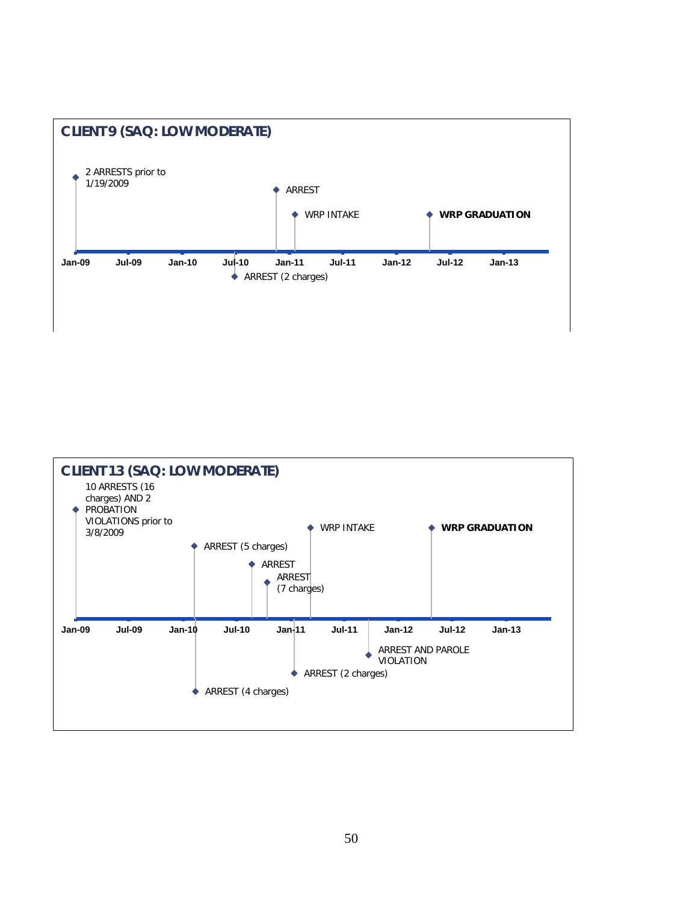**CLIENT 9 (SAQ: LOW MODERATE)**

- 2 ARRESTS prior to 1/19/2009
- ARREST (2 charges)
- ARREST
- WRP INTAKE
- **WRP GRADUATION**

Jan-09 | Jul-09 | Jan-10 | Jul-10 | Jan-11 | Jul-11 | Jan-12 | Jul-12 | Jan-13

**CLIENT 13 (SAQ: LOW MODERATE)**

- 10 ARRESTS (16 charges) AND 2 PROBATION VIOLATIONS prior to 3/8/2009
- ARREST (5 charges)
- ARREST (4 charges)
- ARREST
- ARREST (7 charges)
- ARREST (2 charges)
- WRP INTAKE
- ARREST AND PAROLE VIOLATION
- **WRP GRADUATION**

Jan-09 | Jul-09 | Jan-10 | Jul-10 | Jan-11 | Jul-11 | Jan-12 | Jul-12 | Jan-13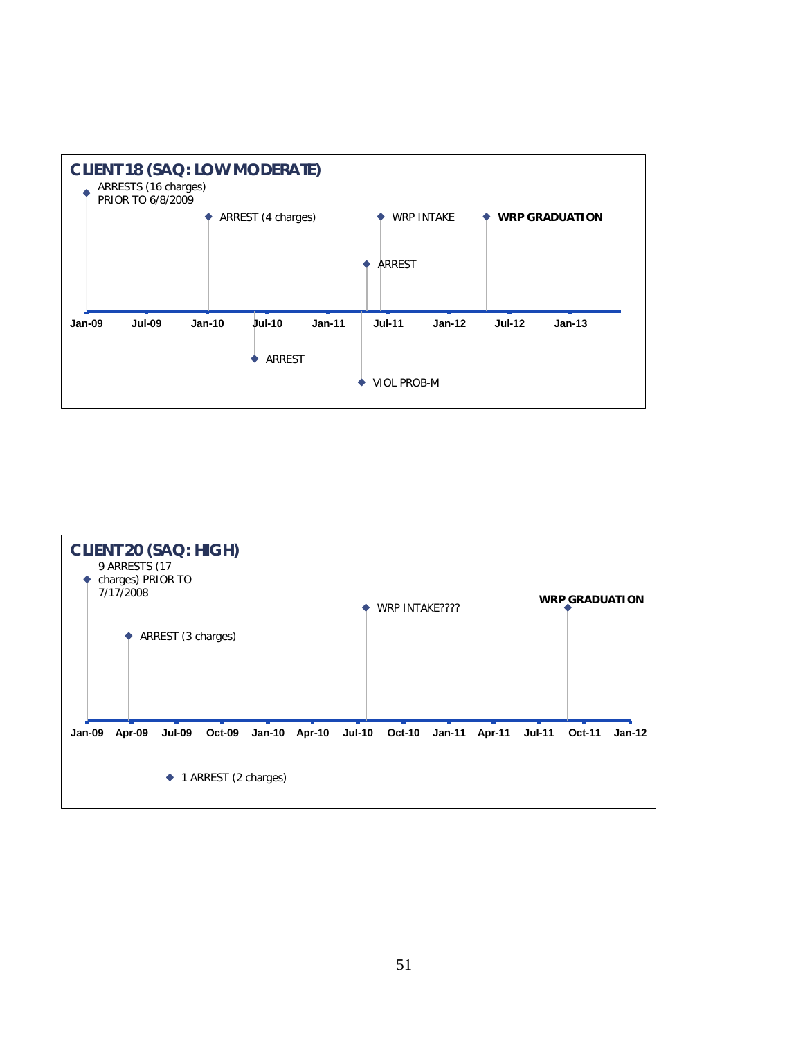## CLIENT 18 (SAQ: LOW MODERATE)

- ARRESTS (16 charges) PRIOR TO 6/8/2009
- ARREST (4 charges)
- ARREST
- VIOL PROB-M
- ARREST
- WRP INTAKE
- **WRP GRADUATION**

Jan-09 | Jul-09 | Jan-10 | Jul-10 | Jan-11 | Jul-11 | Jan-12 | Jul-12 | Jan-13

## CLIENT 20 (SAQ: HIGH)

- 9 ARRESTS (17 charges) PRIOR TO 7/17/2008
- ARREST (3 charges)
- 1 ARREST (2 charges)
- WRP INTAKE????
- **WRP GRADUATION**

Jan-09 | Apr-09 | Jul-09 | Oct-09 | Jan-10 | Apr-10 | Jul-10 | Oct-10 | Jan-11 | Apr-11 | Jul-11 | Oct-11 | Jan-12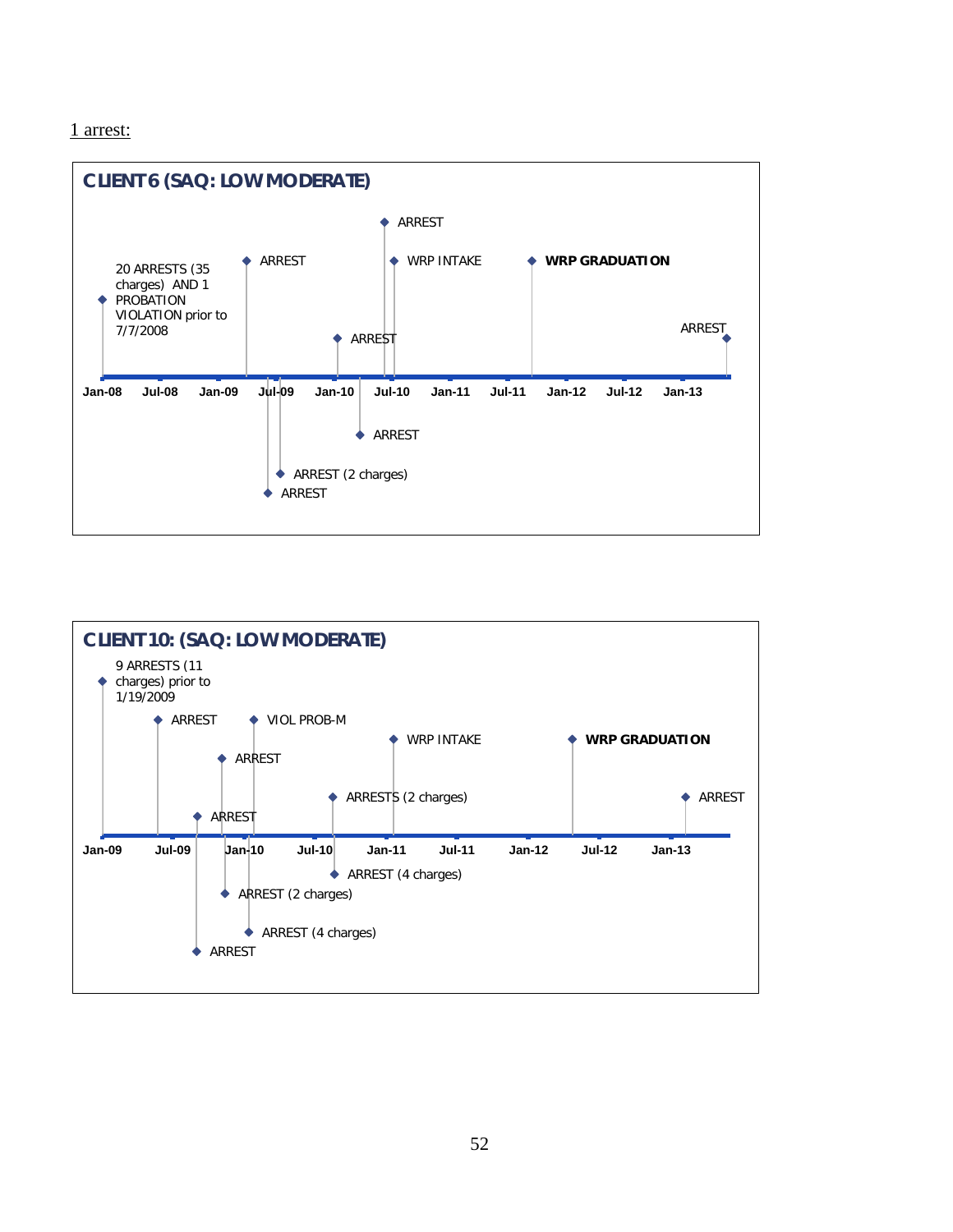1 arrest:

**CLIENT 6 (SAQ: LOW MODERATE)**

20 ARRESTS (35 charges) AND 1 PROBATION VIOLATION prior to 7/7/2008

ARREST

ARREST

WRP INTAKE

**WRP GRADUATION**

ARREST

ARREST

Jan-08 | Jul-08 | Jan-09 | Jul-09 | Jan-10 | Jul-10 | Jan-11 | Jul-11 | Jan-12 | Jul-12 | Jan-13

ARREST

ARREST (2 charges)

ARREST

**CLIENT 10: (SAQ: LOW MODERATE)**

9 ARRESTS (11 charges) prior to 1/19/2009

ARREST

VIOL PROB-M

WRP INTAKE

**WRP GRADUATION**

ARREST

ARRESTS (2 charges)

ARREST

ARREST

Jan-09 | Jul-09 | Jan-10 | Jul-10 | Jan-11 | Jul-11 | Jan-12 | Jul-12 | Jan-13

ARREST (4 charges)

ARREST (2 charges)

ARREST (4 charges)

ARREST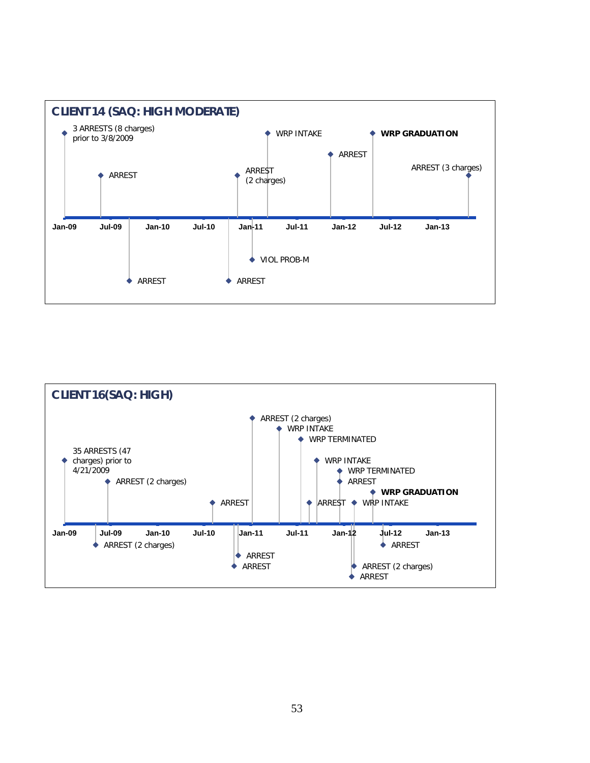## CLIENT 14 (SAQ: HIGH MODERATE)

- 3 ARRESTS (8 charges) prior to 3/8/2009
- ARREST
- ARREST
- ARREST
- ARREST (2 charges)
- VIOL PROB-M
- WRP INTAKE
- ARREST
- **WRP GRADUATION**
- ARREST (3 charges)

Jan-09 | Jul-09 | Jan-10 | Jul-10 | Jan-11 | Jul-11 | Jan-12 | Jul-12 | Jan-13

## CLIENT 16(SAQ: HIGH)

- 35 ARRESTS (47 charges) prior to 4/21/2009
- ARREST (2 charges)
- ARREST (2 charges)
- ARREST
- ARREST
- ARREST
- ARREST (2 charges)
- WRP INTAKE
- WRP TERMINATED
- ARREST
- WRP INTAKE
- WRP TERMINATED
- ARREST
- ARREST
- ARREST (2 charges)
- WRP INTAKE
- **WRP GRADUATION**
- ARREST

Jan-09 | Jul-09 | Jan-10 | Jul-10 | Jan-11 | Jul-11 | Jan-12 | Jul-12 | Jan-13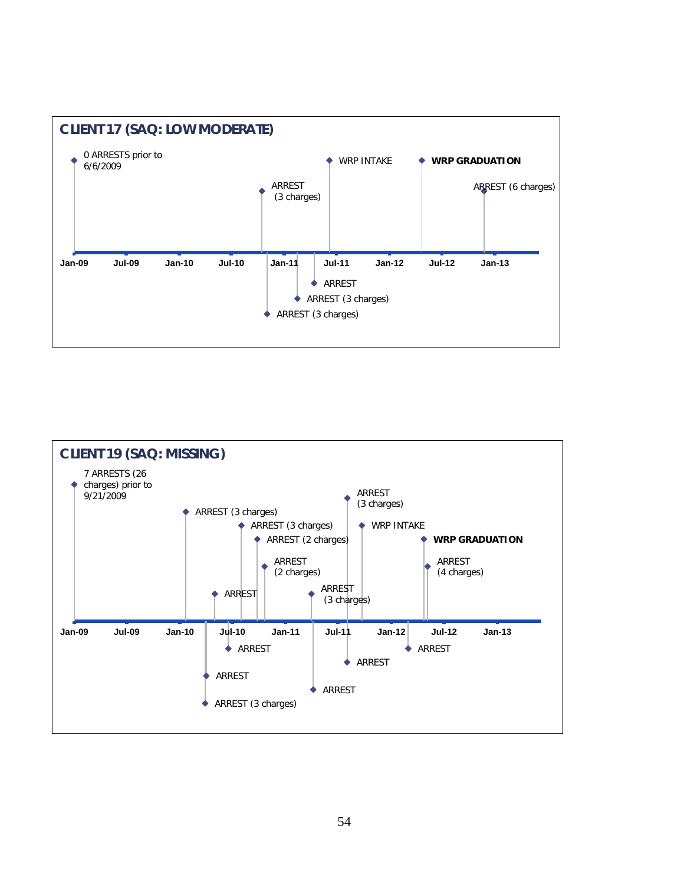**CLIENT 17 (SAQ: LOW MODERATE)**

- 0 ARRESTS prior to 6/6/2009
- ARREST (3 charges)
- ARREST (3 charges)
- ARREST (3 charges)
- ARREST
- WRP INTAKE
- **WRP GRADUATION**
- ARREST (6 charges)

Jan-09 | Jul-09 | Jan-10 | Jul-10 | Jan-11 | Jul-11 | Jan-12 | Jul-12 | Jan-13

**CLIENT 19 (SAQ: MISSING)**

- 7 ARRESTS (26 charges) prior to 9/21/2009
- ARREST (3 charges)
- ARREST (3 charges)
- ARREST
- ARREST
- ARREST
- ARREST (3 charges)
- ARREST (2 charges)
- ARREST (2 charges)
- ARREST (3 charges)
- ARREST
- ARREST (3 charges)
- ARREST
- WRP INTAKE
- ARREST
- **WRP GRADUATION**
- ARREST (4 charges)

Jan-09 | Jul-09 | Jan-10 | Jul-10 | Jan-11 | Jul-11 | Jan-12 | Jul-12 | Jan-13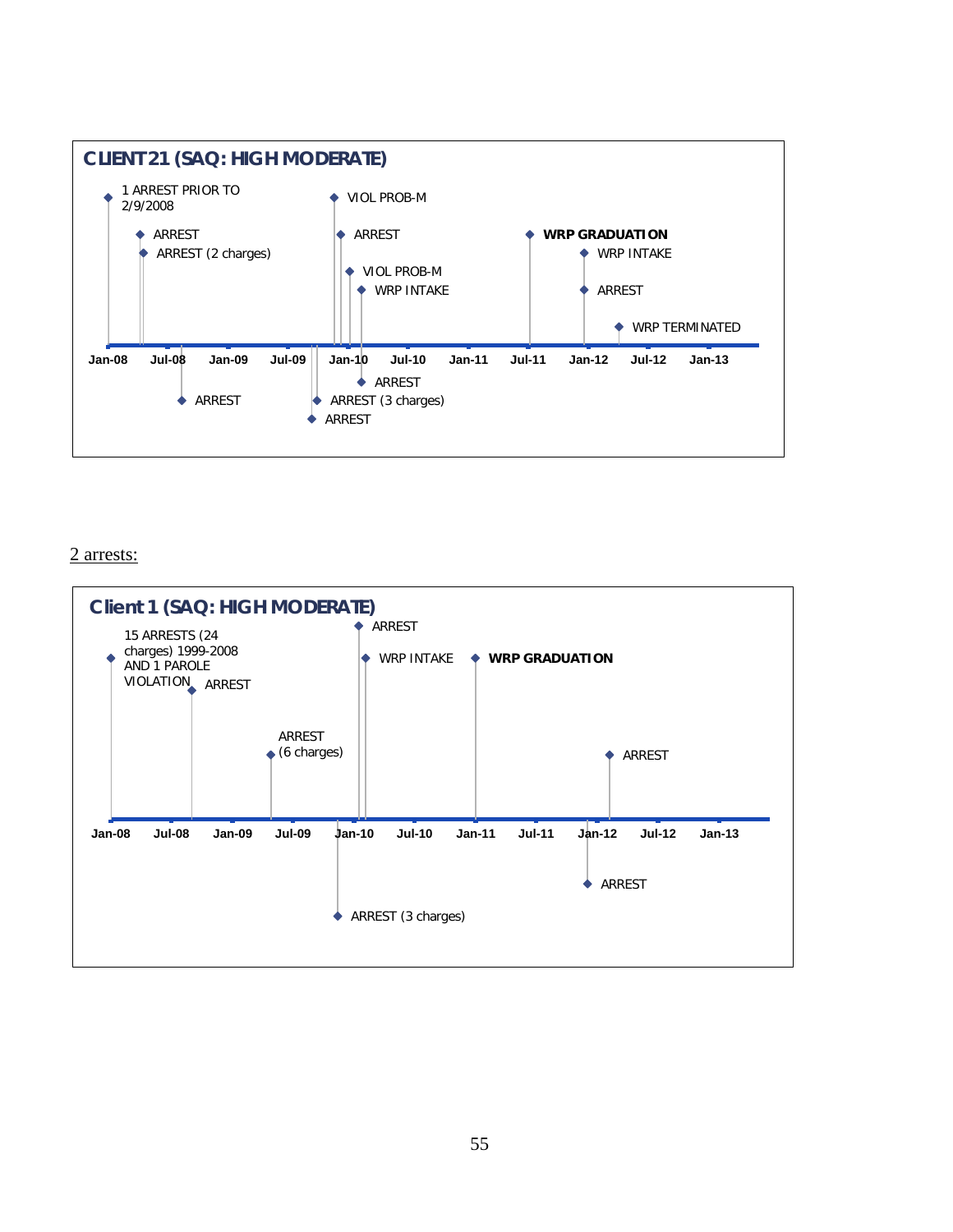**CLIENT 21 (SAQ: HIGH MODERATE)**

- 1 ARREST PRIOR TO 2/9/2008
- ARREST
- ARREST (2 charges)
- ARREST
- ARREST
- ARREST (3 charges)
- VIOL PROB-M
- ARREST
- VIOL PROB-M
- WRP INTAKE
- ARREST
- **WRP GRADUATION**
- WRP INTAKE
- ARREST
- WRP TERMINATED

Jan-08 | Jul-08 | Jan-09 | Jul-09 | Jan-10 | Jul-10 | Jan-11 | Jul-11 | Jan-12 | Jul-12 | Jan-13

2 arrests:

**Client 1 (SAQ: HIGH MODERATE)**

- 15 ARRESTS (24 charges) 1999-2008 AND 1 PAROLE VIOLATION
- ARREST
- ARREST (6 charges)
- ARREST (3 charges)
- ARREST
- WRP INTAKE
- **WRP GRADUATION**
- ARREST
- ARREST

Jan-08 | Jul-08 | Jan-09 | Jul-09 | Jan-10 | Jul-10 | Jan-11 | Jul-11 | Jan-12 | Jul-12 | Jan-13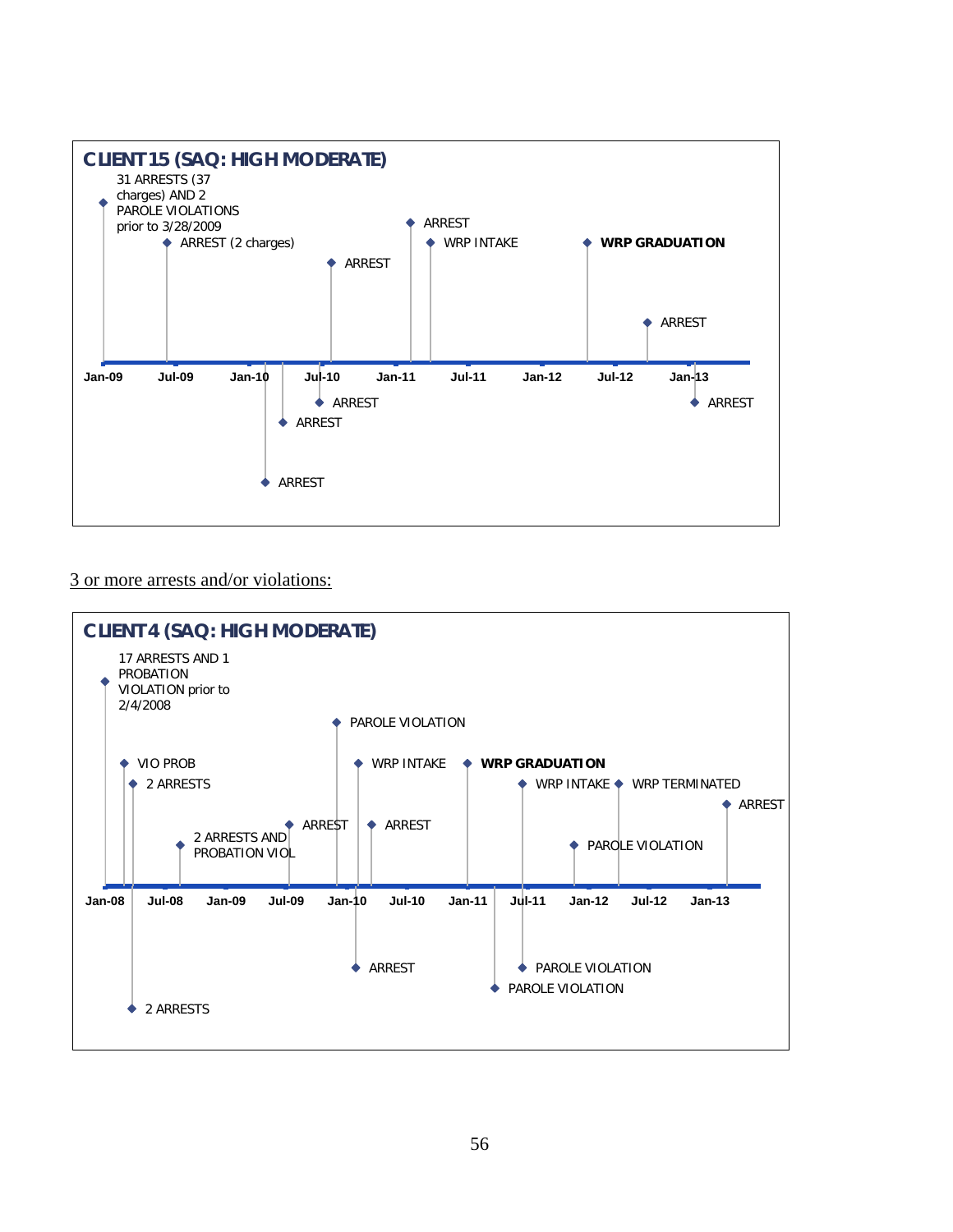**CLIENT 15 (SAQ: HIGH MODERATE)**

- 31 ARRESTS (37 charges) AND 2 PAROLE VIOLATIONS prior to 3/28/2009
- ARREST (2 charges)
- ARREST
- ARREST
- ARREST
- ARREST
- ARREST
- WRP INTAKE
- **WRP GRADUATION**
- ARREST
- ARREST

Jan-09 | Jul-09 | Jan-10 | Jul-10 | Jan-11 | Jul-11 | Jan-12 | Jul-12 | Jan-13

<u>3 or more arrests and/or violations:</u>

**CLIENT 4 (SAQ: HIGH MODERATE)**

- 17 ARRESTS AND 1 PROBATION VIOLATION prior to 2/4/2008
- VIO PROB
- 2 ARRESTS
- 2 ARRESTS
- 2 ARRESTS AND PROBATION VIOL
- ARREST
- PAROLE VIOLATION
- ARREST
- WRP INTAKE
- ARREST
- **WRP GRADUATION**
- PAROLE VIOLATION
- WRP INTAKE
- PAROLE VIOLATION
- PAROLE VIOLATION
- WRP TERMINATED
- ARREST

Jan-08 | Jul-08 | Jan-09 | Jul-09 | Jan-10 | Jul-10 | Jan-11 | Jul-11 | Jan-12 | Jul-12 | Jan-13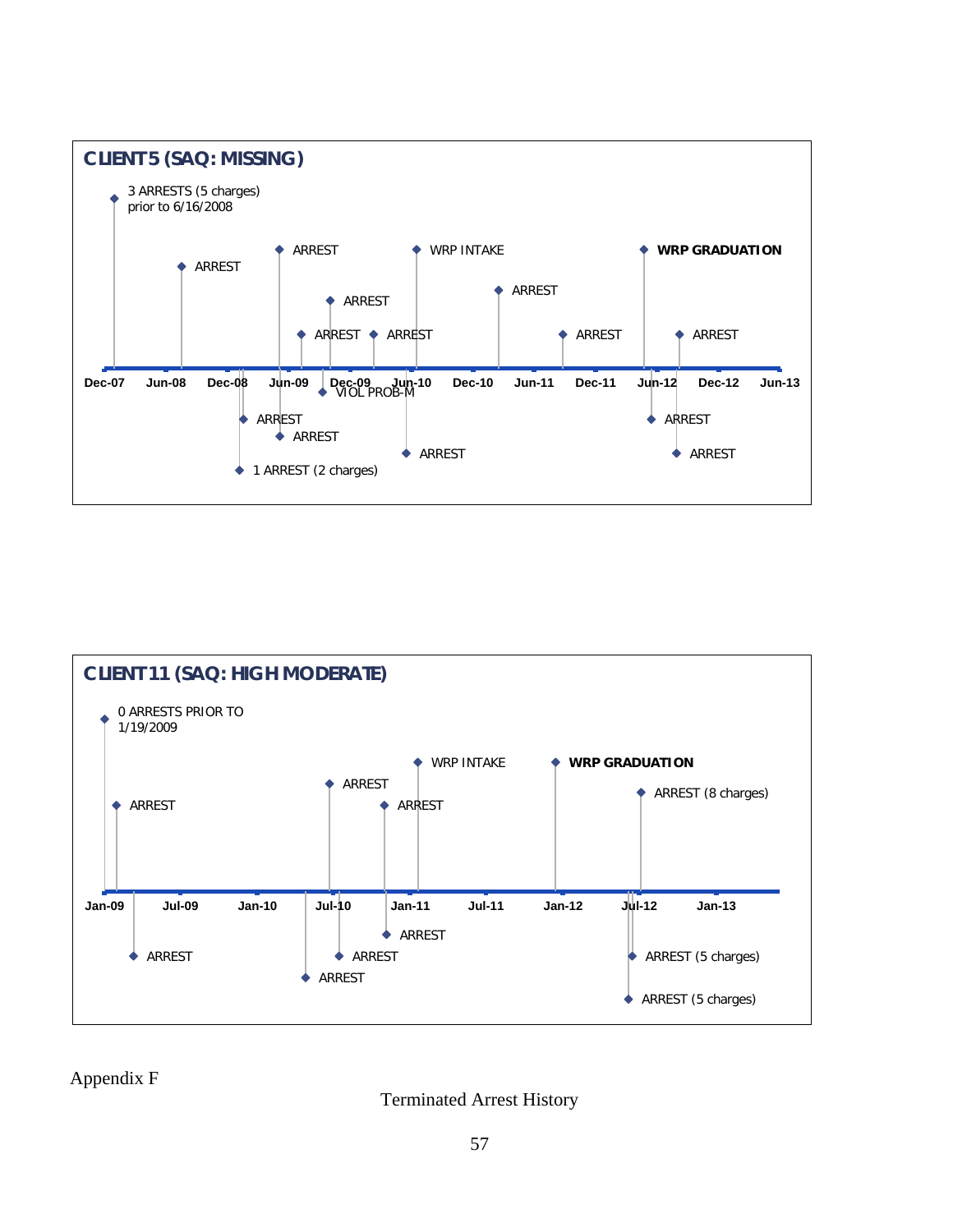**CLIENT 5 (SAQ: MISSING)**

3 ARRESTS (5 charges) prior to 6/16/2008

ARREST

ARREST

WRP INTAKE

**WRP GRADUATION**

ARREST

ARREST

ARREST

ARREST

ARREST

ARREST

Dec-07 Jun-08 Dec-08 Jun-09 Dec-09 Jun-10 Dec-10 Jun-11 Dec-11 Jun-12 Dec-12 Jun-13

VIOL PROB-M

ARREST

ARREST

ARREST

ARREST

ARREST

1 ARREST (2 charges)

**CLIENT 11 (SAQ: HIGH MODERATE)**

0 ARRESTS PRIOR TO 1/19/2009

WRP INTAKE

**WRP GRADUATION**

ARREST

ARREST (8 charges)

ARREST

ARREST

Jan-09 Jul-09 Jan-10 Jul-10 Jan-11 Jul-11 Jan-12 Jul-12 Jan-13

ARREST

ARREST

ARREST

ARREST (5 charges)

ARREST

ARREST (5 charges)

Appendix F

Terminated Arrest History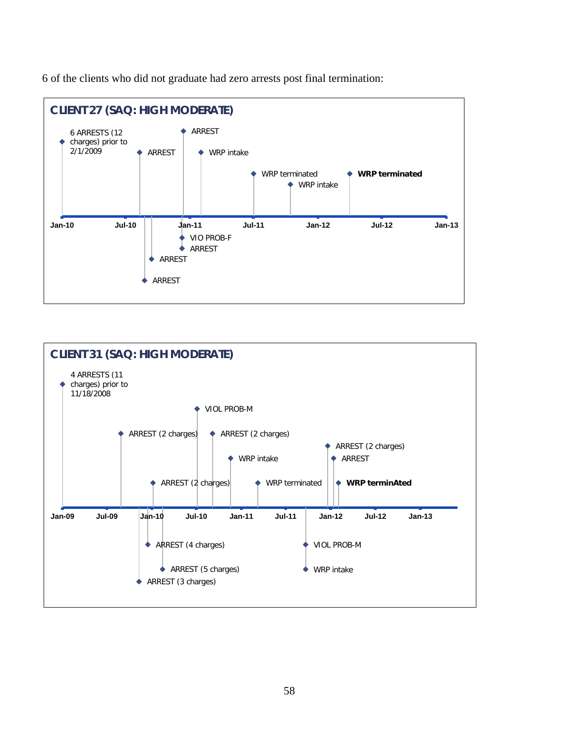6 of the clients who did not graduate had zero arrests post final termination:

**CLIENT 27 (SAQ: HIGH MODERATE)**

6 ARRESTS (12 charges) prior to 2/1/2009

ARREST

ARREST

WRP intake

WRP terminated

WRP intake

**WRP terminated**

Jan-10 | Jul-10 | Jan-11 | Jul-11 | Jan-12 | Jul-12 | Jan-13

VIO PROB-F

ARREST

ARREST

ARREST

**CLIENT 31 (SAQ: HIGH MODERATE)**

4 ARRESTS (11 charges) prior to 11/18/2008

VIOL PROB-M

ARREST (2 charges)

ARREST (2 charges)

ARREST (2 charges)

WRP intake

ARREST

ARREST (2 charges)

WRP terminated

**WRP terminAted**

Jan-09 | Jul-09 | Jan-10 | Jul-10 | Jan-11 | Jul-11 | Jan-12 | Jul-12 | Jan-13

ARREST (4 charges)

VIOL PROB-M

ARREST (5 charges)

WRP intake

ARREST (3 charges)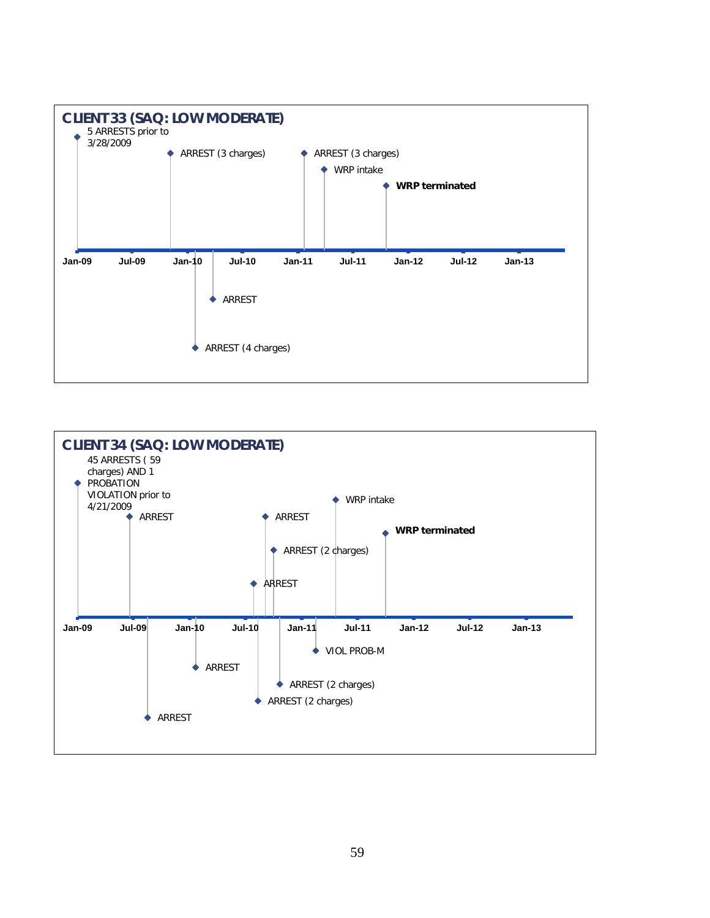## CLIENT 33 (SAQ: LOW MODERATE)

- 5 ARRESTS prior to 3/28/2009
- ARREST (3 charges)
- ARREST (4 charges)
- ARREST
- ARREST (3 charges)
- WRP intake
- **WRP terminated**

Jan-09 | Jul-09 | Jan-10 | Jul-10 | Jan-11 | Jul-11 | Jan-12 | Jul-12 | Jan-13

## CLIENT 34 (SAQ: LOW MODERATE)

- 45 ARRESTS ( 59 charges) AND 1 PROBATION VIOLATION prior to 4/21/2009
- ARREST
- ARREST
- ARREST
- ARREST
- ARREST (2 charges)
- ARREST
- ARREST (2 charges)
- ARREST (2 charges)
- VIOL PROB-M
- WRP intake
- **WRP terminated**

Jan-09 | Jul-09 | Jan-10 | Jul-10 | Jan-11 | Jul-11 | Jan-12 | Jul-12 | Jan-13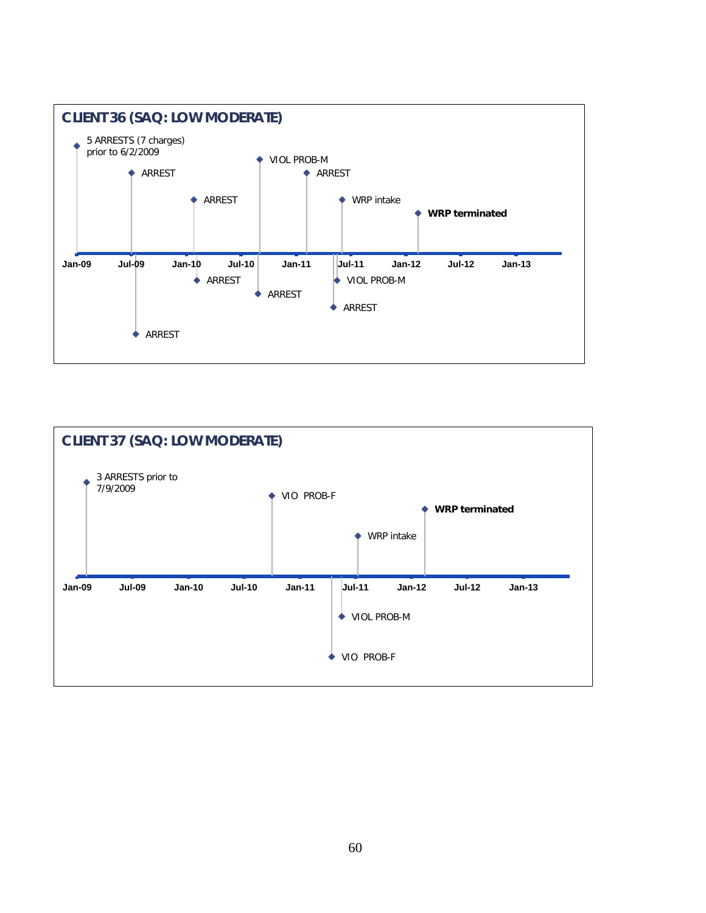**CLIENT 36 (SAQ: LOW MODERATE)**

- 5 ARRESTS (7 charges) prior to 6/2/2009
- ARREST
- ARREST
- ARREST
- ARREST
- VIOL PROB-M
- ARREST
- ARREST
- VIOL PROB-M
- ARREST
- WRP intake
- **WRP terminated**

Jan-09 | Jul-09 | Jan-10 | Jul-10 | Jan-11 | Jul-11 | Jan-12 | Jul-12 | Jan-13

**CLIENT 37 (SAQ: LOW MODERATE)**

- 3 ARRESTS prior to 7/9/2009
- VIO PROB-F
- VIO PROB-F
- VIOL PROB-M
- WRP intake
- **WRP terminated**

Jan-09 | Jul-09 | Jan-10 | Jul-10 | Jan-11 | Jul-11 | Jan-12 | Jul-12 | Jan-13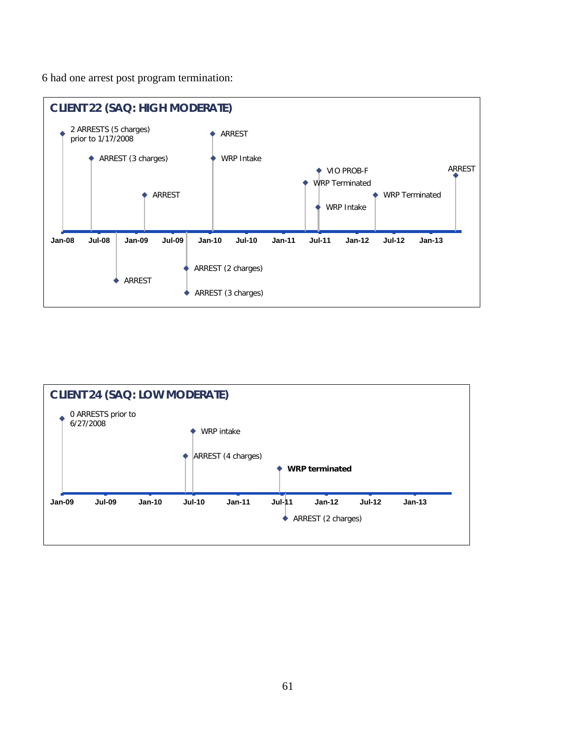6 had one arrest post program termination:

**CLIENT 22 (SAQ: HIGH MODERATE)**

2 ARRESTS (5 charges) prior to 1/17/2008

ARREST (3 charges)

ARREST

ARREST

ARREST (2 charges)

ARREST (3 charges)

ARREST

WRP Intake

WRP Terminated

VIO PROB-F

WRP Intake

WRP Terminated

ARREST

Jan-08 Jul-08 Jan-09 Jul-09 Jan-10 Jul-10 Jan-11 Jul-11 Jan-12 Jul-12 Jan-13

**CLIENT 24 (SAQ: LOW MODERATE)**

0 ARRESTS prior to 6/27/2008

ARREST (4 charges)

WRP intake

**WRP terminated**

ARREST (2 charges)

Jan-09 Jul-09 Jan-10 Jul-10 Jan-11 Jul-11 Jan-12 Jul-12 Jan-13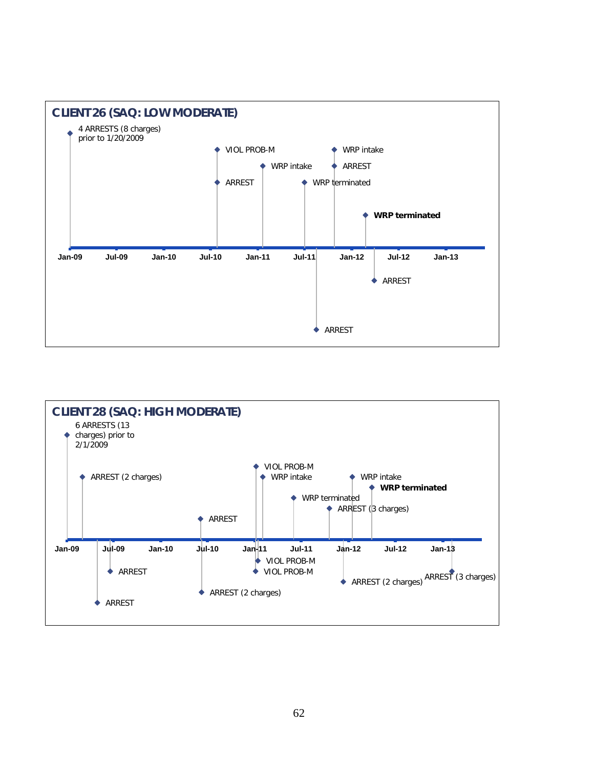## CLIENT 26 (SAQ: LOW MODERATE)

- 4 ARRESTS (8 charges) prior to 1/20/2009
- VIOL PROB-M
- ARREST
- WRP intake
- WRP terminated
- ARREST
- WRP intake
- ARREST
- **WRP terminated**
- ARREST

Jan-09 | Jul-09 | Jan-10 | Jul-10 | Jan-11 | Jul-11 | Jan-12 | Jul-12 | Jan-13

## CLIENT 28 (SAQ: HIGH MODERATE)

- 6 ARRESTS (13 charges) prior to 2/1/2009
- ARREST (2 charges)
- ARREST
- ARREST
- ARREST
- ARREST (2 charges)
- VIOL PROB-M
- VIOL PROB-M
- VIOL PROB-M
- WRP intake
- WRP terminated
- ARREST (3 charges)
- ARREST (2 charges)
- WRP intake
- **WRP terminated**
- ARREST (3 charges)

Jan-09 | Jul-09 | Jan-10 | Jul-10 | Jan-11 | Jul-11 | Jan-12 | Jul-12 | Jan-13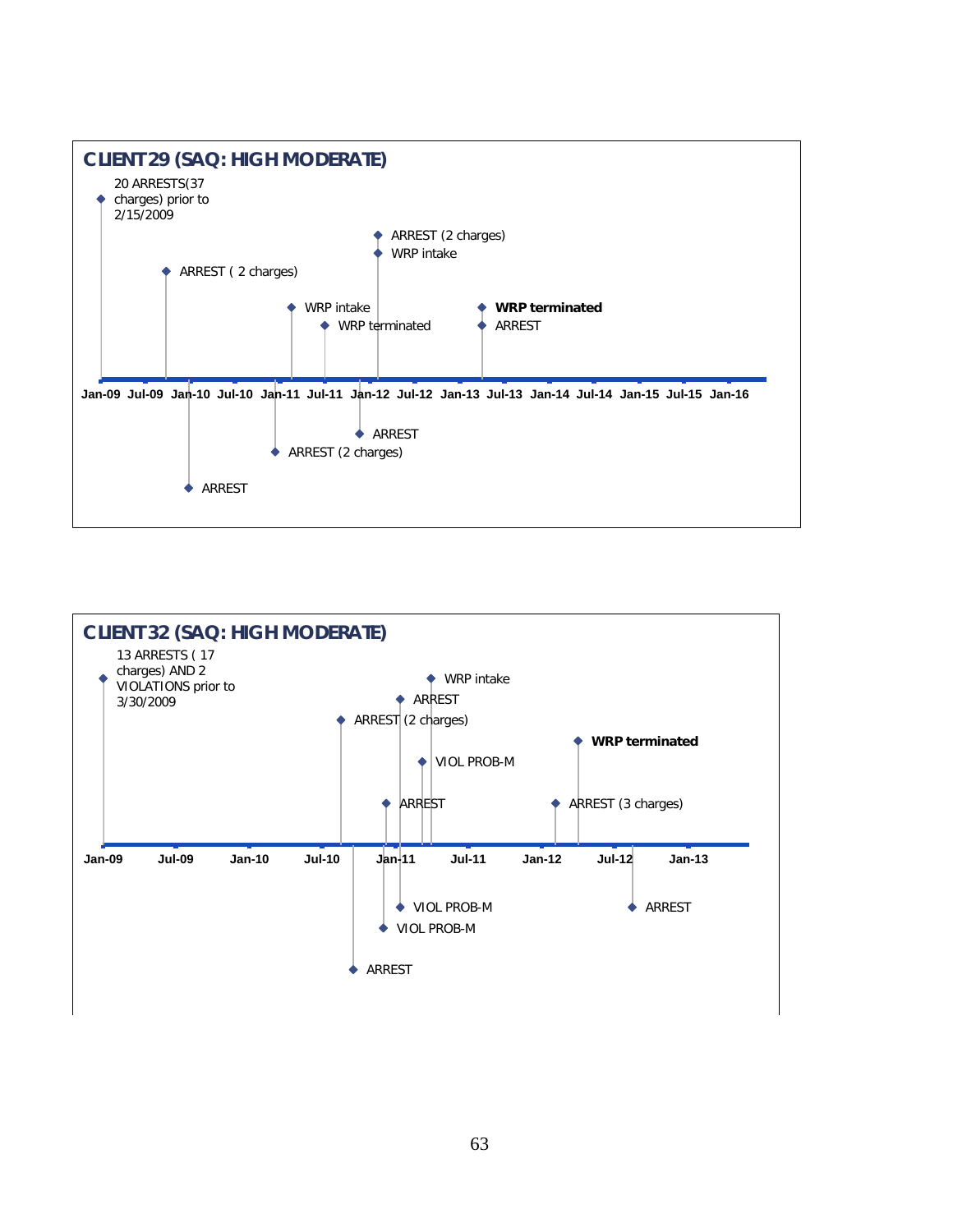## CLIENT 29 (SAQ: HIGH MODERATE)

20 ARRESTS(37 charges) prior to 2/15/2009

ARREST ( 2 charges)

ARREST

ARREST (2 charges)

WRP intake

WRP terminated

ARREST

ARREST (2 charges)

WRP intake

**WRP terminated**

ARREST

Jan-09 Jul-09 Jan-10 Jul-10 Jan-11 Jul-11 Jan-12 Jul-12 Jan-13 Jul-13 Jan-14 Jul-14 Jan-15 Jul-15 Jan-16

## CLIENT 32 (SAQ: HIGH MODERATE)

13 ARRESTS ( 17 charges) AND 2 VIOLATIONS prior to 3/30/2009

ARREST (2 charges)

ARREST

ARREST

VIOL PROB-M

ARREST

VIOL PROB-M

VIOL PROB-M

WRP intake

ARREST (3 charges)

**WRP terminated**

ARREST

Jan-09 Jul-09 Jan-10 Jul-10 Jan-11 Jul-11 Jan-12 Jul-12 Jan-13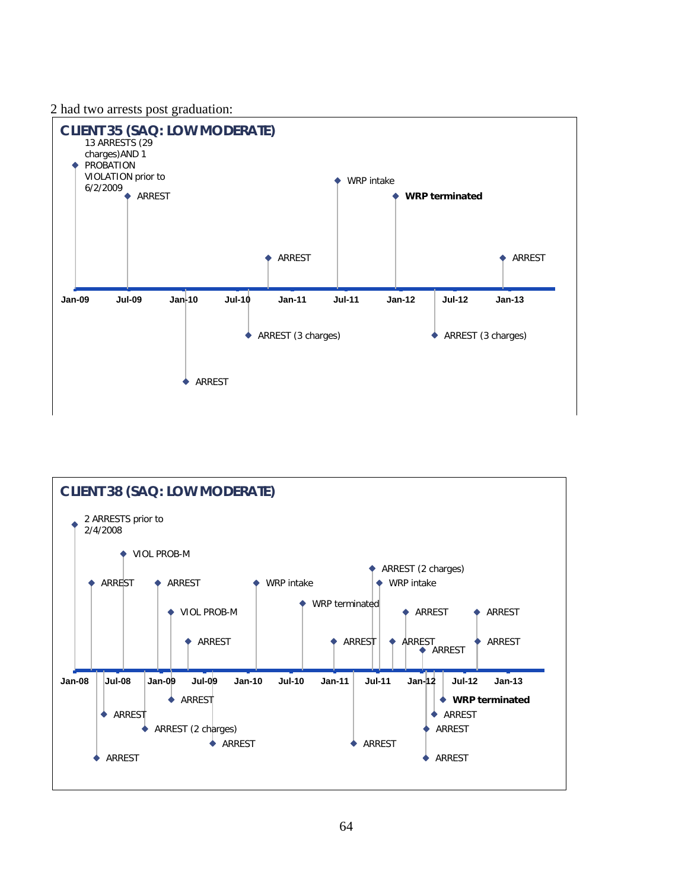2 had two arrests post graduation:

**CLIENT 35 (SAQ: LOW MODERATE)**

- 13 ARRESTS (29 charges) AND 1 PROBATION VIOLATION prior to 6/2/2009
- ARREST
- ARREST
- ARREST (3 charges)
- ARREST
- WRP intake
- **WRP terminated**
- ARREST (3 charges)
- ARREST

Jan-09 | Jul-09 | Jan-10 | Jul-10 | Jan-11 | Jul-11 | Jan-12 | Jul-12 | Jan-13

**CLIENT 38 (SAQ: LOW MODERATE)**

- 2 ARRESTS prior to 2/4/2008
- ARREST
- ARREST
- ARREST
- VIOL PROB-M
- ARREST (2 charges)
- ARREST
- VIOL PROB-M
- ARREST
- ARREST
- ARREST
- WRP intake
- WRP terminated
- ARREST
- ARREST
- ARREST (2 charges)
- WRP intake
- ARREST
- ARREST
- ARREST
- ARREST
- ARREST
- ARREST
- **WRP terminated**
- ARREST
- ARREST

Jan-08 | Jul-08 | Jan-09 | Jul-09 | Jan-10 | Jul-10 | Jan-11 | Jul-11 | Jan-12 | Jul-12 | Jan-13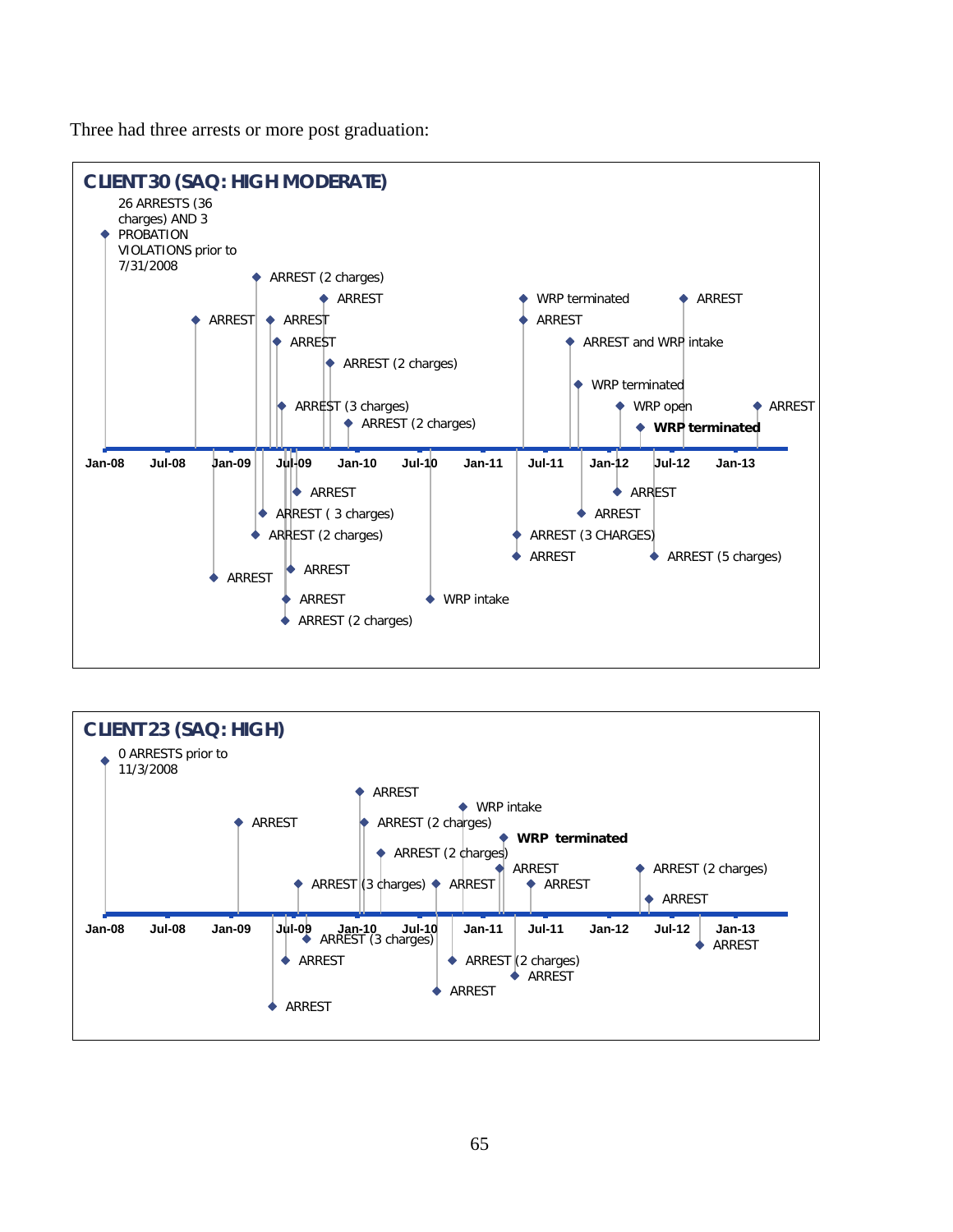Three had three arrests or more post graduation:

**CLIENT 30 (SAQ: HIGH MODERATE)**

26 ARRESTS (36 charges) AND 3 PROBATION VIOLATIONS prior to 7/31/2008

ARREST (2 charges)
ARREST
ARREST
ARREST
ARREST
ARREST (2 charges)
ARREST (3 charges)
ARREST (2 charges)
WRP terminated
ARREST
ARREST and WRP intake
WRP terminated
WRP open
**WRP terminated**
ARREST
ARREST

Jan-08 Jul-08 Jan-09 Jul-09 Jan-10 Jul-10 Jan-11 Jul-11 Jan-12 Jul-12 Jan-13

ARREST
ARREST ( 3 charges)
ARREST (2 charges)
ARREST
ARREST
ARREST
ARREST (2 charges)
WRP intake
ARREST (3 CHARGES)
ARREST
ARREST
ARREST
ARREST (5 charges)

**CLIENT 23 (SAQ: HIGH)**

0 ARRESTS prior to 11/3/2008

ARREST
ARREST
WRP intake
ARREST (2 charges)
**WRP terminated**
ARREST (2 charges)
ARREST
ARREST (2 charges)
ARREST (3 charges)
ARREST
ARREST
ARREST

Jan-08 Jul-08 Jan-09 Jul-09 Jan-10 Jul-10 Jan-11 Jul-11 Jan-12 Jul-12 Jan-13

ARREST (3 charges)
ARREST
ARREST (2 charges)
ARREST
ARREST
ARREST
ARREST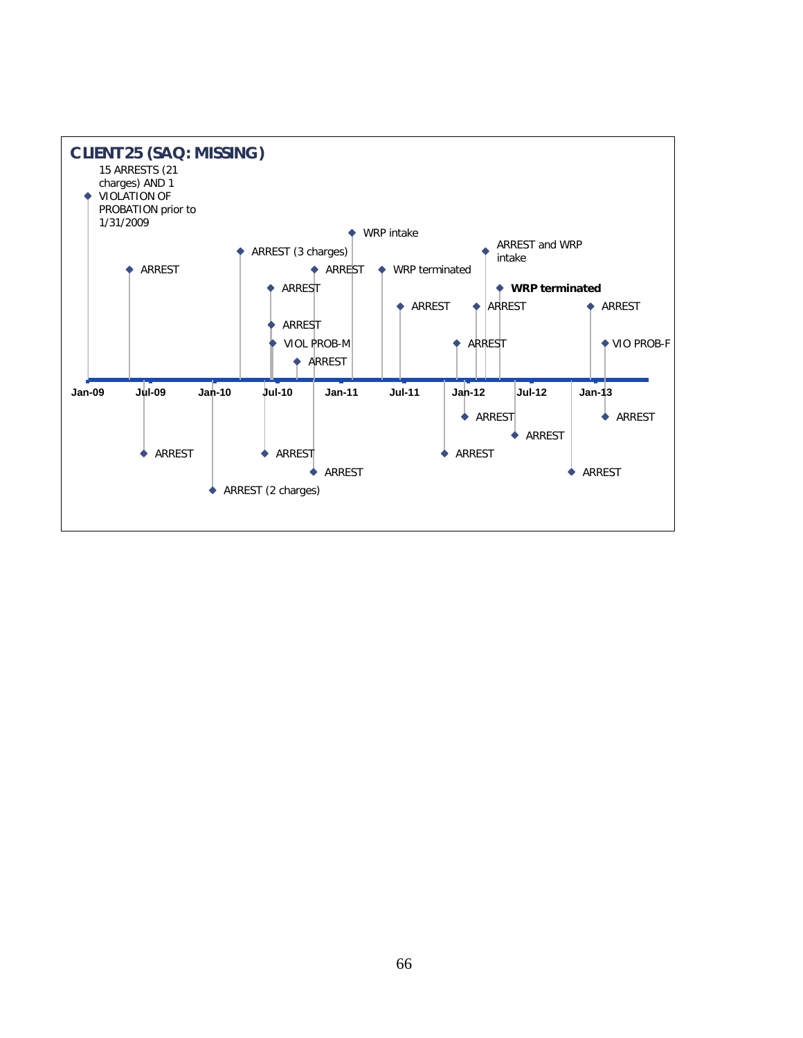**CLIENT 25 (SAQ: MISSING)**

15 ARRESTS (21 charges) AND 1 VIOLATION OF PROBATION prior to 1/31/2009

ARREST

ARREST

ARREST (2 charges)

ARREST (3 charges)

ARREST

ARREST

ARREST

VIOL PROB-M

ARREST

ARREST

ARREST

WRP intake

WRP terminated

ARREST

ARREST

ARREST

ARREST

ARREST

ARREST and WRP intake

**WRP terminated**

ARREST

ARREST

ARREST

VIO PROB-F

ARREST

Jan-09 | Jul-09 | Jan-10 | Jul-10 | Jan-11 | Jul-11 | Jan-12 | Jul-12 | Jan-13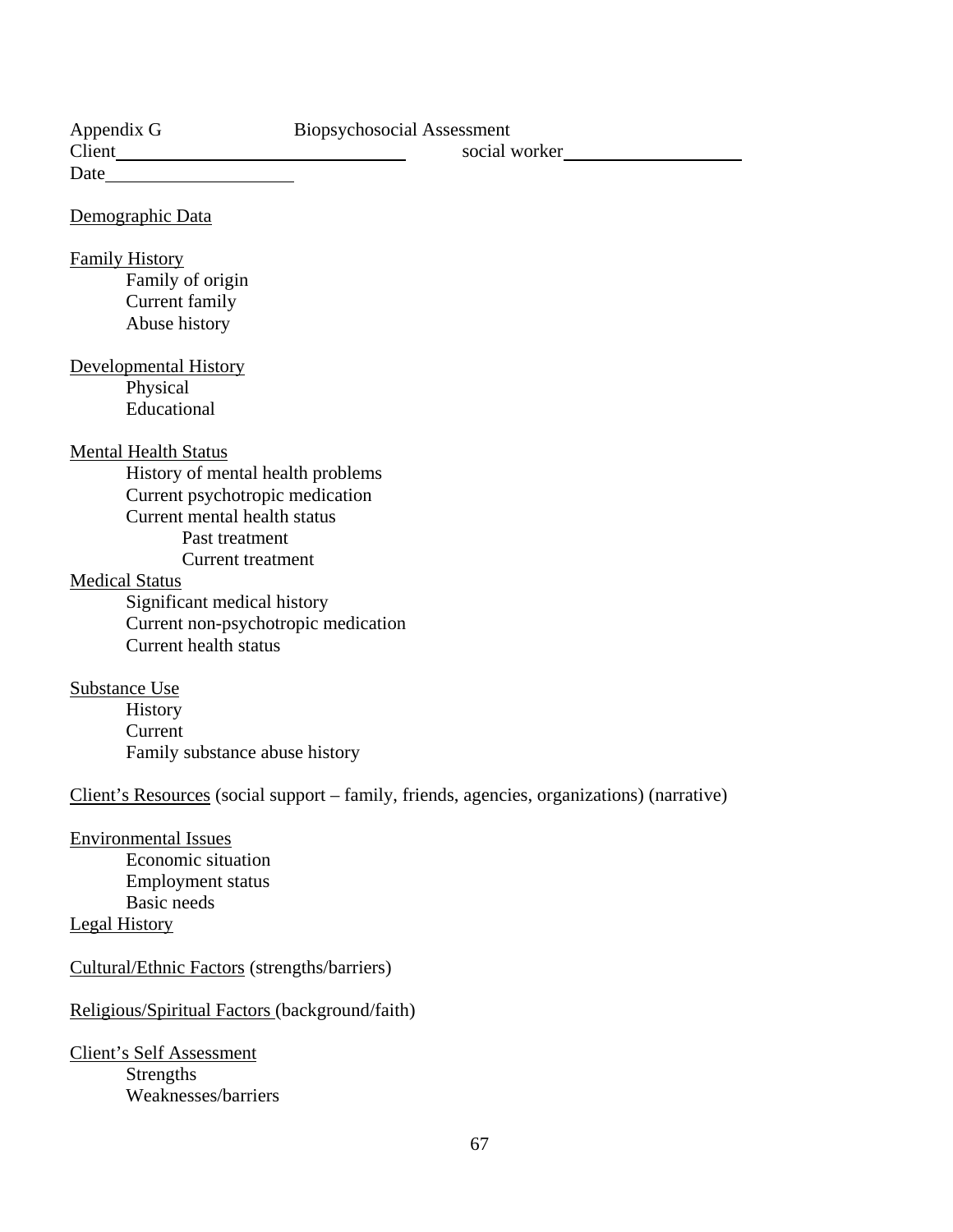Appendix G Biopsychosocial Assessment

Client________________________________ social worker____________________

Date____________________

<u>Demographic Data</u>

<u>Family History</u>

- Family of origin
- Current family
- Abuse history

<u>Developmental History</u>

- Physical
- Educational

<u>Mental Health Status</u>

- History of mental health problems
- Current psychotropic medication
- Current mental health status
  - Past treatment
  - Current treatment

<u>Medical Status</u>

- Significant medical history
- Current non-psychotropic medication
- Current health status

<u>Substance Use</u>

- History
- Current
- Family substance abuse history

<u>Client's Resources</u> (social support – family, friends, agencies, organizations) (narrative)

<u>Environmental Issues</u>

- Economic situation
- Employment status
- Basic needs

<u>Legal History</u>

<u>Cultural/Ethnic Factors</u> (strengths/barriers)

<u>Religious/Spiritual Factors</u> (background/faith)

<u>Client's Self Assessment</u>

- Strengths
- Weaknesses/barriers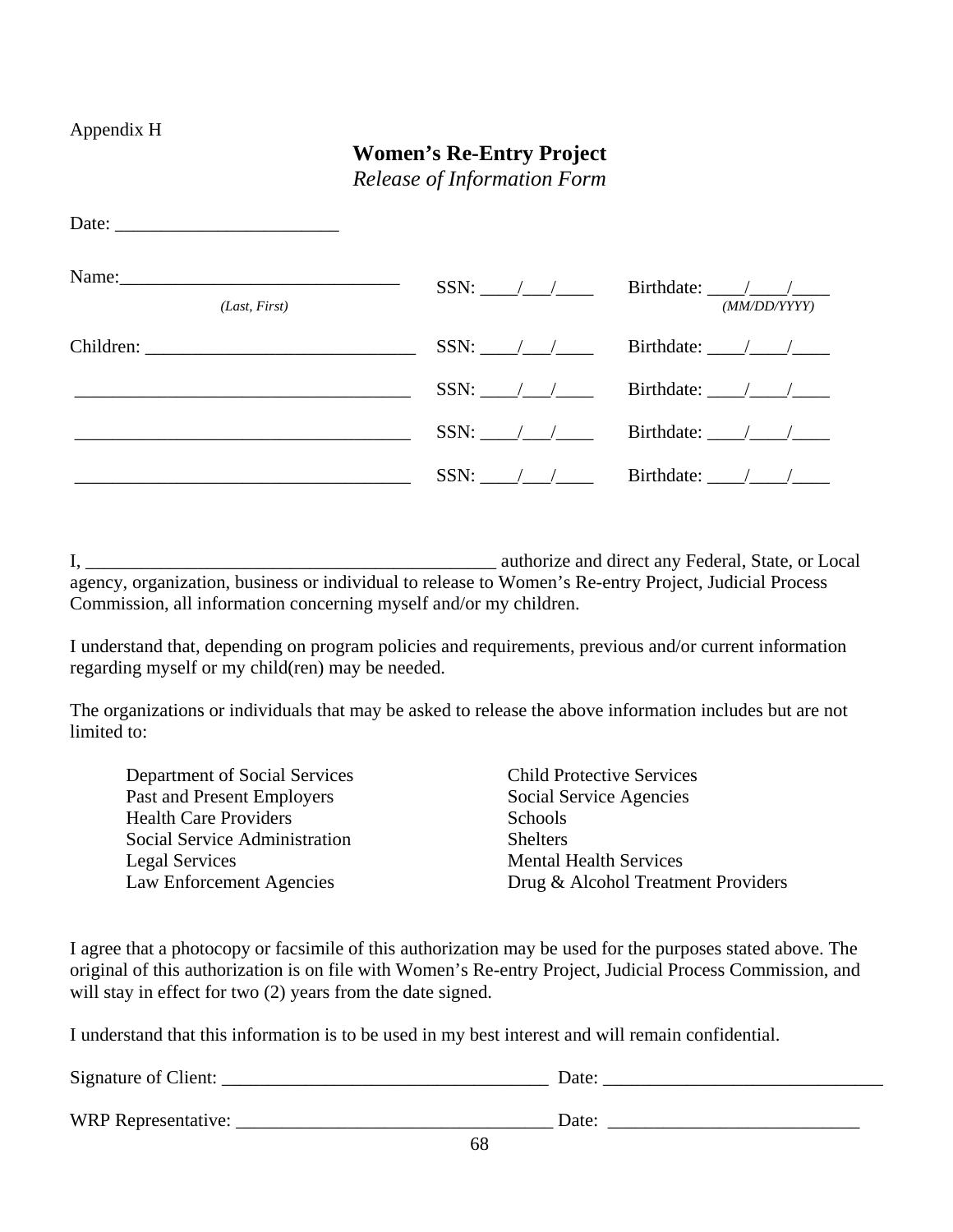Appendix H

# **Women's Re-Entry Project**

*Release of Information Form*

Date: ________________________

Name:______________________________ SSN: ____/___/____ Birthdate: ____/____/____
*(Last, First)* *(MM/DD/YYYY)*

Children: ____________________________ SSN: ____/___/____ Birthdate: ____/____/____

____________________________________ SSN: ____/___/____ Birthdate: ____/____/____

____________________________________ SSN: ____/___/____ Birthdate: ____/____/____

____________________________________ SSN: ____/___/____ Birthdate: ____/____/____

I, ______________________________________________ authorize and direct any Federal, State, or Local agency, organization, business or individual to release to Women's Re-entry Project, Judicial Process Commission, all information concerning myself and/or my children.

I understand that, depending on program policies and requirements, previous and/or current information regarding myself or my child(ren) may be needed.

The organizations or individuals that may be asked to release the above information includes but are not limited to:

- Department of Social Services
- Past and Present Employers
- Health Care Providers
- Social Service Administration
- Legal Services
- Law Enforcement Agencies
- Child Protective Services
- Social Service Agencies
- Schools
- Shelters
- Mental Health Services
- Drug & Alcohol Treatment Providers

I agree that a photocopy or facsimile of this authorization may be used for the purposes stated above. The original of this authorization is on file with Women's Re-entry Project, Judicial Process Commission, and will stay in effect for two (2) years from the date signed.

I understand that this information is to be used in my best interest and will remain confidential.

Signature of Client: ___________________________________ Date: ______________________________

WRP Representative: __________________________________ Date: ___________________________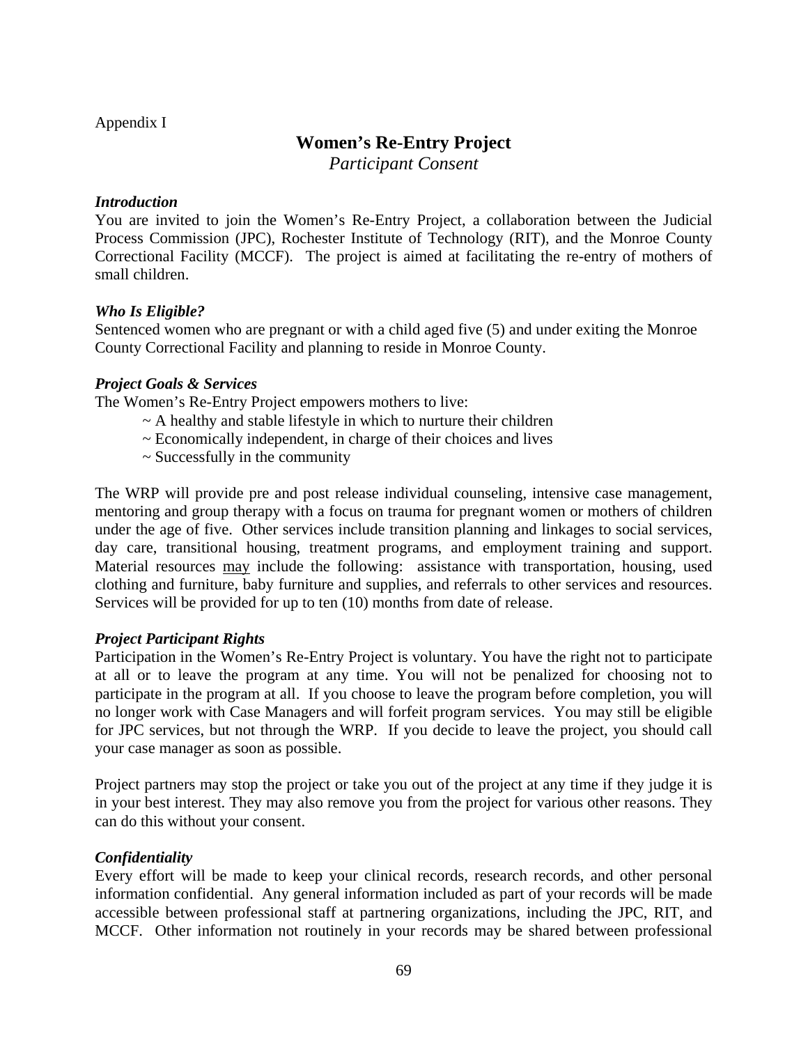Appendix I

# Women's Re-Entry Project

*Participant Consent*

***Introduction***

You are invited to join the Women's Re-Entry Project, a collaboration between the Judicial Process Commission (JPC), Rochester Institute of Technology (RIT), and the Monroe County Correctional Facility (MCCF). The project is aimed at facilitating the re-entry of mothers of small children.

***Who Is Eligible?***

Sentenced women who are pregnant or with a child aged five (5) and under exiting the Monroe County Correctional Facility and planning to reside in Monroe County.

***Project Goals & Services***

The Women's Re-Entry Project empowers mothers to live:

~ A healthy and stable lifestyle in which to nurture their children
~ Economically independent, in charge of their choices and lives
~ Successfully in the community

The WRP will provide pre and post release individual counseling, intensive case management, mentoring and group therapy with a focus on trauma for pregnant women or mothers of children under the age of five. Other services include transition planning and linkages to social services, day care, transitional housing, treatment programs, and employment training and support. Material resources <u>may</u> include the following: assistance with transportation, housing, used clothing and furniture, baby furniture and supplies, and referrals to other services and resources. Services will be provided for up to ten (10) months from date of release.

***Project Participant Rights***

Participation in the Women's Re-Entry Project is voluntary. You have the right not to participate at all or to leave the program at any time. You will not be penalized for choosing not to participate in the program at all. If you choose to leave the program before completion, you will no longer work with Case Managers and will forfeit program services. You may still be eligible for JPC services, but not through the WRP. If you decide to leave the project, you should call your case manager as soon as possible.

Project partners may stop the project or take you out of the project at any time if they judge it is in your best interest. They may also remove you from the project for various other reasons. They can do this without your consent.

***Confidentiality***

Every effort will be made to keep your clinical records, research records, and other personal information confidential. Any general information included as part of your records will be made accessible between professional staff at partnering organizations, including the JPC, RIT, and MCCF. Other information not routinely in your records may be shared between professional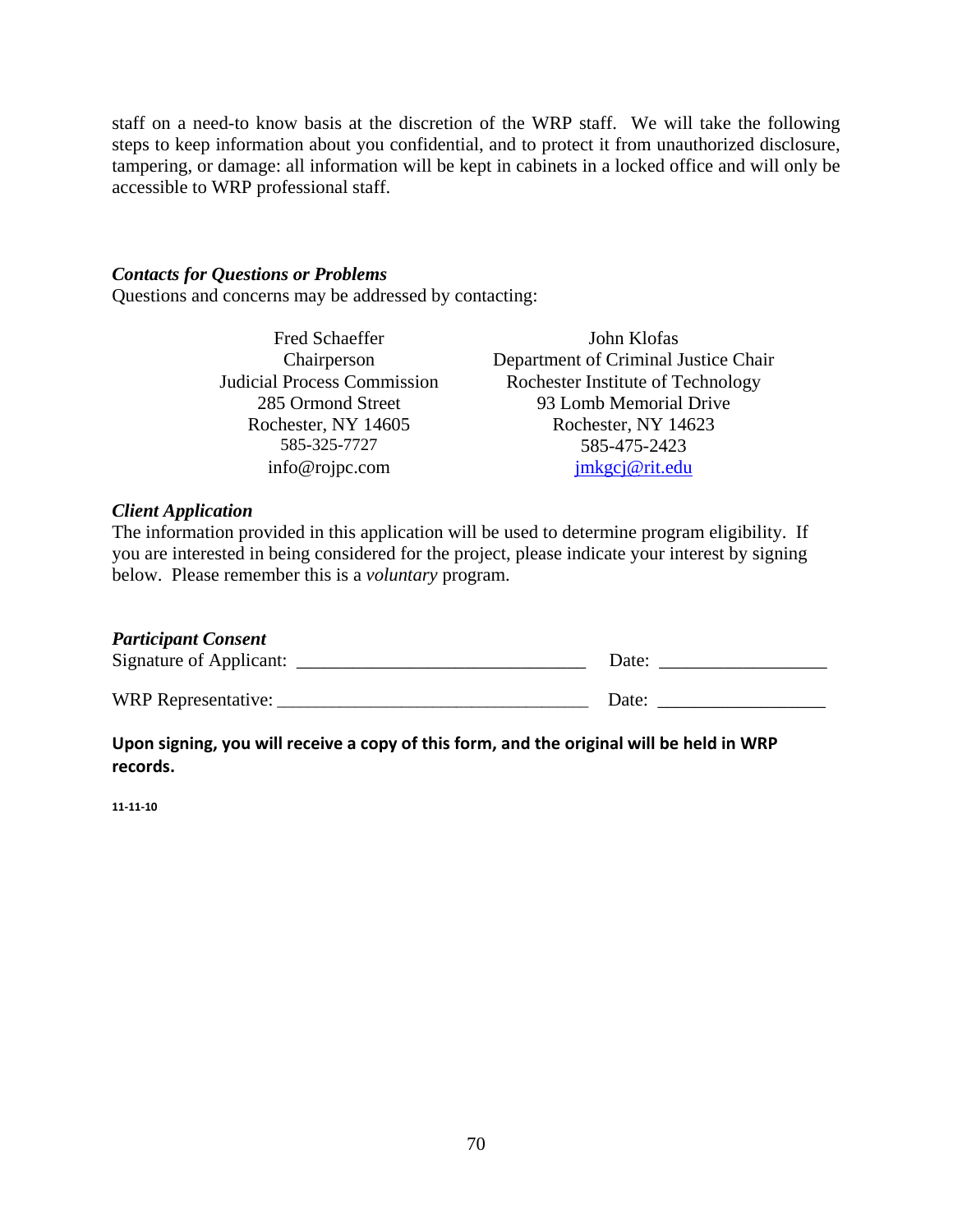staff on a need-to know basis at the discretion of the WRP staff. We will take the following steps to keep information about you confidential, and to protect it from unauthorized disclosure, tampering, or damage: all information will be kept in cabinets in a locked office and will only be accessible to WRP professional staff.

***Contacts for Questions or Problems***

Questions and concerns may be addressed by contacting:

| | |
|---|---|
| Fred Schaeffer | John Klofas |
| Chairperson | Department of Criminal Justice Chair |
| Judicial Process Commission | Rochester Institute of Technology |
| 285 Ormond Street | 93 Lomb Memorial Drive |
| Rochester, NY 14605 | Rochester, NY 14623 |
| 585-325-7727 | 585-475-2423 |
| info@rojpc.com | jmkgcj@rit.edu |

***Client Application***

The information provided in this application will be used to determine program eligibility. If you are interested in being considered for the project, please indicate your interest by signing below. Please remember this is a *voluntary* program.

***Participant Consent***

Signature of Applicant: ______________________________ Date: _________________

WRP Representative: ________________________________ Date: _________________

**Upon signing, you will receive a copy of this form, and the original will be held in WRP records.**

**11-11-10**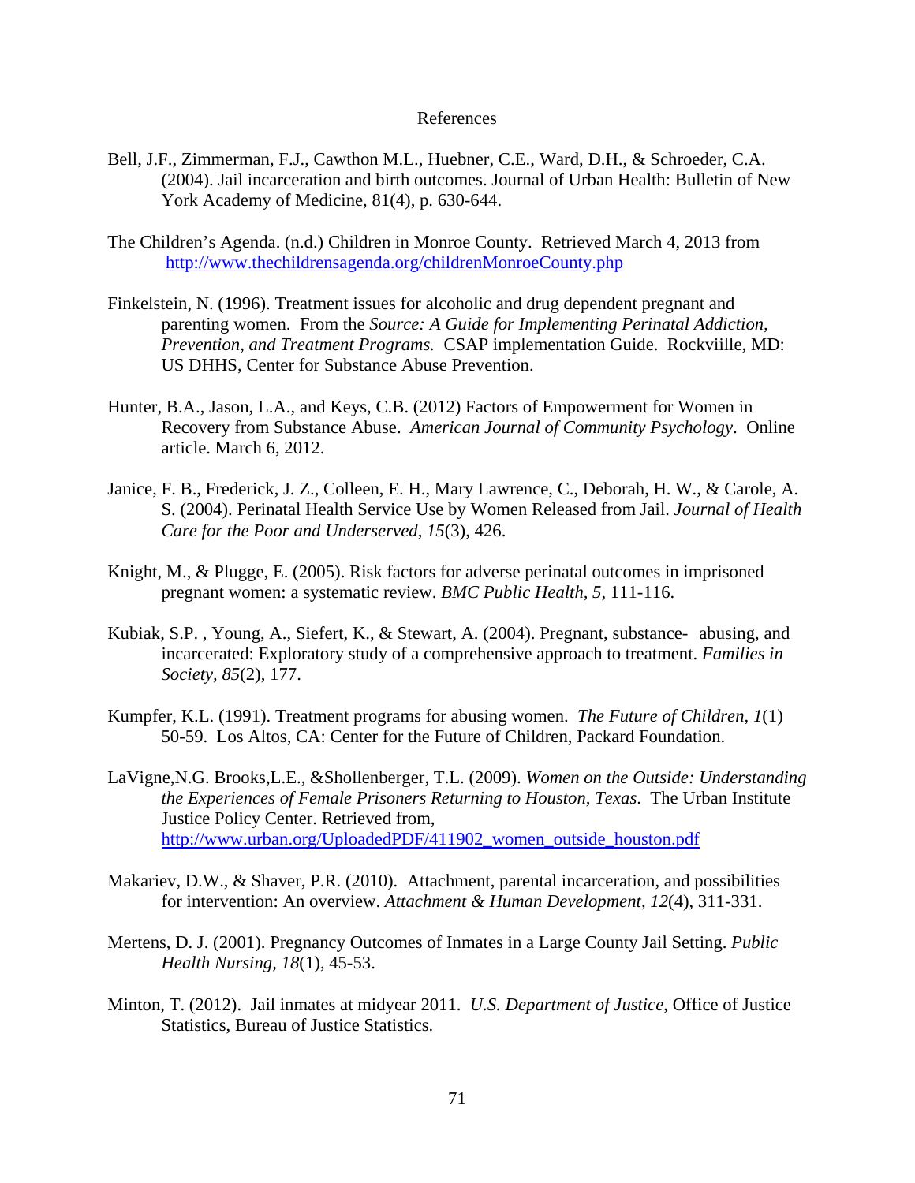# References

Bell, J.F., Zimmerman, F.J., Cawthon M.L., Huebner, C.E., Ward, D.H., & Schroeder, C.A. (2004). Jail incarceration and birth outcomes. Journal of Urban Health: Bulletin of New York Academy of Medicine, 81(4), p. 630-644.

The Children's Agenda. (n.d.) Children in Monroe County. Retrieved March 4, 2013 from http://www.thechildrensagenda.org/childrenMonroeCounty.php

Finkelstein, N. (1996). Treatment issues for alcoholic and drug dependent pregnant and parenting women. From the *Source: A Guide for Implementing Perinatal Addiction, Prevention, and Treatment Programs.* CSAP implementation Guide. Rockviille, MD: US DHHS, Center for Substance Abuse Prevention.

Hunter, B.A., Jason, L.A., and Keys, C.B. (2012) Factors of Empowerment for Women in Recovery from Substance Abuse. *American Journal of Community Psychology*. Online article. March 6, 2012.

Janice, F. B., Frederick, J. Z., Colleen, E. H., Mary Lawrence, C., Deborah, H. W., & Carole, A. S. (2004). Perinatal Health Service Use by Women Released from Jail. *Journal of Health Care for the Poor and Underserved, 15*(3), 426.

Knight, M., & Plugge, E. (2005). Risk factors for adverse perinatal outcomes in imprisoned pregnant women: a systematic review. *BMC Public Health, 5*, 111-116.

Kubiak, S.P. , Young, A., Siefert, K., & Stewart, A. (2004). Pregnant, substance- abusing, and incarcerated: Exploratory study of a comprehensive approach to treatment. *Families in Society, 85*(2), 177.

Kumpfer, K.L. (1991). Treatment programs for abusing women. *The Future of Children, 1*(1) 50-59. Los Altos, CA: Center for the Future of Children, Packard Foundation.

LaVigne,N.G. Brooks,L.E., &Shollenberger, T.L. (2009). *Women on the Outside: Understanding the Experiences of Female Prisoners Returning to Houston, Texas*. The Urban Institute Justice Policy Center. Retrieved from, http://www.urban.org/UploadedPDF/411902_women_outside_houston.pdf

Makariev, D.W., & Shaver, P.R. (2010). Attachment, parental incarceration, and possibilities for intervention: An overview. *Attachment & Human Development, 12*(4), 311-331.

Mertens, D. J. (2001). Pregnancy Outcomes of Inmates in a Large County Jail Setting. *Public Health Nursing, 18*(1), 45-53.

Minton, T. (2012). Jail inmates at midyear 2011. *U.S. Department of Justice*, Office of Justice Statistics, Bureau of Justice Statistics.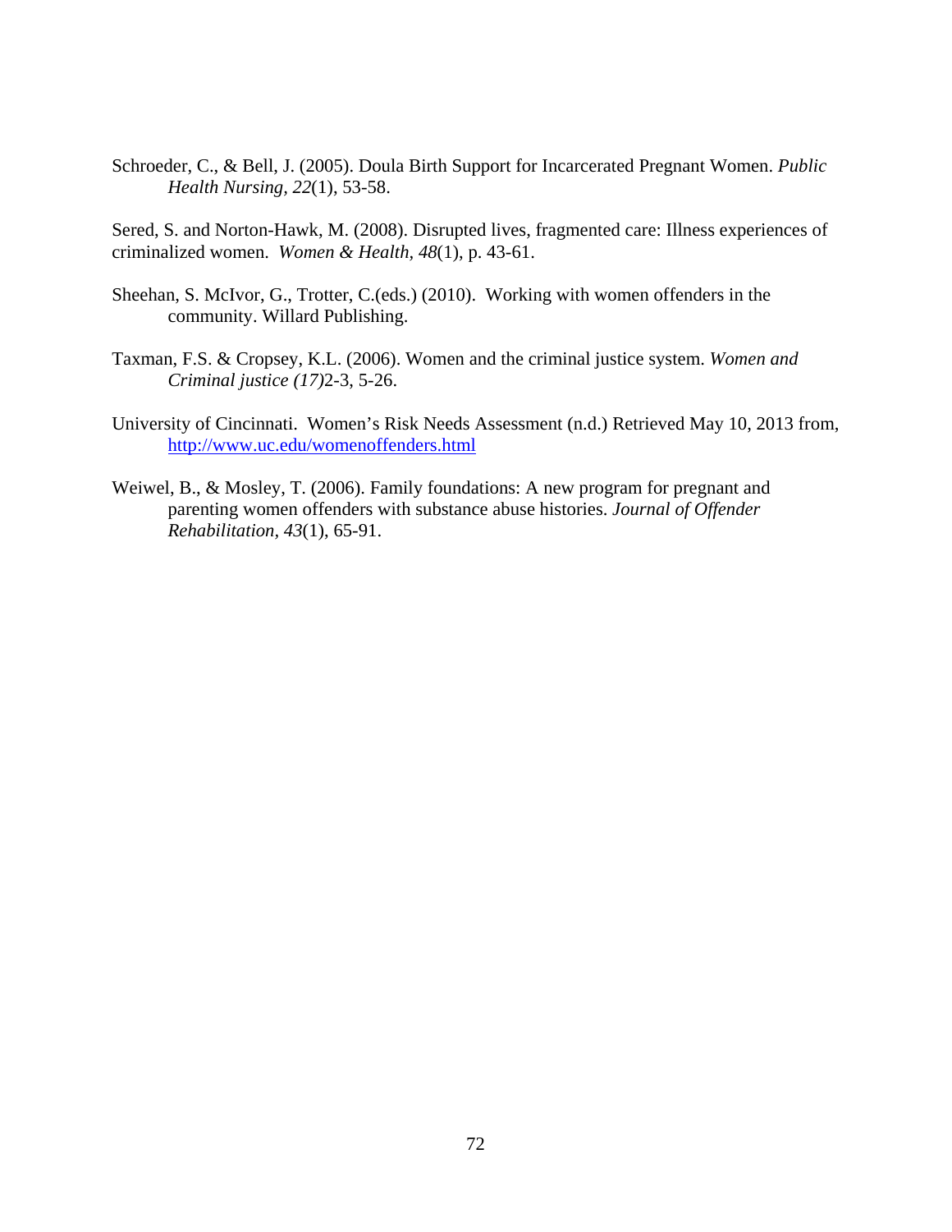Schroeder, C., & Bell, J. (2005). Doula Birth Support for Incarcerated Pregnant Women. *Public Health Nursing, 22*(1), 53-58.

Sered, S. and Norton-Hawk, M. (2008). Disrupted lives, fragmented care: Illness experiences of criminalized women. *Women & Health, 48*(1), p. 43-61.

Sheehan, S. McIvor, G., Trotter, C.(eds.) (2010). Working with women offenders in the community. Willard Publishing.

Taxman, F.S. & Cropsey, K.L. (2006). Women and the criminal justice system. *Women and Criminal justice (17)*2-3, 5-26.

University of Cincinnati. Women's Risk Needs Assessment (n.d.) Retrieved May 10, 2013 from, http://www.uc.edu/womenoffenders.html

Weiwel, B., & Mosley, T. (2006). Family foundations: A new program for pregnant and parenting women offenders with substance abuse histories. *Journal of Offender Rehabilitation, 43*(1), 65-91.